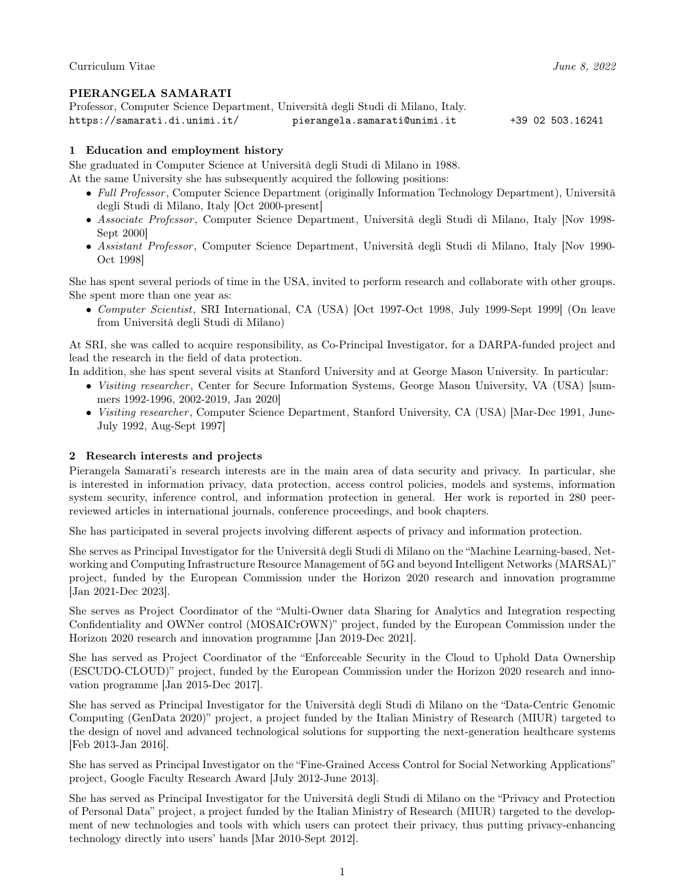Curriculum Vitae *June 8, 2022*

**PIERANGELA SAMARATI**

Professor, Computer Science Department, Università degli Studi di Milano, Italy.
`https://samarati.di.unimi.it/` `pierangela.samarati@unimi.it` `+39 02 503.16241`

## 1 Education and employment history

She graduated in Computer Science at Università degli Studi di Milano in 1988.
At the same University she has subsequently acquired the following positions:

- *Full Professor*, Computer Science Department (originally Information Technology Department), Università degli Studi di Milano, Italy [Oct 2000-present]
- *Associate Professor*, Computer Science Department, Università degli Studi di Milano, Italy [Nov 1998-Sept 2000]
- *Assistant Professor*, Computer Science Department, Università degli Studi di Milano, Italy [Nov 1990-Oct 1998]

She has spent several periods of time in the USA, invited to perform research and collaborate with other groups. She spent more than one year as:

- *Computer Scientist*, SRI International, CA (USA) [Oct 1997-Oct 1998, July 1999-Sept 1999] (On leave from Università degli Studi di Milano)

At SRI, she was called to acquire responsibility, as Co-Principal Investigator, for a DARPA-funded project and lead the research in the field of data protection.
In addition, she has spent several visits at Stanford University and at George Mason University. In particular:

- *Visiting researcher*, Center for Secure Information Systems, George Mason University, VA (USA) [summers 1992-1996, 2002-2019, Jan 2020]
- *Visiting researcher*, Computer Science Department, Stanford University, CA (USA) [Mar-Dec 1991, June-July 1992, Aug-Sept 1997]

## 2 Research interests and projects

Pierangela Samarati's research interests are in the main area of data security and privacy. In particular, she is interested in information privacy, data protection, access control policies, models and systems, information system security, inference control, and information protection in general. Her work is reported in 280 peer-reviewed articles in international journals, conference proceedings, and book chapters.

She has participated in several projects involving different aspects of privacy and information protection.

She serves as Principal Investigator for the Università degli Studi di Milano on the "Machine Learning-based, Networking and Computing Infrastructure Resource Management of 5G and beyond Intelligent Networks (MARSAL)" project, funded by the European Commission under the Horizon 2020 research and innovation programme [Jan 2021-Dec 2023].

She serves as Project Coordinator of the "Multi-Owner data Sharing for Analytics and Integration respecting Confidentiality and OWNer control (MOSAICrOWN)" project, funded by the European Commission under the Horizon 2020 research and innovation programme [Jan 2019-Dec 2021].

She has served as Project Coordinator of the "Enforceable Security in the Cloud to Uphold Data Ownership (ESCUDO-CLOUD)" project, funded by the European Commission under the Horizon 2020 research and innovation programme [Jan 2015-Dec 2017].

She has served as Principal Investigator for the Università degli Studi di Milano on the "Data-Centric Genomic Computing (GenData 2020)" project, a project funded by the Italian Ministry of Research (MIUR) targeted to the design of novel and advanced technological solutions for supporting the next-generation healthcare systems [Feb 2013-Jan 2016].

She has served as Principal Investigator on the "Fine-Grained Access Control for Social Networking Applications" project, Google Faculty Research Award [July 2012-June 2013].

She has served as Principal Investigator for the Università degli Studi di Milano on the "Privacy and Protection of Personal Data" project, a project funded by the Italian Ministry of Research (MIUR) targeted to the development of new technologies and tools with which users can protect their privacy, thus putting privacy-enhancing technology directly into users' hands [Mar 2010-Sept 2012].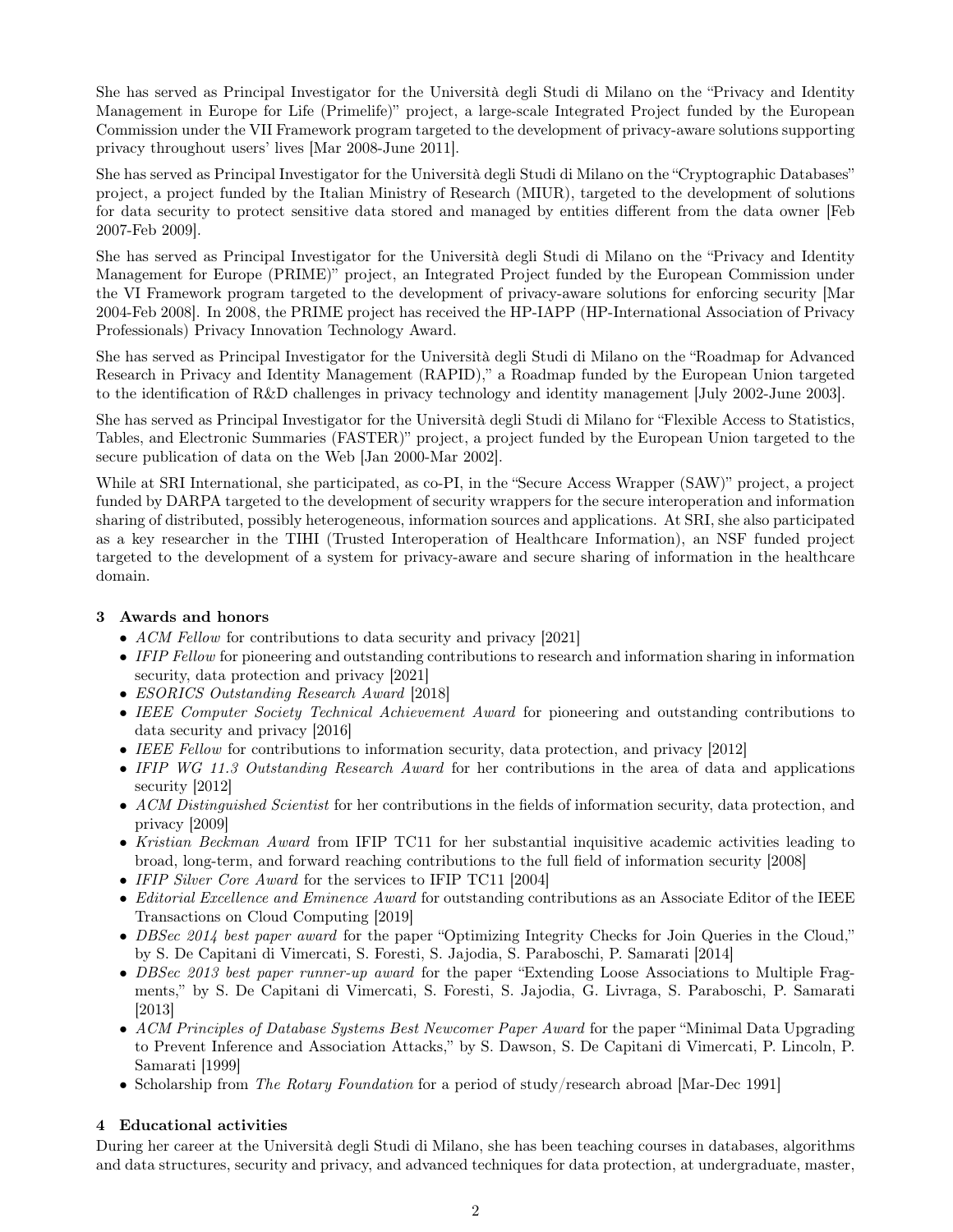She has served as Principal Investigator for the Università degli Studi di Milano on the "Privacy and Identity Management in Europe for Life (Primelife)" project, a large-scale Integrated Project funded by the European Commission under the VII Framework program targeted to the development of privacy-aware solutions supporting privacy throughout users' lives [Mar 2008-June 2011].

She has served as Principal Investigator for the Università degli Studi di Milano on the "Cryptographic Databases" project, a project funded by the Italian Ministry of Research (MIUR), targeted to the development of solutions for data security to protect sensitive data stored and managed by entities different from the data owner [Feb 2007-Feb 2009].

She has served as Principal Investigator for the Università degli Studi di Milano on the "Privacy and Identity Management for Europe (PRIME)" project, an Integrated Project funded by the European Commission under the VI Framework program targeted to the development of privacy-aware solutions for enforcing security [Mar 2004-Feb 2008]. In 2008, the PRIME project has received the HP-IAPP (HP-International Association of Privacy Professionals) Privacy Innovation Technology Award.

She has served as Principal Investigator for the Università degli Studi di Milano on the "Roadmap for Advanced Research in Privacy and Identity Management (RAPID)," a Roadmap funded by the European Union targeted to the identification of R&D challenges in privacy technology and identity management [July 2002-June 2003].

She has served as Principal Investigator for the Università degli Studi di Milano for "Flexible Access to Statistics, Tables, and Electronic Summaries (FASTER)" project, a project funded by the European Union targeted to the secure publication of data on the Web [Jan 2000-Mar 2002].

While at SRI International, she participated, as co-PI, in the "Secure Access Wrapper (SAW)" project, a project funded by DARPA targeted to the development of security wrappers for the secure interoperation and information sharing of distributed, possibly heterogeneous, information sources and applications. At SRI, she also participated as a key researcher in the TIHI (Trusted Interoperation of Healthcare Information), an NSF funded project targeted to the development of a system for privacy-aware and secure sharing of information in the healthcare domain.

## 3 Awards and honors

- *ACM Fellow* for contributions to data security and privacy [2021]
- *IFIP Fellow* for pioneering and outstanding contributions to research and information sharing in information security, data protection and privacy [2021]
- *ESORICS Outstanding Research Award* [2018]
- *IEEE Computer Society Technical Achievement Award* for pioneering and outstanding contributions to data security and privacy [2016]
- *IEEE Fellow* for contributions to information security, data protection, and privacy [2012]
- *IFIP WG 11.3 Outstanding Research Award* for her contributions in the area of data and applications security [2012]
- *ACM Distinguished Scientist* for her contributions in the fields of information security, data protection, and privacy [2009]
- *Kristian Beckman Award* from IFIP TC11 for her substantial inquisitive academic activities leading to broad, long-term, and forward reaching contributions to the full field of information security [2008]
- *IFIP Silver Core Award* for the services to IFIP TC11 [2004]
- *Editorial Excellence and Eminence Award* for outstanding contributions as an Associate Editor of the IEEE Transactions on Cloud Computing [2019]
- *DBSec 2014 best paper award* for the paper "Optimizing Integrity Checks for Join Queries in the Cloud," by S. De Capitani di Vimercati, S. Foresti, S. Jajodia, S. Paraboschi, P. Samarati [2014]
- *DBSec 2013 best paper runner-up award* for the paper "Extending Loose Associations to Multiple Fragments," by S. De Capitani di Vimercati, S. Foresti, S. Jajodia, G. Livraga, S. Paraboschi, P. Samarati [2013]
- *ACM Principles of Database Systems Best Newcomer Paper Award* for the paper "Minimal Data Upgrading to Prevent Inference and Association Attacks," by S. Dawson, S. De Capitani di Vimercati, P. Lincoln, P. Samarati [1999]
- Scholarship from *The Rotary Foundation* for a period of study/research abroad [Mar-Dec 1991]

## 4 Educational activities

During her career at the Università degli Studi di Milano, she has been teaching courses in databases, algorithms and data structures, security and privacy, and advanced techniques for data protection, at undergraduate, master,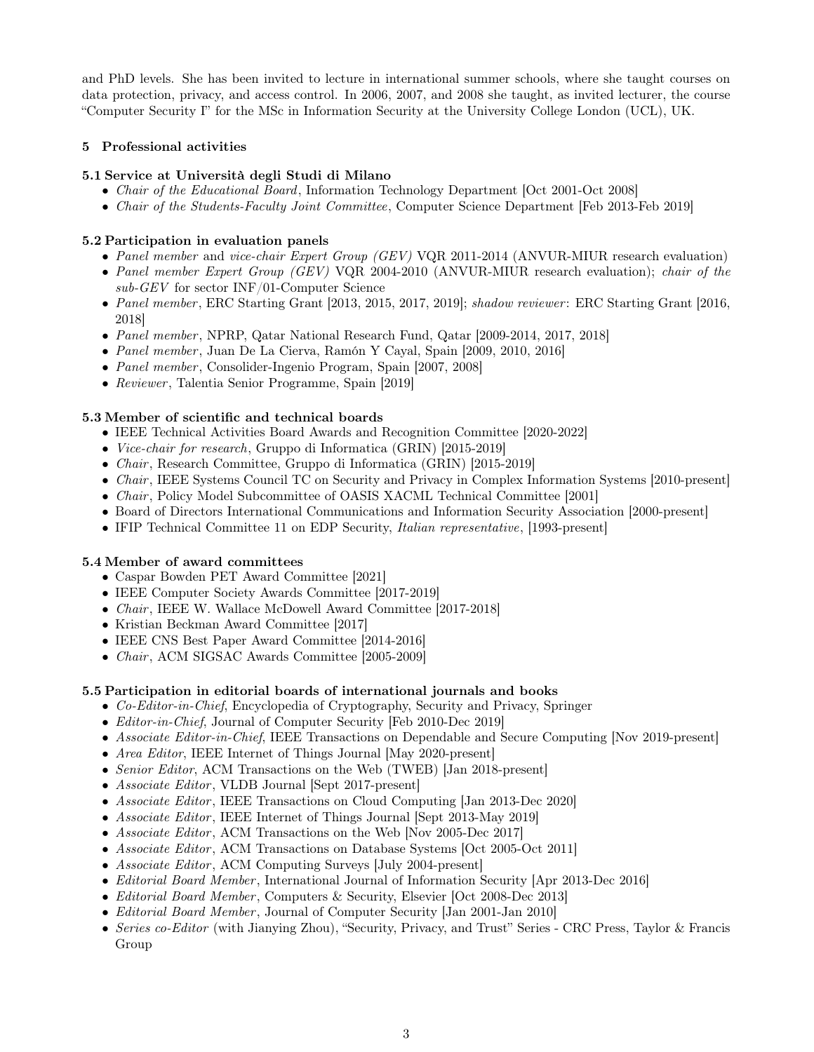and PhD levels. She has been invited to lecture in international summer schools, where she taught courses on data protection, privacy, and access control. In 2006, 2007, and 2008 she taught, as invited lecturer, the course "Computer Security I" for the MSc in Information Security at the University College London (UCL), UK.

## 5 Professional activities

### 5.1 Service at Università degli Studi di Milano

- *Chair of the Educational Board*, Information Technology Department [Oct 2001-Oct 2008]
- *Chair of the Students-Faculty Joint Committee*, Computer Science Department [Feb 2013-Feb 2019]

### 5.2 Participation in evaluation panels

- *Panel member* and *vice-chair Expert Group (GEV)* VQR 2011-2014 (ANVUR-MIUR research evaluation)
- *Panel member Expert Group (GEV)* VQR 2004-2010 (ANVUR-MIUR research evaluation); *chair of the sub-GEV* for sector INF/01-Computer Science
- *Panel member*, ERC Starting Grant [2013, 2015, 2017, 2019]; *shadow reviewer*: ERC Starting Grant [2016, 2018]
- *Panel member*, NPRP, Qatar National Research Fund, Qatar [2009-2014, 2017, 2018]
- *Panel member*, Juan De La Cierva, Ramón Y Cayal, Spain [2009, 2010, 2016]
- *Panel member*, Consolider-Ingenio Program, Spain [2007, 2008]
- *Reviewer*, Talentia Senior Programme, Spain [2019]

### 5.3 Member of scientific and technical boards

- IEEE Technical Activities Board Awards and Recognition Committee [2020-2022]
- *Vice-chair for research*, Gruppo di Informatica (GRIN) [2015-2019]
- *Chair*, Research Committee, Gruppo di Informatica (GRIN) [2015-2019]
- *Chair*, IEEE Systems Council TC on Security and Privacy in Complex Information Systems [2010-present]
- *Chair*, Policy Model Subcommittee of OASIS XACML Technical Committee [2001]
- Board of Directors International Communications and Information Security Association [2000-present]
- IFIP Technical Committee 11 on EDP Security, *Italian representative*, [1993-present]

### 5.4 Member of award committees

- Caspar Bowden PET Award Committee [2021]
- IEEE Computer Society Awards Committee [2017-2019]
- *Chair*, IEEE W. Wallace McDowell Award Committee [2017-2018]
- Kristian Beckman Award Committee [2017]
- IEEE CNS Best Paper Award Committee [2014-2016]
- *Chair*, ACM SIGSAC Awards Committee [2005-2009]

### 5.5 Participation in editorial boards of international journals and books

- *Co-Editor-in-Chief*, Encyclopedia of Cryptography, Security and Privacy, Springer
- *Editor-in-Chief*, Journal of Computer Security [Feb 2010-Dec 2019]
- *Associate Editor-in-Chief*, IEEE Transactions on Dependable and Secure Computing [Nov 2019-present]
- *Area Editor*, IEEE Internet of Things Journal [May 2020-present]
- *Senior Editor*, ACM Transactions on the Web (TWEB) [Jan 2018-present]
- *Associate Editor*, VLDB Journal [Sept 2017-present]
- *Associate Editor*, IEEE Transactions on Cloud Computing [Jan 2013-Dec 2020]
- *Associate Editor*, IEEE Internet of Things Journal [Sept 2013-May 2019]
- *Associate Editor*, ACM Transactions on the Web [Nov 2005-Dec 2017]
- *Associate Editor*, ACM Transactions on Database Systems [Oct 2005-Oct 2011]
- *Associate Editor*, ACM Computing Surveys [July 2004-present]
- *Editorial Board Member*, International Journal of Information Security [Apr 2013-Dec 2016]
- *Editorial Board Member*, Computers & Security, Elsevier [Oct 2008-Dec 2013]
- *Editorial Board Member*, Journal of Computer Security [Jan 2001-Jan 2010]
- *Series co-Editor* (with Jianying Zhou), "Security, Privacy, and Trust" Series - CRC Press, Taylor & Francis Group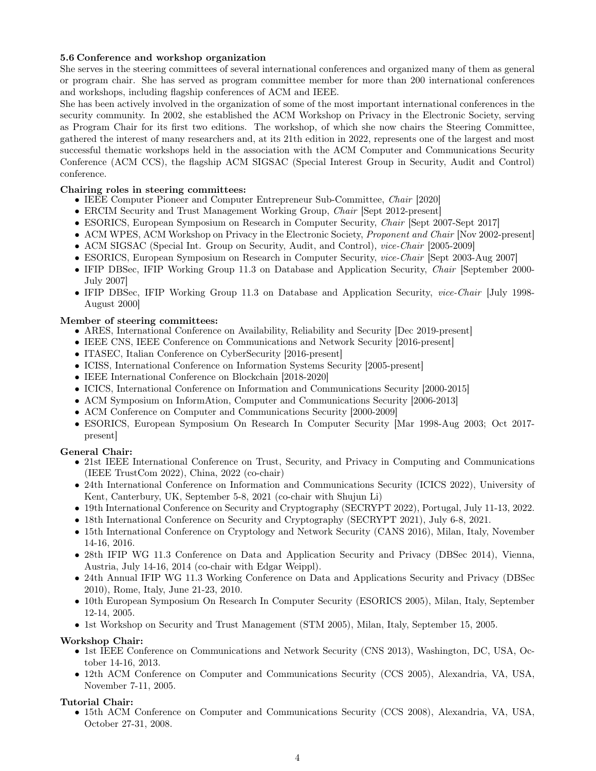### 5.6 Conference and workshop organization

She serves in the steering committees of several international conferences and organized many of them as general or program chair. She has served as program committee member for more than 200 international conferences and workshops, including flagship conferences of ACM and IEEE.

She has been actively involved in the organization of some of the most important international conferences in the security community. In 2002, she established the ACM Workshop on Privacy in the Electronic Society, serving as Program Chair for its first two editions. The workshop, of which she now chairs the Steering Committee, gathered the interest of many researchers and, at its 21th edition in 2022, represents one of the largest and most successful thematic workshops held in the association with the ACM Computer and Communications Security Conference (ACM CCS), the flagship ACM SIGSAC (Special Interest Group in Security, Audit and Control) conference.

**Chairing roles in steering committees:**

- IEEE Computer Pioneer and Computer Entrepreneur Sub-Committee, *Chair* [2020]
- ERCIM Security and Trust Management Working Group, *Chair* [Sept 2012-present]
- ESORICS, European Symposium on Research in Computer Security, *Chair* [Sept 2007-Sept 2017]
- ACM WPES, ACM Workshop on Privacy in the Electronic Society, *Proponent and Chair* [Nov 2002-present]
- ACM SIGSAC (Special Int. Group on Security, Audit, and Control), *vice-Chair* [2005-2009]
- ESORICS, European Symposium on Research in Computer Security, *vice-Chair* [Sept 2003-Aug 2007]
- IFIP DBSec, IFIP Working Group 11.3 on Database and Application Security, *Chair* [September 2000-July 2007]
- IFIP DBSec, IFIP Working Group 11.3 on Database and Application Security, *vice-Chair* [July 1998-August 2000]

**Member of steering committees:**

- ARES, International Conference on Availability, Reliability and Security [Dec 2019-present]
- IEEE CNS, IEEE Conference on Communications and Network Security [2016-present]
- ITASEC, Italian Conference on CyberSecurity [2016-present]
- ICISS, International Conference on Information Systems Security [2005-present]
- IEEE International Conference on Blockchain [2018-2020]
- ICICS, International Conference on Information and Communications Security [2000-2015]
- ACM Symposium on InformAtion, Computer and Communications Security [2006-2013]
- ACM Conference on Computer and Communications Security [2000-2009]
- ESORICS, European Symposium On Research In Computer Security [Mar 1998-Aug 2003; Oct 2017-present]

**General Chair:**

- 21st IEEE International Conference on Trust, Security, and Privacy in Computing and Communications (IEEE TrustCom 2022), China, 2022 (co-chair)
- 24th International Conference on Information and Communications Security (ICICS 2022), University of Kent, Canterbury, UK, September 5-8, 2021 (co-chair with Shujun Li)
- 19th International Conference on Security and Cryptography (SECRYPT 2022), Portugal, July 11-13, 2022.
- 18th International Conference on Security and Cryptography (SECRYPT 2021), July 6-8, 2021.
- 15th International Conference on Cryptology and Network Security (CANS 2016), Milan, Italy, November 14-16, 2016.
- 28th IFIP WG 11.3 Conference on Data and Application Security and Privacy (DBSec 2014), Vienna, Austria, July 14-16, 2014 (co-chair with Edgar Weippl).
- 24th Annual IFIP WG 11.3 Working Conference on Data and Applications Security and Privacy (DBSec 2010), Rome, Italy, June 21-23, 2010.
- 10th European Symposium On Research In Computer Security (ESORICS 2005), Milan, Italy, September 12-14, 2005.
- 1st Workshop on Security and Trust Management (STM 2005), Milan, Italy, September 15, 2005.

**Workshop Chair:**

- 1st IEEE Conference on Communications and Network Security (CNS 2013), Washington, DC, USA, October 14-16, 2013.
- 12th ACM Conference on Computer and Communications Security (CCS 2005), Alexandria, VA, USA, November 7-11, 2005.

**Tutorial Chair:**

- 15th ACM Conference on Computer and Communications Security (CCS 2008), Alexandria, VA, USA, October 27-31, 2008.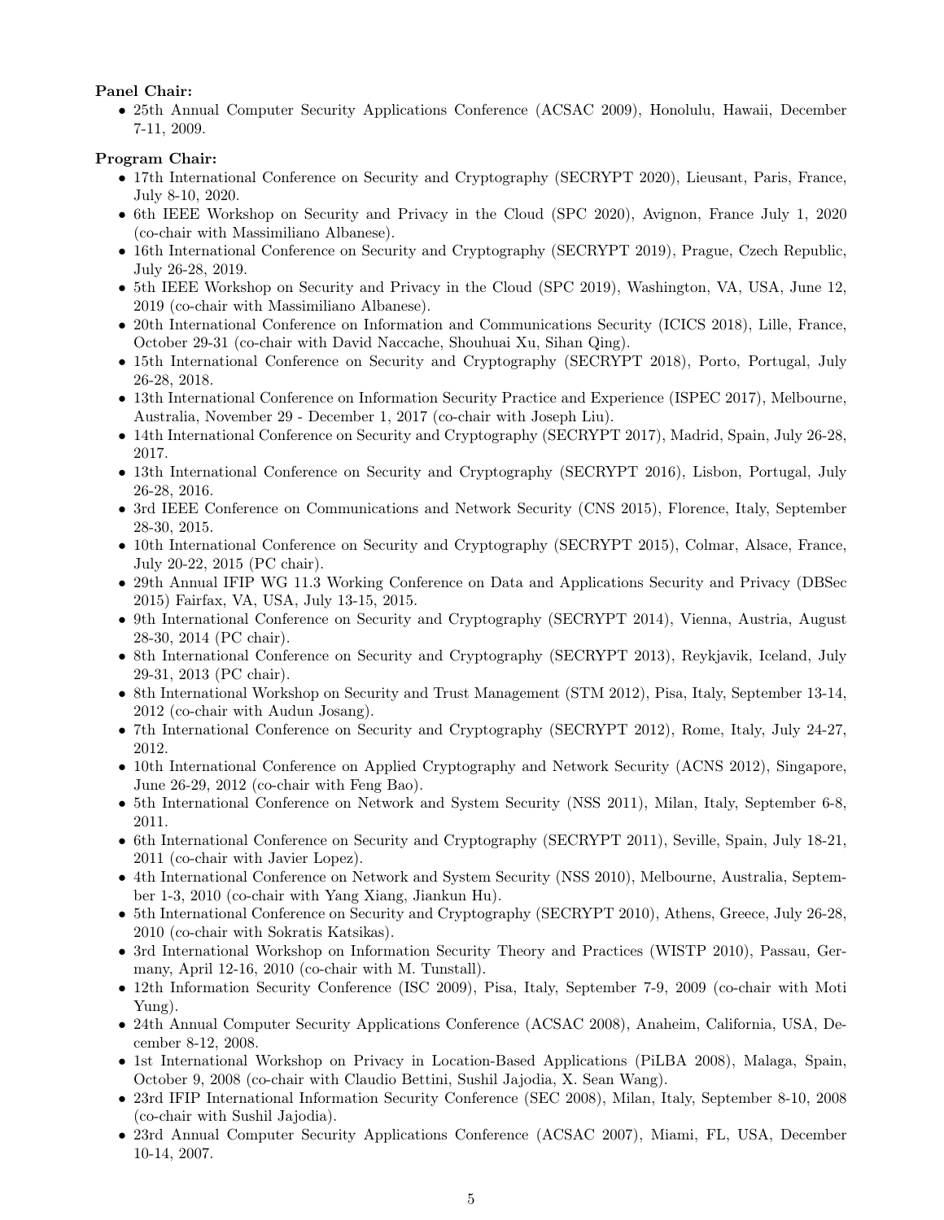**Panel Chair:**

- 25th Annual Computer Security Applications Conference (ACSAC 2009), Honolulu, Hawaii, December 7-11, 2009.

**Program Chair:**

- 17th International Conference on Security and Cryptography (SECRYPT 2020), Lieusant, Paris, France, July 8-10, 2020.
- 6th IEEE Workshop on Security and Privacy in the Cloud (SPC 2020), Avignon, France July 1, 2020 (co-chair with Massimiliano Albanese).
- 16th International Conference on Security and Cryptography (SECRYPT 2019), Prague, Czech Republic, July 26-28, 2019.
- 5th IEEE Workshop on Security and Privacy in the Cloud (SPC 2019), Washington, VA, USA, June 12, 2019 (co-chair with Massimiliano Albanese).
- 20th International Conference on Information and Communications Security (ICICS 2018), Lille, France, October 29-31 (co-chair with David Naccache, Shouhuai Xu, Sihan Qing).
- 15th International Conference on Security and Cryptography (SECRYPT 2018), Porto, Portugal, July 26-28, 2018.
- 13th International Conference on Information Security Practice and Experience (ISPEC 2017), Melbourne, Australia, November 29 - December 1, 2017 (co-chair with Joseph Liu).
- 14th International Conference on Security and Cryptography (SECRYPT 2017), Madrid, Spain, July 26-28, 2017.
- 13th International Conference on Security and Cryptography (SECRYPT 2016), Lisbon, Portugal, July 26-28, 2016.
- 3rd IEEE Conference on Communications and Network Security (CNS 2015), Florence, Italy, September 28-30, 2015.
- 10th International Conference on Security and Cryptography (SECRYPT 2015), Colmar, Alsace, France, July 20-22, 2015 (PC chair).
- 29th Annual IFIP WG 11.3 Working Conference on Data and Applications Security and Privacy (DBSec 2015) Fairfax, VA, USA, July 13-15, 2015.
- 9th International Conference on Security and Cryptography (SECRYPT 2014), Vienna, Austria, August 28-30, 2014 (PC chair).
- 8th International Conference on Security and Cryptography (SECRYPT 2013), Reykjavik, Iceland, July 29-31, 2013 (PC chair).
- 8th International Workshop on Security and Trust Management (STM 2012), Pisa, Italy, September 13-14, 2012 (co-chair with Audun Josang).
- 7th International Conference on Security and Cryptography (SECRYPT 2012), Rome, Italy, July 24-27, 2012.
- 10th International Conference on Applied Cryptography and Network Security (ACNS 2012), Singapore, June 26-29, 2012 (co-chair with Feng Bao).
- 5th International Conference on Network and System Security (NSS 2011), Milan, Italy, September 6-8, 2011.
- 6th International Conference on Security and Cryptography (SECRYPT 2011), Seville, Spain, July 18-21, 2011 (co-chair with Javier Lopez).
- 4th International Conference on Network and System Security (NSS 2010), Melbourne, Australia, September 1-3, 2010 (co-chair with Yang Xiang, Jiankun Hu).
- 5th International Conference on Security and Cryptography (SECRYPT 2010), Athens, Greece, July 26-28, 2010 (co-chair with Sokratis Katsikas).
- 3rd International Workshop on Information Security Theory and Practices (WISTP 2010), Passau, Germany, April 12-16, 2010 (co-chair with M. Tunstall).
- 12th Information Security Conference (ISC 2009), Pisa, Italy, September 7-9, 2009 (co-chair with Moti Yung).
- 24th Annual Computer Security Applications Conference (ACSAC 2008), Anaheim, California, USA, December 8-12, 2008.
- 1st International Workshop on Privacy in Location-Based Applications (PiLBA 2008), Malaga, Spain, October 9, 2008 (co-chair with Claudio Bettini, Sushil Jajodia, X. Sean Wang).
- 23rd IFIP International Information Security Conference (SEC 2008), Milan, Italy, September 8-10, 2008 (co-chair with Sushil Jajodia).
- 23rd Annual Computer Security Applications Conference (ACSAC 2007), Miami, FL, USA, December 10-14, 2007.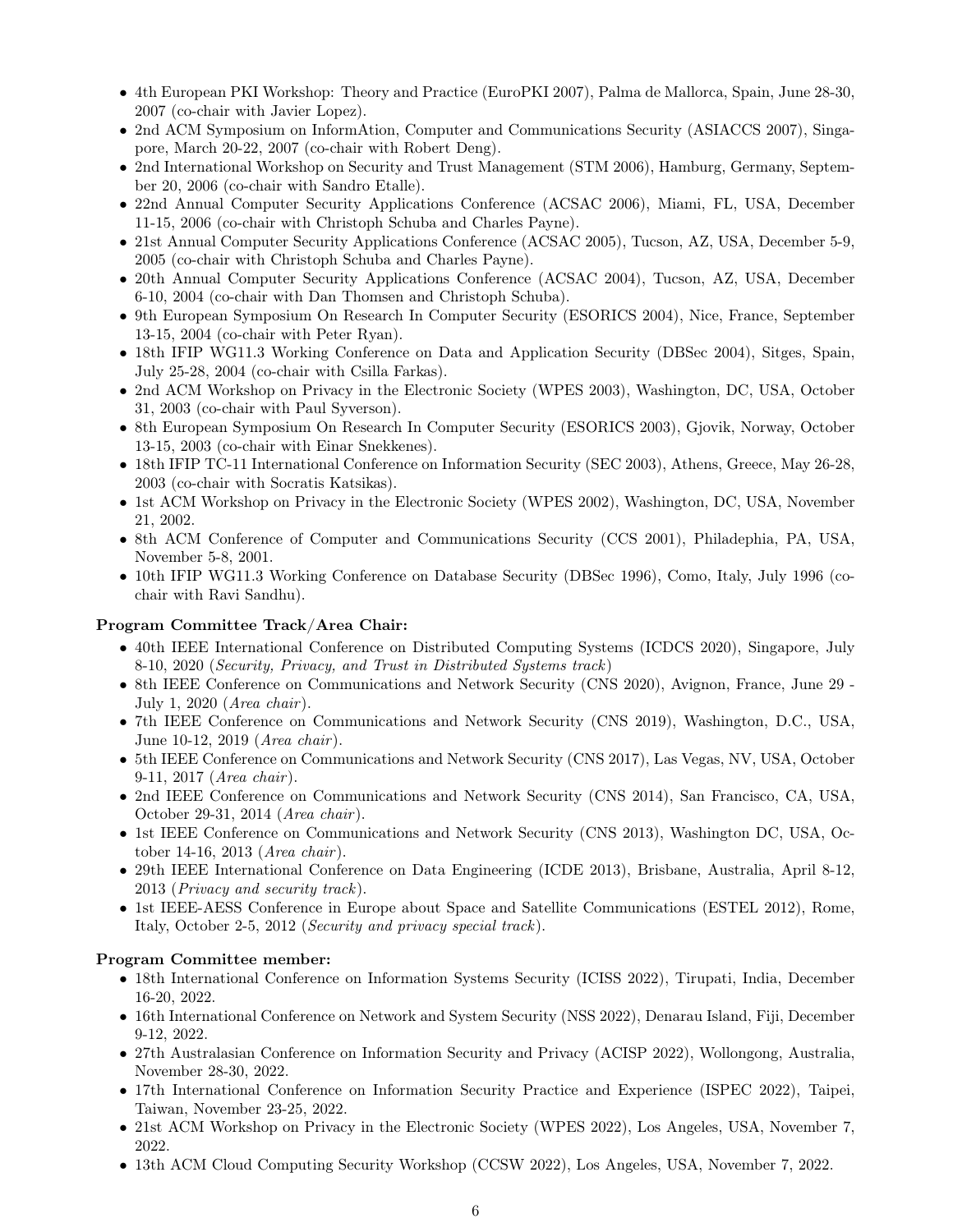- 4th European PKI Workshop: Theory and Practice (EuroPKI 2007), Palma de Mallorca, Spain, June 28-30, 2007 (co-chair with Javier Lopez).
- 2nd ACM Symposium on InformAtion, Computer and Communications Security (ASIACCS 2007), Singapore, March 20-22, 2007 (co-chair with Robert Deng).
- 2nd International Workshop on Security and Trust Management (STM 2006), Hamburg, Germany, September 20, 2006 (co-chair with Sandro Etalle).
- 22nd Annual Computer Security Applications Conference (ACSAC 2006), Miami, FL, USA, December 11-15, 2006 (co-chair with Christoph Schuba and Charles Payne).
- 21st Annual Computer Security Applications Conference (ACSAC 2005), Tucson, AZ, USA, December 5-9, 2005 (co-chair with Christoph Schuba and Charles Payne).
- 20th Annual Computer Security Applications Conference (ACSAC 2004), Tucson, AZ, USA, December 6-10, 2004 (co-chair with Dan Thomsen and Christoph Schuba).
- 9th European Symposium On Research In Computer Security (ESORICS 2004), Nice, France, September 13-15, 2004 (co-chair with Peter Ryan).
- 18th IFIP WG11.3 Working Conference on Data and Application Security (DBSec 2004), Sitges, Spain, July 25-28, 2004 (co-chair with Csilla Farkas).
- 2nd ACM Workshop on Privacy in the Electronic Society (WPES 2003), Washington, DC, USA, October 31, 2003 (co-chair with Paul Syverson).
- 8th European Symposium On Research In Computer Security (ESORICS 2003), Gjovik, Norway, October 13-15, 2003 (co-chair with Einar Snekkenes).
- 18th IFIP TC-11 International Conference on Information Security (SEC 2003), Athens, Greece, May 26-28, 2003 (co-chair with Socratis Katsikas).
- 1st ACM Workshop on Privacy in the Electronic Society (WPES 2002), Washington, DC, USA, November 21, 2002.
- 8th ACM Conference of Computer and Communications Security (CCS 2001), Philadephia, PA, USA, November 5-8, 2001.
- 10th IFIP WG11.3 Working Conference on Database Security (DBSec 1996), Como, Italy, July 1996 (co-chair with Ravi Sandhu).

**Program Committee Track/Area Chair:**

- 40th IEEE International Conference on Distributed Computing Systems (ICDCS 2020), Singapore, July 8-10, 2020 (*Security, Privacy, and Trust in Distributed Systems track*)
- 8th IEEE Conference on Communications and Network Security (CNS 2020), Avignon, France, June 29 - July 1, 2020 (*Area chair*).
- 7th IEEE Conference on Communications and Network Security (CNS 2019), Washington, D.C., USA, June 10-12, 2019 (*Area chair*).
- 5th IEEE Conference on Communications and Network Security (CNS 2017), Las Vegas, NV, USA, October 9-11, 2017 (*Area chair*).
- 2nd IEEE Conference on Communications and Network Security (CNS 2014), San Francisco, CA, USA, October 29-31, 2014 (*Area chair*).
- 1st IEEE Conference on Communications and Network Security (CNS 2013), Washington DC, USA, October 14-16, 2013 (*Area chair*).
- 29th IEEE International Conference on Data Engineering (ICDE 2013), Brisbane, Australia, April 8-12, 2013 (*Privacy and security track*).
- 1st IEEE-AESS Conference in Europe about Space and Satellite Communications (ESTEL 2012), Rome, Italy, October 2-5, 2012 (*Security and privacy special track*).

**Program Committee member:**

- 18th International Conference on Information Systems Security (ICISS 2022), Tirupati, India, December 16-20, 2022.
- 16th International Conference on Network and System Security (NSS 2022), Denarau Island, Fiji, December 9-12, 2022.
- 27th Australasian Conference on Information Security and Privacy (ACISP 2022), Wollongong, Australia, November 28-30, 2022.
- 17th International Conference on Information Security Practice and Experience (ISPEC 2022), Taipei, Taiwan, November 23-25, 2022.
- 21st ACM Workshop on Privacy in the Electronic Society (WPES 2022), Los Angeles, USA, November 7, 2022.
- 13th ACM Cloud Computing Security Workshop (CCSW 2022), Los Angeles, USA, November 7, 2022.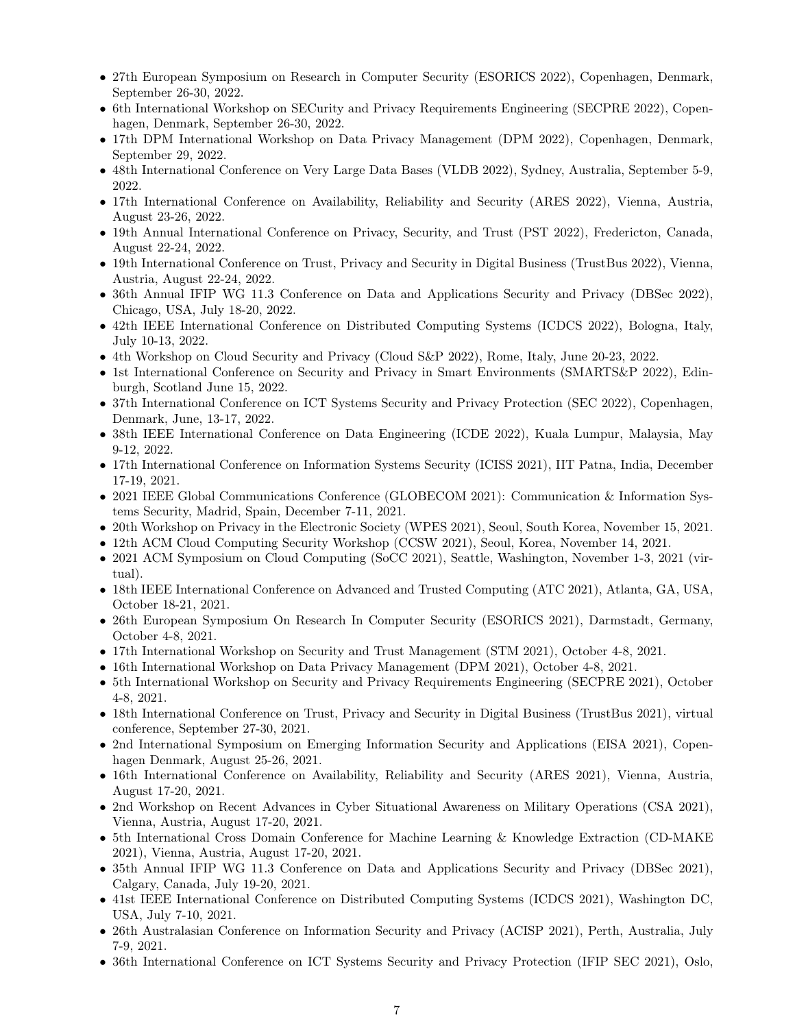- 27th European Symposium on Research in Computer Security (ESORICS 2022), Copenhagen, Denmark, September 26-30, 2022.
- 6th International Workshop on SECurity and Privacy Requirements Engineering (SECPRE 2022), Copenhagen, Denmark, September 26-30, 2022.
- 17th DPM International Workshop on Data Privacy Management (DPM 2022), Copenhagen, Denmark, September 29, 2022.
- 48th International Conference on Very Large Data Bases (VLDB 2022), Sydney, Australia, September 5-9, 2022.
- 17th International Conference on Availability, Reliability and Security (ARES 2022), Vienna, Austria, August 23-26, 2022.
- 19th Annual International Conference on Privacy, Security, and Trust (PST 2022), Fredericton, Canada, August 22-24, 2022.
- 19th International Conference on Trust, Privacy and Security in Digital Business (TrustBus 2022), Vienna, Austria, August 22-24, 2022.
- 36th Annual IFIP WG 11.3 Conference on Data and Applications Security and Privacy (DBSec 2022), Chicago, USA, July 18-20, 2022.
- 42th IEEE International Conference on Distributed Computing Systems (ICDCS 2022), Bologna, Italy, July 10-13, 2022.
- 4th Workshop on Cloud Security and Privacy (Cloud S&P 2022), Rome, Italy, June 20-23, 2022.
- 1st International Conference on Security and Privacy in Smart Environments (SMARTS&P 2022), Edinburgh, Scotland June 15, 2022.
- 37th International Conference on ICT Systems Security and Privacy Protection (SEC 2022), Copenhagen, Denmark, June, 13-17, 2022.
- 38th IEEE International Conference on Data Engineering (ICDE 2022), Kuala Lumpur, Malaysia, May 9-12, 2022.
- 17th International Conference on Information Systems Security (ICISS 2021), IIT Patna, India, December 17-19, 2021.
- 2021 IEEE Global Communications Conference (GLOBECOM 2021): Communication & Information Systems Security, Madrid, Spain, December 7-11, 2021.
- 20th Workshop on Privacy in the Electronic Society (WPES 2021), Seoul, South Korea, November 15, 2021.
- 12th ACM Cloud Computing Security Workshop (CCSW 2021), Seoul, Korea, November 14, 2021.
- 2021 ACM Symposium on Cloud Computing (SoCC 2021), Seattle, Washington, November 1-3, 2021 (virtual).
- 18th IEEE International Conference on Advanced and Trusted Computing (ATC 2021), Atlanta, GA, USA, October 18-21, 2021.
- 26th European Symposium On Research In Computer Security (ESORICS 2021), Darmstadt, Germany, October 4-8, 2021.
- 17th International Workshop on Security and Trust Management (STM 2021), October 4-8, 2021.
- 16th International Workshop on Data Privacy Management (DPM 2021), October 4-8, 2021.
- 5th International Workshop on Security and Privacy Requirements Engineering (SECPRE 2021), October 4-8, 2021.
- 18th International Conference on Trust, Privacy and Security in Digital Business (TrustBus 2021), virtual conference, September 27-30, 2021.
- 2nd International Symposium on Emerging Information Security and Applications (EISA 2021), Copenhagen Denmark, August 25-26, 2021.
- 16th International Conference on Availability, Reliability and Security (ARES 2021), Vienna, Austria, August 17-20, 2021.
- 2nd Workshop on Recent Advances in Cyber Situational Awareness on Military Operations (CSA 2021), Vienna, Austria, August 17-20, 2021.
- 5th International Cross Domain Conference for Machine Learning & Knowledge Extraction (CD-MAKE 2021), Vienna, Austria, August 17-20, 2021.
- 35th Annual IFIP WG 11.3 Conference on Data and Applications Security and Privacy (DBSec 2021), Calgary, Canada, July 19-20, 2021.
- 41st IEEE International Conference on Distributed Computing Systems (ICDCS 2021), Washington DC, USA, July 7-10, 2021.
- 26th Australasian Conference on Information Security and Privacy (ACISP 2021), Perth, Australia, July 7-9, 2021.
- 36th International Conference on ICT Systems Security and Privacy Protection (IFIP SEC 2021), Oslo,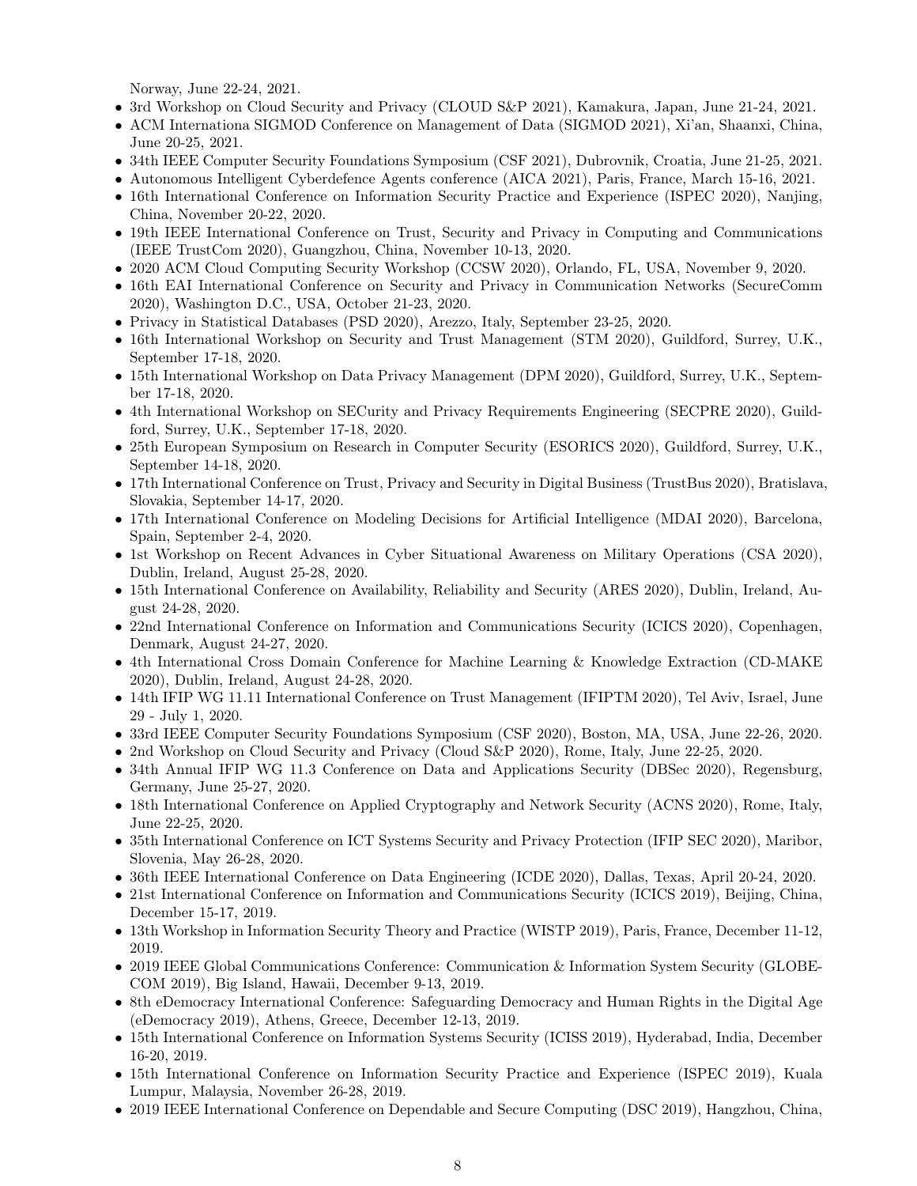Norway, June 22-24, 2021.

- 3rd Workshop on Cloud Security and Privacy (CLOUD S&P 2021), Kamakura, Japan, June 21-24, 2021.
- ACM Internationa SIGMOD Conference on Management of Data (SIGMOD 2021), Xi'an, Shaanxi, China, June 20-25, 2021.
- 34th IEEE Computer Security Foundations Symposium (CSF 2021), Dubrovnik, Croatia, June 21-25, 2021.
- Autonomous Intelligent Cyberdefence Agents conference (AICA 2021), Paris, France, March 15-16, 2021.
- 16th International Conference on Information Security Practice and Experience (ISPEC 2020), Nanjing, China, November 20-22, 2020.
- 19th IEEE International Conference on Trust, Security and Privacy in Computing and Communications (IEEE TrustCom 2020), Guangzhou, China, November 10-13, 2020.
- 2020 ACM Cloud Computing Security Workshop (CCSW 2020), Orlando, FL, USA, November 9, 2020.
- 16th EAI International Conference on Security and Privacy in Communication Networks (SecureComm 2020), Washington D.C., USA, October 21-23, 2020.
- Privacy in Statistical Databases (PSD 2020), Arezzo, Italy, September 23-25, 2020.
- 16th International Workshop on Security and Trust Management (STM 2020), Guildford, Surrey, U.K., September 17-18, 2020.
- 15th International Workshop on Data Privacy Management (DPM 2020), Guildford, Surrey, U.K., September 17-18, 2020.
- 4th International Workshop on SECurity and Privacy Requirements Engineering (SECPRE 2020), Guildford, Surrey, U.K., September 17-18, 2020.
- 25th European Symposium on Research in Computer Security (ESORICS 2020), Guildford, Surrey, U.K., September 14-18, 2020.
- 17th International Conference on Trust, Privacy and Security in Digital Business (TrustBus 2020), Bratislava, Slovakia, September 14-17, 2020.
- 17th International Conference on Modeling Decisions for Artificial Intelligence (MDAI 2020), Barcelona, Spain, September 2-4, 2020.
- 1st Workshop on Recent Advances in Cyber Situational Awareness on Military Operations (CSA 2020), Dublin, Ireland, August 25-28, 2020.
- 15th International Conference on Availability, Reliability and Security (ARES 2020), Dublin, Ireland, August 24-28, 2020.
- 22nd International Conference on Information and Communications Security (ICICS 2020), Copenhagen, Denmark, August 24-27, 2020.
- 4th International Cross Domain Conference for Machine Learning & Knowledge Extraction (CD-MAKE 2020), Dublin, Ireland, August 24-28, 2020.
- 14th IFIP WG 11.11 International Conference on Trust Management (IFIPTM 2020), Tel Aviv, Israel, June 29 - July 1, 2020.
- 33rd IEEE Computer Security Foundations Symposium (CSF 2020), Boston, MA, USA, June 22-26, 2020.
- 2nd Workshop on Cloud Security and Privacy (Cloud S&P 2020), Rome, Italy, June 22-25, 2020.
- 34th Annual IFIP WG 11.3 Conference on Data and Applications Security (DBSec 2020), Regensburg, Germany, June 25-27, 2020.
- 18th International Conference on Applied Cryptography and Network Security (ACNS 2020), Rome, Italy, June 22-25, 2020.
- 35th International Conference on ICT Systems Security and Privacy Protection (IFIP SEC 2020), Maribor, Slovenia, May 26-28, 2020.
- 36th IEEE International Conference on Data Engineering (ICDE 2020), Dallas, Texas, April 20-24, 2020.
- 21st International Conference on Information and Communications Security (ICICS 2019), Beijing, China, December 15-17, 2019.
- 13th Workshop in Information Security Theory and Practice (WISTP 2019), Paris, France, December 11-12, 2019.
- 2019 IEEE Global Communications Conference: Communication & Information System Security (GLOBECOM 2019), Big Island, Hawaii, December 9-13, 2019.
- 8th eDemocracy International Conference: Safeguarding Democracy and Human Rights in the Digital Age (eDemocracy 2019), Athens, Greece, December 12-13, 2019.
- 15th International Conference on Information Systems Security (ICISS 2019), Hyderabad, India, December 16-20, 2019.
- 15th International Conference on Information Security Practice and Experience (ISPEC 2019), Kuala Lumpur, Malaysia, November 26-28, 2019.
- 2019 IEEE International Conference on Dependable and Secure Computing (DSC 2019), Hangzhou, China,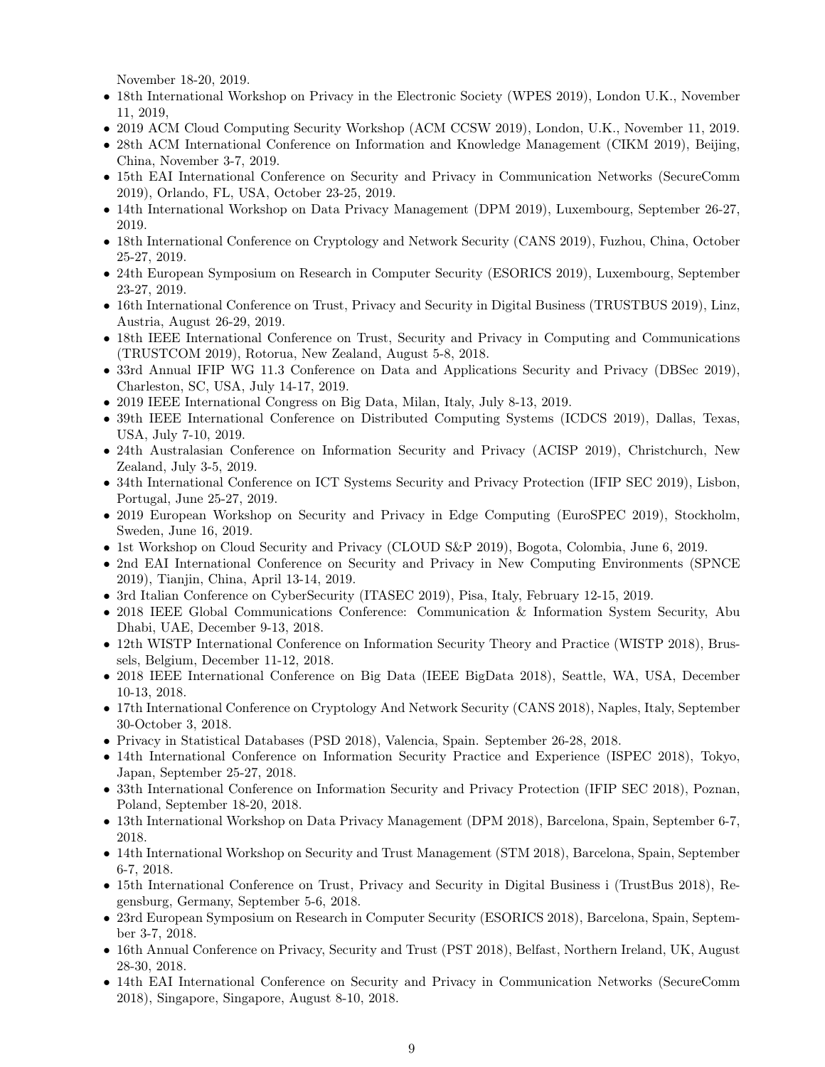November 18-20, 2019.

- 18th International Workshop on Privacy in the Electronic Society (WPES 2019), London U.K., November 11, 2019,
- 2019 ACM Cloud Computing Security Workshop (ACM CCSW 2019), London, U.K., November 11, 2019.
- 28th ACM International Conference on Information and Knowledge Management (CIKM 2019), Beijing, China, November 3-7, 2019.
- 15th EAI International Conference on Security and Privacy in Communication Networks (SecureComm 2019), Orlando, FL, USA, October 23-25, 2019.
- 14th International Workshop on Data Privacy Management (DPM 2019), Luxembourg, September 26-27, 2019.
- 18th International Conference on Cryptology and Network Security (CANS 2019), Fuzhou, China, October 25-27, 2019.
- 24th European Symposium on Research in Computer Security (ESORICS 2019), Luxembourg, September 23-27, 2019.
- 16th International Conference on Trust, Privacy and Security in Digital Business (TRUSTBUS 2019), Linz, Austria, August 26-29, 2019.
- 18th IEEE International Conference on Trust, Security and Privacy in Computing and Communications (TRUSTCOM 2019), Rotorua, New Zealand, August 5-8, 2018.
- 33rd Annual IFIP WG 11.3 Conference on Data and Applications Security and Privacy (DBSec 2019), Charleston, SC, USA, July 14-17, 2019.
- 2019 IEEE International Congress on Big Data, Milan, Italy, July 8-13, 2019.
- 39th IEEE International Conference on Distributed Computing Systems (ICDCS 2019), Dallas, Texas, USA, July 7-10, 2019.
- 24th Australasian Conference on Information Security and Privacy (ACISP 2019), Christchurch, New Zealand, July 3-5, 2019.
- 34th International Conference on ICT Systems Security and Privacy Protection (IFIP SEC 2019), Lisbon, Portugal, June 25-27, 2019.
- 2019 European Workshop on Security and Privacy in Edge Computing (EuroSPEC 2019), Stockholm, Sweden, June 16, 2019.
- 1st Workshop on Cloud Security and Privacy (CLOUD S&P 2019), Bogota, Colombia, June 6, 2019.
- 2nd EAI International Conference on Security and Privacy in New Computing Environments (SPNCE 2019), Tianjin, China, April 13-14, 2019.
- 3rd Italian Conference on CyberSecurity (ITASEC 2019), Pisa, Italy, February 12-15, 2019.
- 2018 IEEE Global Communications Conference: Communication & Information System Security, Abu Dhabi, UAE, December 9-13, 2018.
- 12th WISTP International Conference on Information Security Theory and Practice (WISTP 2018), Brussels, Belgium, December 11-12, 2018.
- 2018 IEEE International Conference on Big Data (IEEE BigData 2018), Seattle, WA, USA, December 10-13, 2018.
- 17th International Conference on Cryptology And Network Security (CANS 2018), Naples, Italy, September 30-October 3, 2018.
- Privacy in Statistical Databases (PSD 2018), Valencia, Spain. September 26-28, 2018.
- 14th International Conference on Information Security Practice and Experience (ISPEC 2018), Tokyo, Japan, September 25-27, 2018.
- 33th International Conference on Information Security and Privacy Protection (IFIP SEC 2018), Poznan, Poland, September 18-20, 2018.
- 13th International Workshop on Data Privacy Management (DPM 2018), Barcelona, Spain, September 6-7, 2018.
- 14th International Workshop on Security and Trust Management (STM 2018), Barcelona, Spain, September 6-7, 2018.
- 15th International Conference on Trust, Privacy and Security in Digital Business i (TrustBus 2018), Regensburg, Germany, September 5-6, 2018.
- 23rd European Symposium on Research in Computer Security (ESORICS 2018), Barcelona, Spain, September 3-7, 2018.
- 16th Annual Conference on Privacy, Security and Trust (PST 2018), Belfast, Northern Ireland, UK, August 28-30, 2018.
- 14th EAI International Conference on Security and Privacy in Communication Networks (SecureComm 2018), Singapore, Singapore, August 8-10, 2018.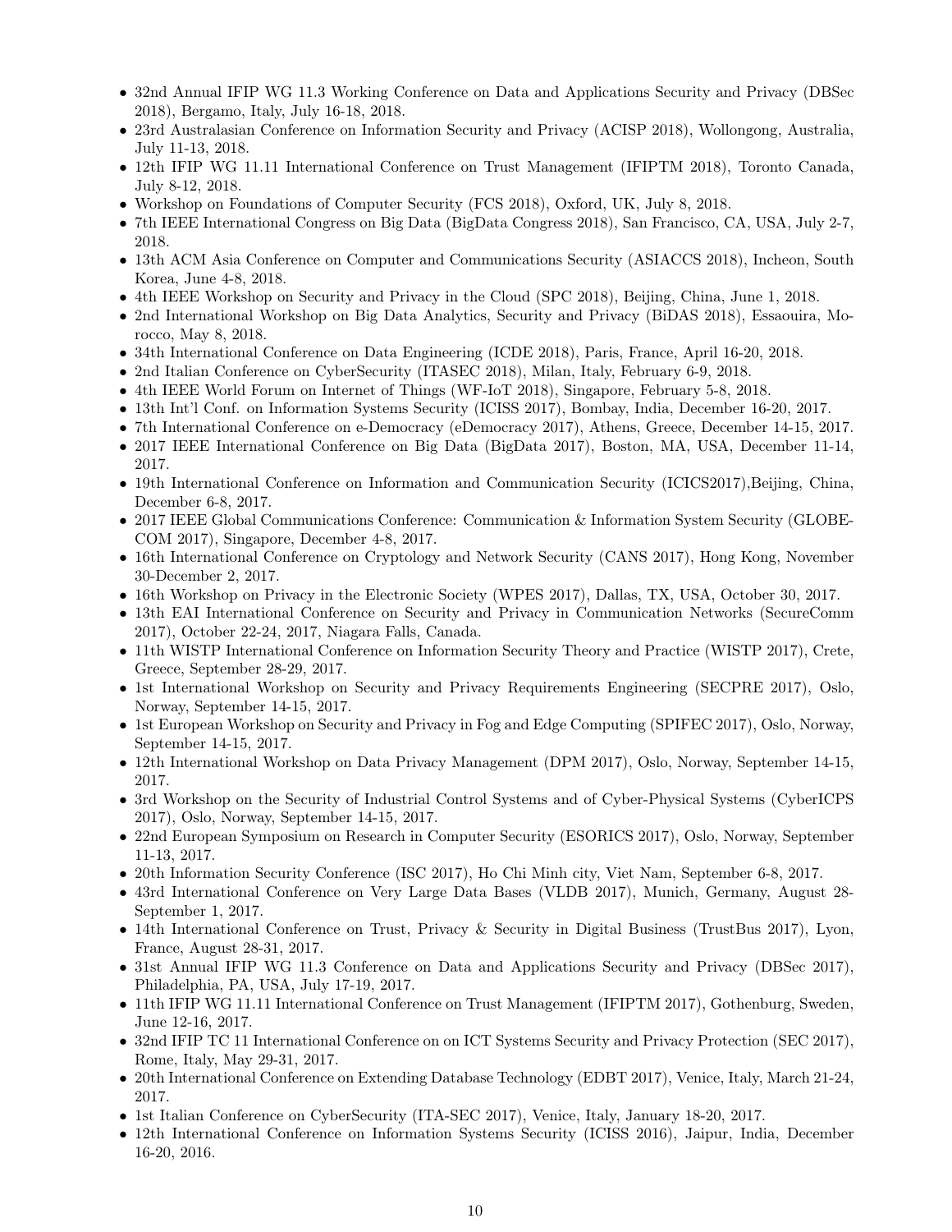- 32nd Annual IFIP WG 11.3 Working Conference on Data and Applications Security and Privacy (DBSec 2018), Bergamo, Italy, July 16-18, 2018.
- 23rd Australasian Conference on Information Security and Privacy (ACISP 2018), Wollongong, Australia, July 11-13, 2018.
- 12th IFIP WG 11.11 International Conference on Trust Management (IFIPTM 2018), Toronto Canada, July 8-12, 2018.
- Workshop on Foundations of Computer Security (FCS 2018), Oxford, UK, July 8, 2018.
- 7th IEEE International Congress on Big Data (BigData Congress 2018), San Francisco, CA, USA, July 2-7, 2018.
- 13th ACM Asia Conference on Computer and Communications Security (ASIACCS 2018), Incheon, South Korea, June 4-8, 2018.
- 4th IEEE Workshop on Security and Privacy in the Cloud (SPC 2018), Beijing, China, June 1, 2018.
- 2nd International Workshop on Big Data Analytics, Security and Privacy (BiDAS 2018), Essaouira, Morocco, May 8, 2018.
- 34th International Conference on Data Engineering (ICDE 2018), Paris, France, April 16-20, 2018.
- 2nd Italian Conference on CyberSecurity (ITASEC 2018), Milan, Italy, February 6-9, 2018.
- 4th IEEE World Forum on Internet of Things (WF-IoT 2018), Singapore, February 5-8, 2018.
- 13th Int'l Conf. on Information Systems Security (ICISS 2017), Bombay, India, December 16-20, 2017.
- 7th International Conference on e-Democracy (eDemocracy 2017), Athens, Greece, December 14-15, 2017.
- 2017 IEEE International Conference on Big Data (BigData 2017), Boston, MA, USA, December 11-14, 2017.
- 19th International Conference on Information and Communication Security (ICICS2017),Beijing, China, December 6-8, 2017.
- 2017 IEEE Global Communications Conference: Communication & Information System Security (GLOBECOM 2017), Singapore, December 4-8, 2017.
- 16th International Conference on Cryptology and Network Security (CANS 2017), Hong Kong, November 30-December 2, 2017.
- 16th Workshop on Privacy in the Electronic Society (WPES 2017), Dallas, TX, USA, October 30, 2017.
- 13th EAI International Conference on Security and Privacy in Communication Networks (SecureComm 2017), October 22-24, 2017, Niagara Falls, Canada.
- 11th WISTP International Conference on Information Security Theory and Practice (WISTP 2017), Crete, Greece, September 28-29, 2017.
- 1st International Workshop on Security and Privacy Requirements Engineering (SECPRE 2017), Oslo, Norway, September 14-15, 2017.
- 1st European Workshop on Security and Privacy in Fog and Edge Computing (SPIFEC 2017), Oslo, Norway, September 14-15, 2017.
- 12th International Workshop on Data Privacy Management (DPM 2017), Oslo, Norway, September 14-15, 2017.
- 3rd Workshop on the Security of Industrial Control Systems and of Cyber-Physical Systems (CyberICPS 2017), Oslo, Norway, September 14-15, 2017.
- 22nd European Symposium on Research in Computer Security (ESORICS 2017), Oslo, Norway, September 11-13, 2017.
- 20th Information Security Conference (ISC 2017), Ho Chi Minh city, Viet Nam, September 6-8, 2017.
- 43rd International Conference on Very Large Data Bases (VLDB 2017), Munich, Germany, August 28-September 1, 2017.
- 14th International Conference on Trust, Privacy & Security in Digital Business (TrustBus 2017), Lyon, France, August 28-31, 2017.
- 31st Annual IFIP WG 11.3 Conference on Data and Applications Security and Privacy (DBSec 2017), Philadelphia, PA, USA, July 17-19, 2017.
- 11th IFIP WG 11.11 International Conference on Trust Management (IFIPTM 2017), Gothenburg, Sweden, June 12-16, 2017.
- 32nd IFIP TC 11 International Conference on on ICT Systems Security and Privacy Protection (SEC 2017), Rome, Italy, May 29-31, 2017.
- 20th International Conference on Extending Database Technology (EDBT 2017), Venice, Italy, March 21-24, 2017.
- 1st Italian Conference on CyberSecurity (ITA-SEC 2017), Venice, Italy, January 18-20, 2017.
- 12th International Conference on Information Systems Security (ICISS 2016), Jaipur, India, December 16-20, 2016.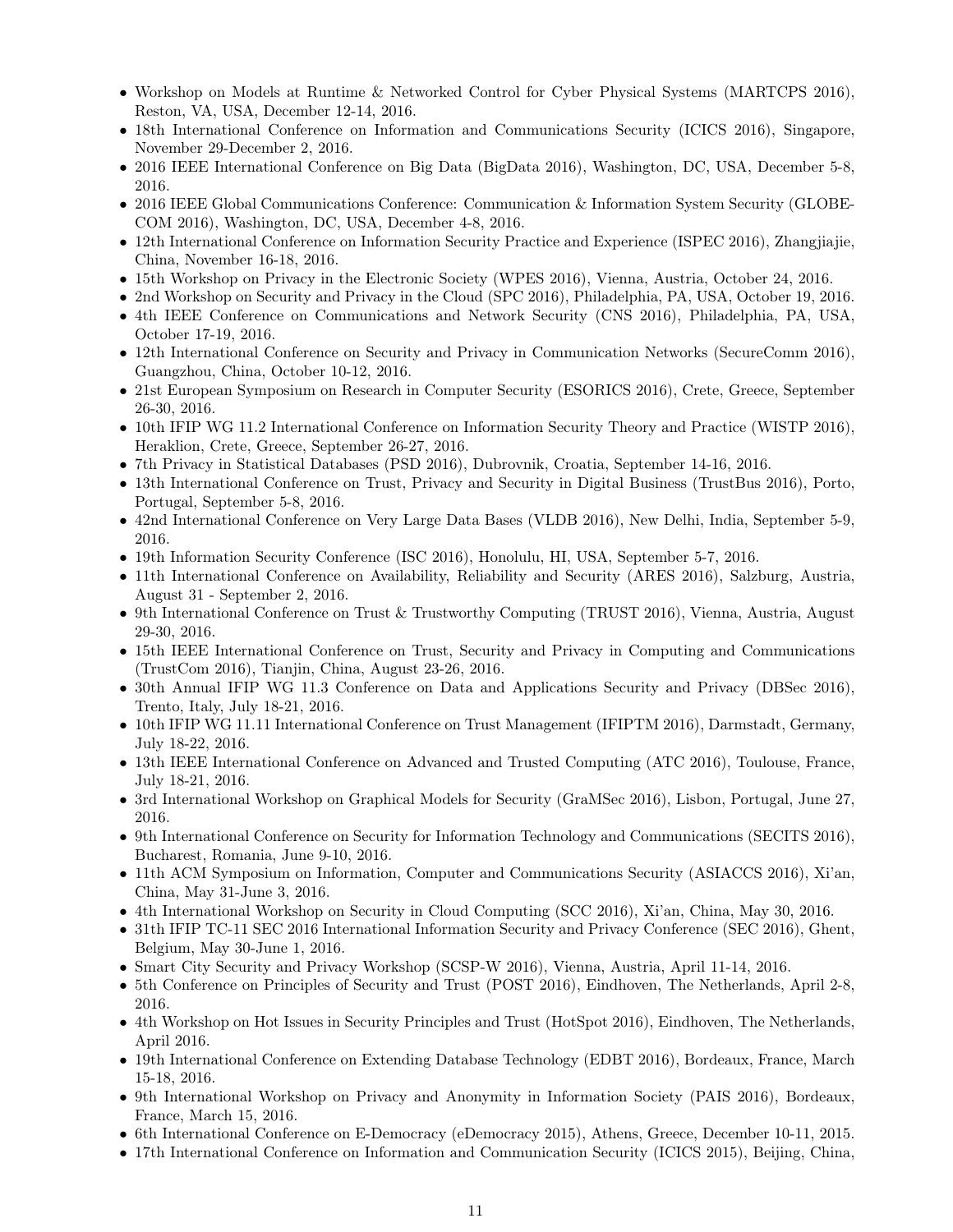- Workshop on Models at Runtime & Networked Control for Cyber Physical Systems (MARTCPS 2016), Reston, VA, USA, December 12-14, 2016.
- 18th International Conference on Information and Communications Security (ICICS 2016), Singapore, November 29-December 2, 2016.
- 2016 IEEE International Conference on Big Data (BigData 2016), Washington, DC, USA, December 5-8, 2016.
- 2016 IEEE Global Communications Conference: Communication & Information System Security (GLOBECOM 2016), Washington, DC, USA, December 4-8, 2016.
- 12th International Conference on Information Security Practice and Experience (ISPEC 2016), Zhangjiajie, China, November 16-18, 2016.
- 15th Workshop on Privacy in the Electronic Society (WPES 2016), Vienna, Austria, October 24, 2016.
- 2nd Workshop on Security and Privacy in the Cloud (SPC 2016), Philadelphia, PA, USA, October 19, 2016.
- 4th IEEE Conference on Communications and Network Security (CNS 2016), Philadelphia, PA, USA, October 17-19, 2016.
- 12th International Conference on Security and Privacy in Communication Networks (SecureComm 2016), Guangzhou, China, October 10-12, 2016.
- 21st European Symposium on Research in Computer Security (ESORICS 2016), Crete, Greece, September 26-30, 2016.
- 10th IFIP WG 11.2 International Conference on Information Security Theory and Practice (WISTP 2016), Heraklion, Crete, Greece, September 26-27, 2016.
- 7th Privacy in Statistical Databases (PSD 2016), Dubrovnik, Croatia, September 14-16, 2016.
- 13th International Conference on Trust, Privacy and Security in Digital Business (TrustBus 2016), Porto, Portugal, September 5-8, 2016.
- 42nd International Conference on Very Large Data Bases (VLDB 2016), New Delhi, India, September 5-9, 2016.
- 19th Information Security Conference (ISC 2016), Honolulu, HI, USA, September 5-7, 2016.
- 11th International Conference on Availability, Reliability and Security (ARES 2016), Salzburg, Austria, August 31 - September 2, 2016.
- 9th International Conference on Trust & Trustworthy Computing (TRUST 2016), Vienna, Austria, August 29-30, 2016.
- 15th IEEE International Conference on Trust, Security and Privacy in Computing and Communications (TrustCom 2016), Tianjin, China, August 23-26, 2016.
- 30th Annual IFIP WG 11.3 Conference on Data and Applications Security and Privacy (DBSec 2016), Trento, Italy, July 18-21, 2016.
- 10th IFIP WG 11.11 International Conference on Trust Management (IFIPTM 2016), Darmstadt, Germany, July 18-22, 2016.
- 13th IEEE International Conference on Advanced and Trusted Computing (ATC 2016), Toulouse, France, July 18-21, 2016.
- 3rd International Workshop on Graphical Models for Security (GraMSec 2016), Lisbon, Portugal, June 27, 2016.
- 9th International Conference on Security for Information Technology and Communications (SECITS 2016), Bucharest, Romania, June 9-10, 2016.
- 11th ACM Symposium on Information, Computer and Communications Security (ASIACCS 2016), Xi'an, China, May 31-June 3, 2016.
- 4th International Workshop on Security in Cloud Computing (SCC 2016), Xi'an, China, May 30, 2016.
- 31th IFIP TC-11 SEC 2016 International Information Security and Privacy Conference (SEC 2016), Ghent, Belgium, May 30-June 1, 2016.
- Smart City Security and Privacy Workshop (SCSP-W 2016), Vienna, Austria, April 11-14, 2016.
- 5th Conference on Principles of Security and Trust (POST 2016), Eindhoven, The Netherlands, April 2-8, 2016.
- 4th Workshop on Hot Issues in Security Principles and Trust (HotSpot 2016), Eindhoven, The Netherlands, April 2016.
- 19th International Conference on Extending Database Technology (EDBT 2016), Bordeaux, France, March 15-18, 2016.
- 9th International Workshop on Privacy and Anonymity in Information Society (PAIS 2016), Bordeaux, France, March 15, 2016.
- 6th International Conference on E-Democracy (eDemocracy 2015), Athens, Greece, December 10-11, 2015.
- 17th International Conference on Information and Communication Security (ICICS 2015), Beijing, China,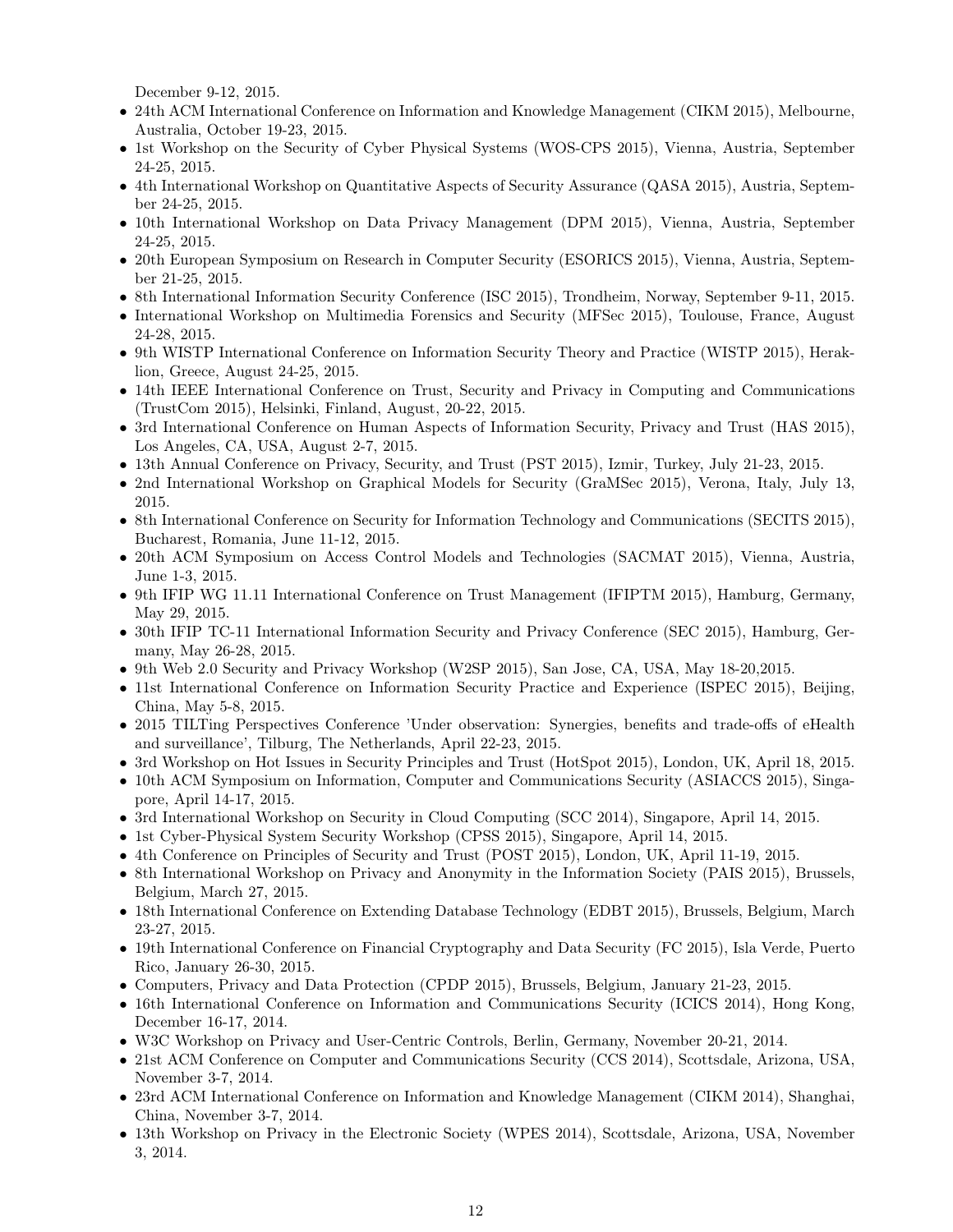December 9-12, 2015.

- 24th ACM International Conference on Information and Knowledge Management (CIKM 2015), Melbourne, Australia, October 19-23, 2015.
- 1st Workshop on the Security of Cyber Physical Systems (WOS-CPS 2015), Vienna, Austria, September 24-25, 2015.
- 4th International Workshop on Quantitative Aspects of Security Assurance (QASA 2015), Austria, September 24-25, 2015.
- 10th International Workshop on Data Privacy Management (DPM 2015), Vienna, Austria, September 24-25, 2015.
- 20th European Symposium on Research in Computer Security (ESORICS 2015), Vienna, Austria, September 21-25, 2015.
- 8th International Information Security Conference (ISC 2015), Trondheim, Norway, September 9-11, 2015.
- International Workshop on Multimedia Forensics and Security (MFSec 2015), Toulouse, France, August 24-28, 2015.
- 9th WISTP International Conference on Information Security Theory and Practice (WISTP 2015), Heraklion, Greece, August 24-25, 2015.
- 14th IEEE International Conference on Trust, Security and Privacy in Computing and Communications (TrustCom 2015), Helsinki, Finland, August, 20-22, 2015.
- 3rd International Conference on Human Aspects of Information Security, Privacy and Trust (HAS 2015), Los Angeles, CA, USA, August 2-7, 2015.
- 13th Annual Conference on Privacy, Security, and Trust (PST 2015), Izmir, Turkey, July 21-23, 2015.
- 2nd International Workshop on Graphical Models for Security (GraMSec 2015), Verona, Italy, July 13, 2015.
- 8th International Conference on Security for Information Technology and Communications (SECITS 2015), Bucharest, Romania, June 11-12, 2015.
- 20th ACM Symposium on Access Control Models and Technologies (SACMAT 2015), Vienna, Austria, June 1-3, 2015.
- 9th IFIP WG 11.11 International Conference on Trust Management (IFIPTM 2015), Hamburg, Germany, May 29, 2015.
- 30th IFIP TC-11 International Information Security and Privacy Conference (SEC 2015), Hamburg, Germany, May 26-28, 2015.
- 9th Web 2.0 Security and Privacy Workshop (W2SP 2015), San Jose, CA, USA, May 18-20,2015.
- 11st International Conference on Information Security Practice and Experience (ISPEC 2015), Beijing, China, May 5-8, 2015.
- 2015 TILTing Perspectives Conference 'Under observation: Synergies, benefits and trade-offs of eHealth and surveillance', Tilburg, The Netherlands, April 22-23, 2015.
- 3rd Workshop on Hot Issues in Security Principles and Trust (HotSpot 2015), London, UK, April 18, 2015.
- 10th ACM Symposium on Information, Computer and Communications Security (ASIACCS 2015), Singapore, April 14-17, 2015.
- 3rd International Workshop on Security in Cloud Computing (SCC 2014), Singapore, April 14, 2015.
- 1st Cyber-Physical System Security Workshop (CPSS 2015), Singapore, April 14, 2015.
- 4th Conference on Principles of Security and Trust (POST 2015), London, UK, April 11-19, 2015.
- 8th International Workshop on Privacy and Anonymity in the Information Society (PAIS 2015), Brussels, Belgium, March 27, 2015.
- 18th International Conference on Extending Database Technology (EDBT 2015), Brussels, Belgium, March 23-27, 2015.
- 19th International Conference on Financial Cryptography and Data Security (FC 2015), Isla Verde, Puerto Rico, January 26-30, 2015.
- Computers, Privacy and Data Protection (CPDP 2015), Brussels, Belgium, January 21-23, 2015.
- 16th International Conference on Information and Communications Security (ICICS 2014), Hong Kong, December 16-17, 2014.
- W3C Workshop on Privacy and User-Centric Controls, Berlin, Germany, November 20-21, 2014.
- 21st ACM Conference on Computer and Communications Security (CCS 2014), Scottsdale, Arizona, USA, November 3-7, 2014.
- 23rd ACM International Conference on Information and Knowledge Management (CIKM 2014), Shanghai, China, November 3-7, 2014.
- 13th Workshop on Privacy in the Electronic Society (WPES 2014), Scottsdale, Arizona, USA, November 3, 2014.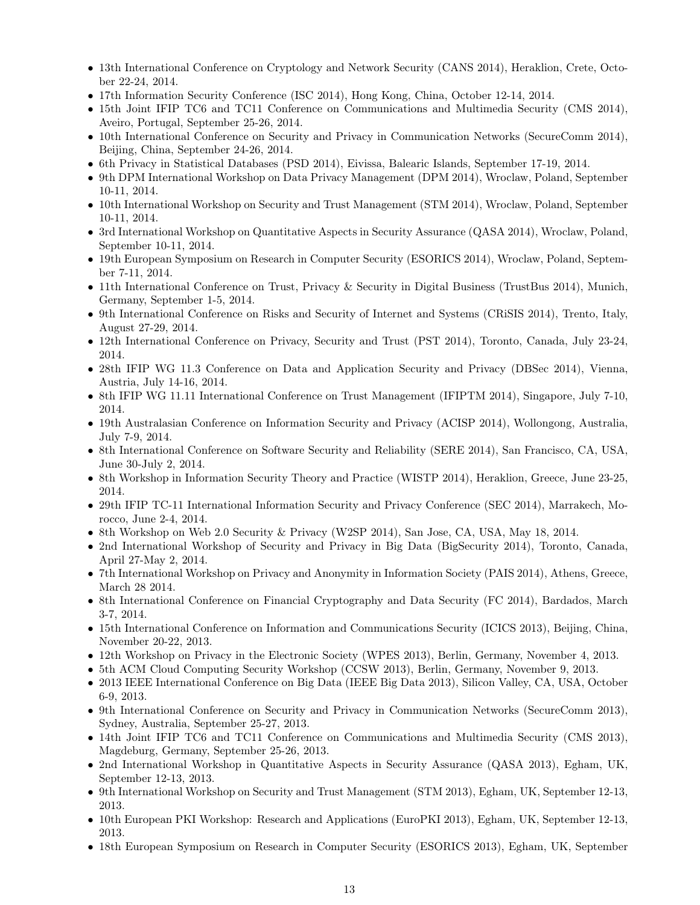- 13th International Conference on Cryptology and Network Security (CANS 2014), Heraklion, Crete, October 22-24, 2014.
- 17th Information Security Conference (ISC 2014), Hong Kong, China, October 12-14, 2014.
- 15th Joint IFIP TC6 and TC11 Conference on Communications and Multimedia Security (CMS 2014), Aveiro, Portugal, September 25-26, 2014.
- 10th International Conference on Security and Privacy in Communication Networks (SecureComm 2014), Beijing, China, September 24-26, 2014.
- 6th Privacy in Statistical Databases (PSD 2014), Eivissa, Balearic Islands, September 17-19, 2014.
- 9th DPM International Workshop on Data Privacy Management (DPM 2014), Wroclaw, Poland, September 10-11, 2014.
- 10th International Workshop on Security and Trust Management (STM 2014), Wroclaw, Poland, September 10-11, 2014.
- 3rd International Workshop on Quantitative Aspects in Security Assurance (QASA 2014), Wroclaw, Poland, September 10-11, 2014.
- 19th European Symposium on Research in Computer Security (ESORICS 2014), Wroclaw, Poland, September 7-11, 2014.
- 11th International Conference on Trust, Privacy & Security in Digital Business (TrustBus 2014), Munich, Germany, September 1-5, 2014.
- 9th International Conference on Risks and Security of Internet and Systems (CRiSIS 2014), Trento, Italy, August 27-29, 2014.
- 12th International Conference on Privacy, Security and Trust (PST 2014), Toronto, Canada, July 23-24, 2014.
- 28th IFIP WG 11.3 Conference on Data and Application Security and Privacy (DBSec 2014), Vienna, Austria, July 14-16, 2014.
- 8th IFIP WG 11.11 International Conference on Trust Management (IFIPTM 2014), Singapore, July 7-10, 2014.
- 19th Australasian Conference on Information Security and Privacy (ACISP 2014), Wollongong, Australia, July 7-9, 2014.
- 8th International Conference on Software Security and Reliability (SERE 2014), San Francisco, CA, USA, June 30-July 2, 2014.
- 8th Workshop in Information Security Theory and Practice (WISTP 2014), Heraklion, Greece, June 23-25, 2014.
- 29th IFIP TC-11 International Information Security and Privacy Conference (SEC 2014), Marrakech, Morocco, June 2-4, 2014.
- 8th Workshop on Web 2.0 Security & Privacy (W2SP 2014), San Jose, CA, USA, May 18, 2014.
- 2nd International Workshop of Security and Privacy in Big Data (BigSecurity 2014), Toronto, Canada, April 27-May 2, 2014.
- 7th International Workshop on Privacy and Anonymity in Information Society (PAIS 2014), Athens, Greece, March 28 2014.
- 8th International Conference on Financial Cryptography and Data Security (FC 2014), Bardados, March 3-7, 2014.
- 15th International Conference on Information and Communications Security (ICICS 2013), Beijing, China, November 20-22, 2013.
- 12th Workshop on Privacy in the Electronic Society (WPES 2013), Berlin, Germany, November 4, 2013.
- 5th ACM Cloud Computing Security Workshop (CCSW 2013), Berlin, Germany, November 9, 2013.
- 2013 IEEE International Conference on Big Data (IEEE Big Data 2013), Silicon Valley, CA, USA, October 6-9, 2013.
- 9th International Conference on Security and Privacy in Communication Networks (SecureComm 2013), Sydney, Australia, September 25-27, 2013.
- 14th Joint IFIP TC6 and TC11 Conference on Communications and Multimedia Security (CMS 2013), Magdeburg, Germany, September 25-26, 2013.
- 2nd International Workshop in Quantitative Aspects in Security Assurance (QASA 2013), Egham, UK, September 12-13, 2013.
- 9th International Workshop on Security and Trust Management (STM 2013), Egham, UK, September 12-13, 2013.
- 10th European PKI Workshop: Research and Applications (EuroPKI 2013), Egham, UK, September 12-13, 2013.
- 18th European Symposium on Research in Computer Security (ESORICS 2013), Egham, UK, September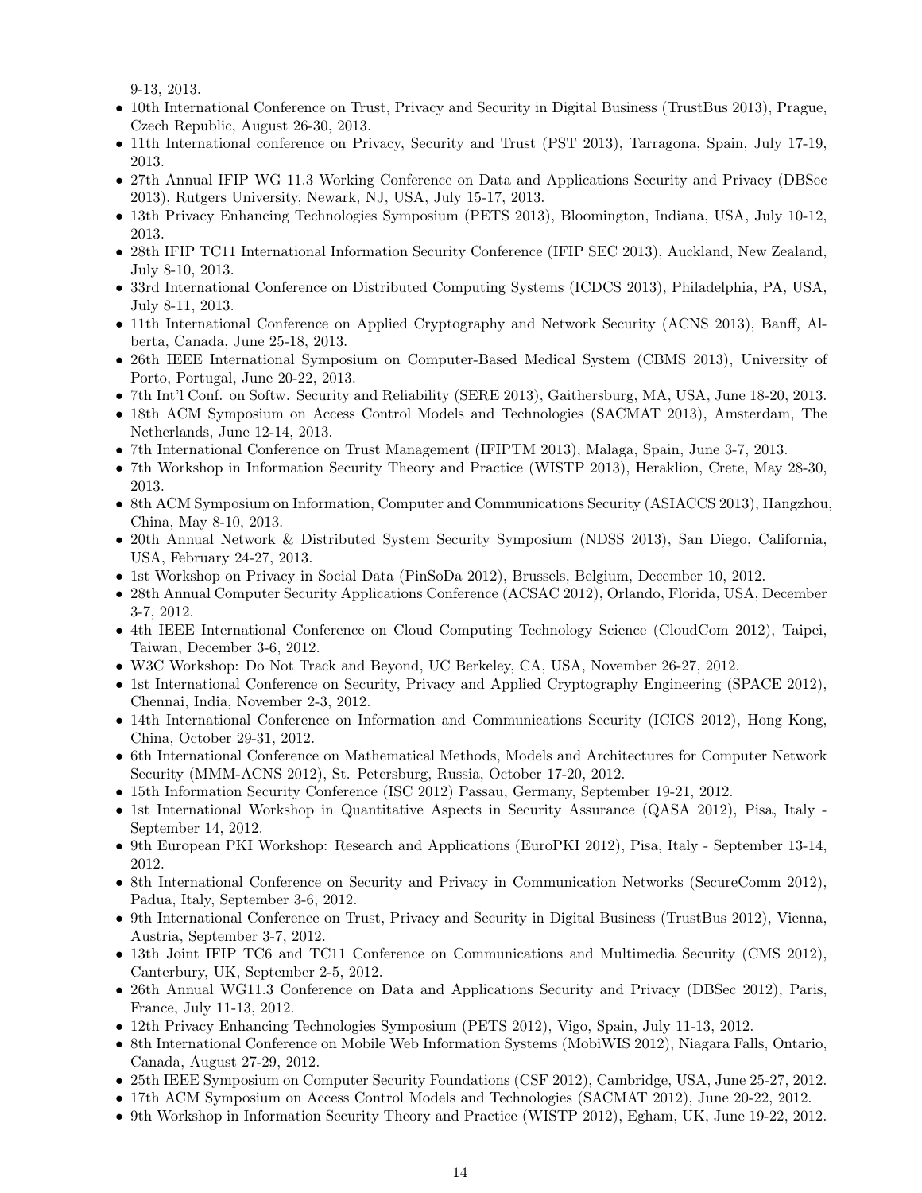9-13, 2013.

- 10th International Conference on Trust, Privacy and Security in Digital Business (TrustBus 2013), Prague, Czech Republic, August 26-30, 2013.
- 11th International conference on Privacy, Security and Trust (PST 2013), Tarragona, Spain, July 17-19, 2013.
- 27th Annual IFIP WG 11.3 Working Conference on Data and Applications Security and Privacy (DBSec 2013), Rutgers University, Newark, NJ, USA, July 15-17, 2013.
- 13th Privacy Enhancing Technologies Symposium (PETS 2013), Bloomington, Indiana, USA, July 10-12, 2013.
- 28th IFIP TC11 International Information Security Conference (IFIP SEC 2013), Auckland, New Zealand, July 8-10, 2013.
- 33rd International Conference on Distributed Computing Systems (ICDCS 2013), Philadelphia, PA, USA, July 8-11, 2013.
- 11th International Conference on Applied Cryptography and Network Security (ACNS 2013), Banff, Alberta, Canada, June 25-18, 2013.
- 26th IEEE International Symposium on Computer-Based Medical System (CBMS 2013), University of Porto, Portugal, June 20-22, 2013.
- 7th Int'l Conf. on Softw. Security and Reliability (SERE 2013), Gaithersburg, MA, USA, June 18-20, 2013.
- 18th ACM Symposium on Access Control Models and Technologies (SACMAT 2013), Amsterdam, The Netherlands, June 12-14, 2013.
- 7th International Conference on Trust Management (IFIPTM 2013), Malaga, Spain, June 3-7, 2013.
- 7th Workshop in Information Security Theory and Practice (WISTP 2013), Heraklion, Crete, May 28-30, 2013.
- 8th ACM Symposium on Information, Computer and Communications Security (ASIACCS 2013), Hangzhou, China, May 8-10, 2013.
- 20th Annual Network & Distributed System Security Symposium (NDSS 2013), San Diego, California, USA, February 24-27, 2013.
- 1st Workshop on Privacy in Social Data (PinSoDa 2012), Brussels, Belgium, December 10, 2012.
- 28th Annual Computer Security Applications Conference (ACSAC 2012), Orlando, Florida, USA, December 3-7, 2012.
- 4th IEEE International Conference on Cloud Computing Technology Science (CloudCom 2012), Taipei, Taiwan, December 3-6, 2012.
- W3C Workshop: Do Not Track and Beyond, UC Berkeley, CA, USA, November 26-27, 2012.
- 1st International Conference on Security, Privacy and Applied Cryptography Engineering (SPACE 2012), Chennai, India, November 2-3, 2012.
- 14th International Conference on Information and Communications Security (ICICS 2012), Hong Kong, China, October 29-31, 2012.
- 6th International Conference on Mathematical Methods, Models and Architectures for Computer Network Security (MMM-ACNS 2012), St. Petersburg, Russia, October 17-20, 2012.
- 15th Information Security Conference (ISC 2012) Passau, Germany, September 19-21, 2012.
- 1st International Workshop in Quantitative Aspects in Security Assurance (QASA 2012), Pisa, Italy - September 14, 2012.
- 9th European PKI Workshop: Research and Applications (EuroPKI 2012), Pisa, Italy - September 13-14, 2012.
- 8th International Conference on Security and Privacy in Communication Networks (SecureComm 2012), Padua, Italy, September 3-6, 2012.
- 9th International Conference on Trust, Privacy and Security in Digital Business (TrustBus 2012), Vienna, Austria, September 3-7, 2012.
- 13th Joint IFIP TC6 and TC11 Conference on Communications and Multimedia Security (CMS 2012), Canterbury, UK, September 2-5, 2012.
- 26th Annual WG11.3 Conference on Data and Applications Security and Privacy (DBSec 2012), Paris, France, July 11-13, 2012.
- 12th Privacy Enhancing Technologies Symposium (PETS 2012), Vigo, Spain, July 11-13, 2012.
- 8th International Conference on Mobile Web Information Systems (MobiWIS 2012), Niagara Falls, Ontario, Canada, August 27-29, 2012.
- 25th IEEE Symposium on Computer Security Foundations (CSF 2012), Cambridge, USA, June 25-27, 2012.
- 17th ACM Symposium on Access Control Models and Technologies (SACMAT 2012), June 20-22, 2012.
- 9th Workshop in Information Security Theory and Practice (WISTP 2012), Egham, UK, June 19-22, 2012.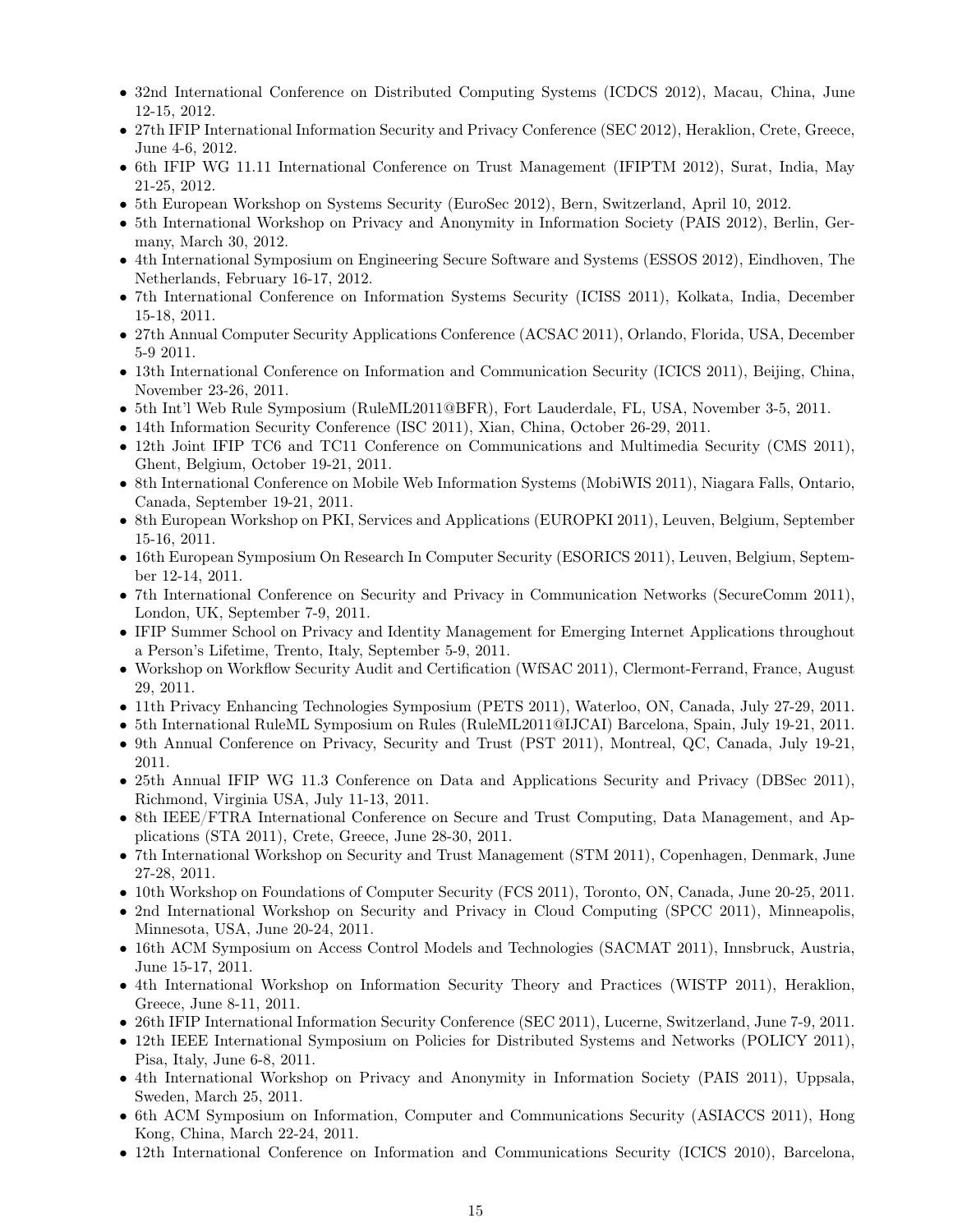- 32nd International Conference on Distributed Computing Systems (ICDCS 2012), Macau, China, June 12-15, 2012.
- 27th IFIP International Information Security and Privacy Conference (SEC 2012), Heraklion, Crete, Greece, June 4-6, 2012.
- 6th IFIP WG 11.11 International Conference on Trust Management (IFIPTM 2012), Surat, India, May 21-25, 2012.
- 5th European Workshop on Systems Security (EuroSec 2012), Bern, Switzerland, April 10, 2012.
- 5th International Workshop on Privacy and Anonymity in Information Society (PAIS 2012), Berlin, Germany, March 30, 2012.
- 4th International Symposium on Engineering Secure Software and Systems (ESSOS 2012), Eindhoven, The Netherlands, February 16-17, 2012.
- 7th International Conference on Information Systems Security (ICISS 2011), Kolkata, India, December 15-18, 2011.
- 27th Annual Computer Security Applications Conference (ACSAC 2011), Orlando, Florida, USA, December 5-9 2011.
- 13th International Conference on Information and Communication Security (ICICS 2011), Beijing, China, November 23-26, 2011.
- 5th Int'l Web Rule Symposium (RuleML2011@BFR), Fort Lauderdale, FL, USA, November 3-5, 2011.
- 14th Information Security Conference (ISC 2011), Xian, China, October 26-29, 2011.
- 12th Joint IFIP TC6 and TC11 Conference on Communications and Multimedia Security (CMS 2011), Ghent, Belgium, October 19-21, 2011.
- 8th International Conference on Mobile Web Information Systems (MobiWIS 2011), Niagara Falls, Ontario, Canada, September 19-21, 2011.
- 8th European Workshop on PKI, Services and Applications (EUROPKI 2011), Leuven, Belgium, September 15-16, 2011.
- 16th European Symposium On Research In Computer Security (ESORICS 2011), Leuven, Belgium, September 12-14, 2011.
- 7th International Conference on Security and Privacy in Communication Networks (SecureComm 2011), London, UK, September 7-9, 2011.
- IFIP Summer School on Privacy and Identity Management for Emerging Internet Applications throughout a Person's Lifetime, Trento, Italy, September 5-9, 2011.
- Workshop on Workflow Security Audit and Certification (WfSAC 2011), Clermont-Ferrand, France, August 29, 2011.
- 11th Privacy Enhancing Technologies Symposium (PETS 2011), Waterloo, ON, Canada, July 27-29, 2011.
- 5th International RuleML Symposium on Rules (RuleML2011@IJCAI) Barcelona, Spain, July 19-21, 2011.
- 9th Annual Conference on Privacy, Security and Trust (PST 2011), Montreal, QC, Canada, July 19-21, 2011.
- 25th Annual IFIP WG 11.3 Conference on Data and Applications Security and Privacy (DBSec 2011), Richmond, Virginia USA, July 11-13, 2011.
- 8th IEEE/FTRA International Conference on Secure and Trust Computing, Data Management, and Applications (STA 2011), Crete, Greece, June 28-30, 2011.
- 7th International Workshop on Security and Trust Management (STM 2011), Copenhagen, Denmark, June 27-28, 2011.
- 10th Workshop on Foundations of Computer Security (FCS 2011), Toronto, ON, Canada, June 20-25, 2011.
- 2nd International Workshop on Security and Privacy in Cloud Computing (SPCC 2011), Minneapolis, Minnesota, USA, June 20-24, 2011.
- 16th ACM Symposium on Access Control Models and Technologies (SACMAT 2011), Innsbruck, Austria, June 15-17, 2011.
- 4th International Workshop on Information Security Theory and Practices (WISTP 2011), Heraklion, Greece, June 8-11, 2011.
- 26th IFIP International Information Security Conference (SEC 2011), Lucerne, Switzerland, June 7-9, 2011.
- 12th IEEE International Symposium on Policies for Distributed Systems and Networks (POLICY 2011), Pisa, Italy, June 6-8, 2011.
- 4th International Workshop on Privacy and Anonymity in Information Society (PAIS 2011), Uppsala, Sweden, March 25, 2011.
- 6th ACM Symposium on Information, Computer and Communications Security (ASIACCS 2011), Hong Kong, China, March 22-24, 2011.
- 12th International Conference on Information and Communications Security (ICICS 2010), Barcelona,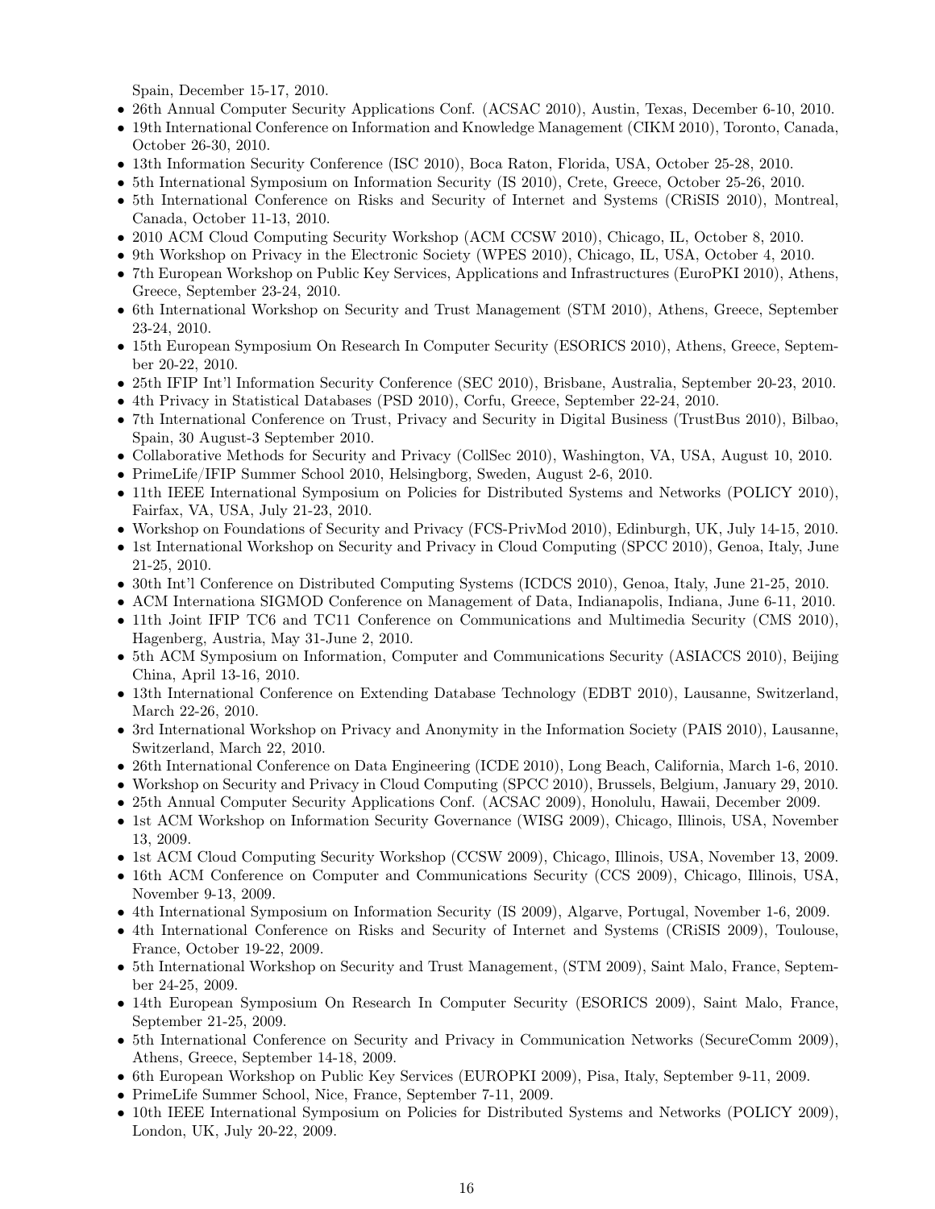Spain, December 15-17, 2010.

- 26th Annual Computer Security Applications Conf. (ACSAC 2010), Austin, Texas, December 6-10, 2010.
- 19th International Conference on Information and Knowledge Management (CIKM 2010), Toronto, Canada, October 26-30, 2010.
- 13th Information Security Conference (ISC 2010), Boca Raton, Florida, USA, October 25-28, 2010.
- 5th International Symposium on Information Security (IS 2010), Crete, Greece, October 25-26, 2010.
- 5th International Conference on Risks and Security of Internet and Systems (CRiSIS 2010), Montreal, Canada, October 11-13, 2010.
- 2010 ACM Cloud Computing Security Workshop (ACM CCSW 2010), Chicago, IL, October 8, 2010.
- 9th Workshop on Privacy in the Electronic Society (WPES 2010), Chicago, IL, USA, October 4, 2010.
- 7th European Workshop on Public Key Services, Applications and Infrastructures (EuroPKI 2010), Athens, Greece, September 23-24, 2010.
- 6th International Workshop on Security and Trust Management (STM 2010), Athens, Greece, September 23-24, 2010.
- 15th European Symposium On Research In Computer Security (ESORICS 2010), Athens, Greece, September 20-22, 2010.
- 25th IFIP Int'l Information Security Conference (SEC 2010), Brisbane, Australia, September 20-23, 2010.
- 4th Privacy in Statistical Databases (PSD 2010), Corfu, Greece, September 22-24, 2010.
- 7th International Conference on Trust, Privacy and Security in Digital Business (TrustBus 2010), Bilbao, Spain, 30 August-3 September 2010.
- Collaborative Methods for Security and Privacy (CollSec 2010), Washington, VA, USA, August 10, 2010.
- PrimeLife/IFIP Summer School 2010, Helsingborg, Sweden, August 2-6, 2010.
- 11th IEEE International Symposium on Policies for Distributed Systems and Networks (POLICY 2010), Fairfax, VA, USA, July 21-23, 2010.
- Workshop on Foundations of Security and Privacy (FCS-PrivMod 2010), Edinburgh, UK, July 14-15, 2010.
- 1st International Workshop on Security and Privacy in Cloud Computing (SPCC 2010), Genoa, Italy, June 21-25, 2010.
- 30th Int'l Conference on Distributed Computing Systems (ICDCS 2010), Genoa, Italy, June 21-25, 2010.
- ACM Internationa SIGMOD Conference on Management of Data, Indianapolis, Indiana, June 6-11, 2010.
- 11th Joint IFIP TC6 and TC11 Conference on Communications and Multimedia Security (CMS 2010), Hagenberg, Austria, May 31-June 2, 2010.
- 5th ACM Symposium on Information, Computer and Communications Security (ASIACCS 2010), Beijing China, April 13-16, 2010.
- 13th International Conference on Extending Database Technology (EDBT 2010), Lausanne, Switzerland, March 22-26, 2010.
- 3rd International Workshop on Privacy and Anonymity in the Information Society (PAIS 2010), Lausanne, Switzerland, March 22, 2010.
- 26th International Conference on Data Engineering (ICDE 2010), Long Beach, California, March 1-6, 2010.
- Workshop on Security and Privacy in Cloud Computing (SPCC 2010), Brussels, Belgium, January 29, 2010.
- 25th Annual Computer Security Applications Conf. (ACSAC 2009), Honolulu, Hawaii, December 2009.
- 1st ACM Workshop on Information Security Governance (WISG 2009), Chicago, Illinois, USA, November 13, 2009.
- 1st ACM Cloud Computing Security Workshop (CCSW 2009), Chicago, Illinois, USA, November 13, 2009.
- 16th ACM Conference on Computer and Communications Security (CCS 2009), Chicago, Illinois, USA, November 9-13, 2009.
- 4th International Symposium on Information Security (IS 2009), Algarve, Portugal, November 1-6, 2009.
- 4th International Conference on Risks and Security of Internet and Systems (CRiSIS 2009), Toulouse, France, October 19-22, 2009.
- 5th International Workshop on Security and Trust Management, (STM 2009), Saint Malo, France, September 24-25, 2009.
- 14th European Symposium On Research In Computer Security (ESORICS 2009), Saint Malo, France, September 21-25, 2009.
- 5th International Conference on Security and Privacy in Communication Networks (SecureComm 2009), Athens, Greece, September 14-18, 2009.
- 6th European Workshop on Public Key Services (EUROPKI 2009), Pisa, Italy, September 9-11, 2009.
- PrimeLife Summer School, Nice, France, September 7-11, 2009.
- 10th IEEE International Symposium on Policies for Distributed Systems and Networks (POLICY 2009), London, UK, July 20-22, 2009.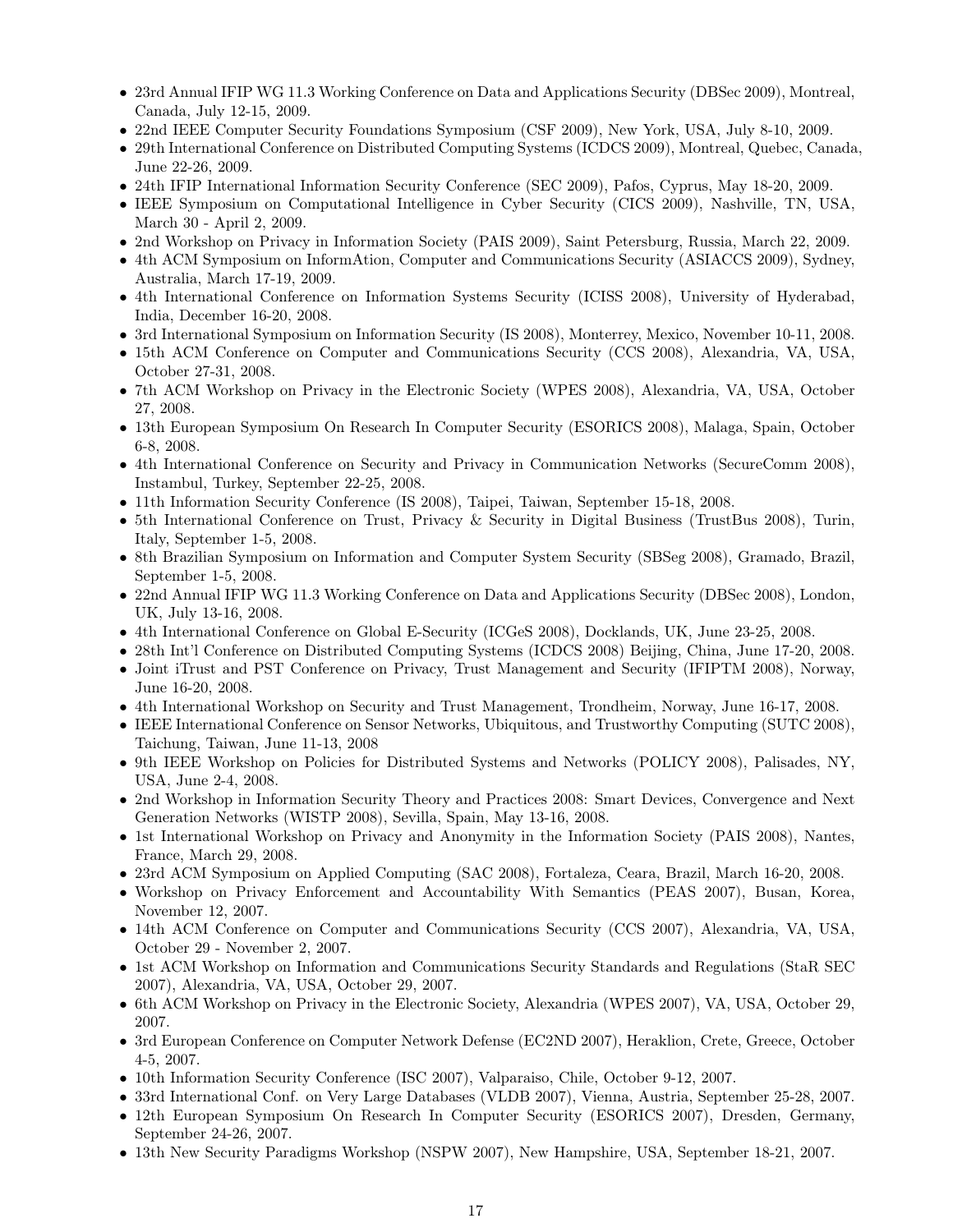- 23rd Annual IFIP WG 11.3 Working Conference on Data and Applications Security (DBSec 2009), Montreal, Canada, July 12-15, 2009.
- 22nd IEEE Computer Security Foundations Symposium (CSF 2009), New York, USA, July 8-10, 2009.
- 29th International Conference on Distributed Computing Systems (ICDCS 2009), Montreal, Quebec, Canada, June 22-26, 2009.
- 24th IFIP International Information Security Conference (SEC 2009), Pafos, Cyprus, May 18-20, 2009.
- IEEE Symposium on Computational Intelligence in Cyber Security (CICS 2009), Nashville, TN, USA, March 30 - April 2, 2009.
- 2nd Workshop on Privacy in Information Society (PAIS 2009), Saint Petersburg, Russia, March 22, 2009.
- 4th ACM Symposium on InformAtion, Computer and Communications Security (ASIACCS 2009), Sydney, Australia, March 17-19, 2009.
- 4th International Conference on Information Systems Security (ICISS 2008), University of Hyderabad, India, December 16-20, 2008.
- 3rd International Symposium on Information Security (IS 2008), Monterrey, Mexico, November 10-11, 2008.
- 15th ACM Conference on Computer and Communications Security (CCS 2008), Alexandria, VA, USA, October 27-31, 2008.
- 7th ACM Workshop on Privacy in the Electronic Society (WPES 2008), Alexandria, VA, USA, October 27, 2008.
- 13th European Symposium On Research In Computer Security (ESORICS 2008), Malaga, Spain, October 6-8, 2008.
- 4th International Conference on Security and Privacy in Communication Networks (SecureComm 2008), Instambul, Turkey, September 22-25, 2008.
- 11th Information Security Conference (IS 2008), Taipei, Taiwan, September 15-18, 2008.
- 5th International Conference on Trust, Privacy & Security in Digital Business (TrustBus 2008), Turin, Italy, September 1-5, 2008.
- 8th Brazilian Symposium on Information and Computer System Security (SBSeg 2008), Gramado, Brazil, September 1-5, 2008.
- 22nd Annual IFIP WG 11.3 Working Conference on Data and Applications Security (DBSec 2008), London, UK, July 13-16, 2008.
- 4th International Conference on Global E-Security (ICGeS 2008), Docklands, UK, June 23-25, 2008.
- 28th Int'l Conference on Distributed Computing Systems (ICDCS 2008) Beijing, China, June 17-20, 2008.
- Joint iTrust and PST Conference on Privacy, Trust Management and Security (IFIPTM 2008), Norway, June 16-20, 2008.
- 4th International Workshop on Security and Trust Management, Trondheim, Norway, June 16-17, 2008.
- IEEE International Conference on Sensor Networks, Ubiquitous, and Trustworthy Computing (SUTC 2008), Taichung, Taiwan, June 11-13, 2008
- 9th IEEE Workshop on Policies for Distributed Systems and Networks (POLICY 2008), Palisades, NY, USA, June 2-4, 2008.
- 2nd Workshop in Information Security Theory and Practices 2008: Smart Devices, Convergence and Next Generation Networks (WISTP 2008), Sevilla, Spain, May 13-16, 2008.
- 1st International Workshop on Privacy and Anonymity in the Information Society (PAIS 2008), Nantes, France, March 29, 2008.
- 23rd ACM Symposium on Applied Computing (SAC 2008), Fortaleza, Ceara, Brazil, March 16-20, 2008.
- Workshop on Privacy Enforcement and Accountability With Semantics (PEAS 2007), Busan, Korea, November 12, 2007.
- 14th ACM Conference on Computer and Communications Security (CCS 2007), Alexandria, VA, USA, October 29 - November 2, 2007.
- 1st ACM Workshop on Information and Communications Security Standards and Regulations (StaR SEC 2007), Alexandria, VA, USA, October 29, 2007.
- 6th ACM Workshop on Privacy in the Electronic Society, Alexandria (WPES 2007), VA, USA, October 29, 2007.
- 3rd European Conference on Computer Network Defense (EC2ND 2007), Heraklion, Crete, Greece, October 4-5, 2007.
- 10th Information Security Conference (ISC 2007), Valparaiso, Chile, October 9-12, 2007.
- 33rd International Conf. on Very Large Databases (VLDB 2007), Vienna, Austria, September 25-28, 2007.
- 12th European Symposium On Research In Computer Security (ESORICS 2007), Dresden, Germany, September 24-26, 2007.
- 13th New Security Paradigms Workshop (NSPW 2007), New Hampshire, USA, September 18-21, 2007.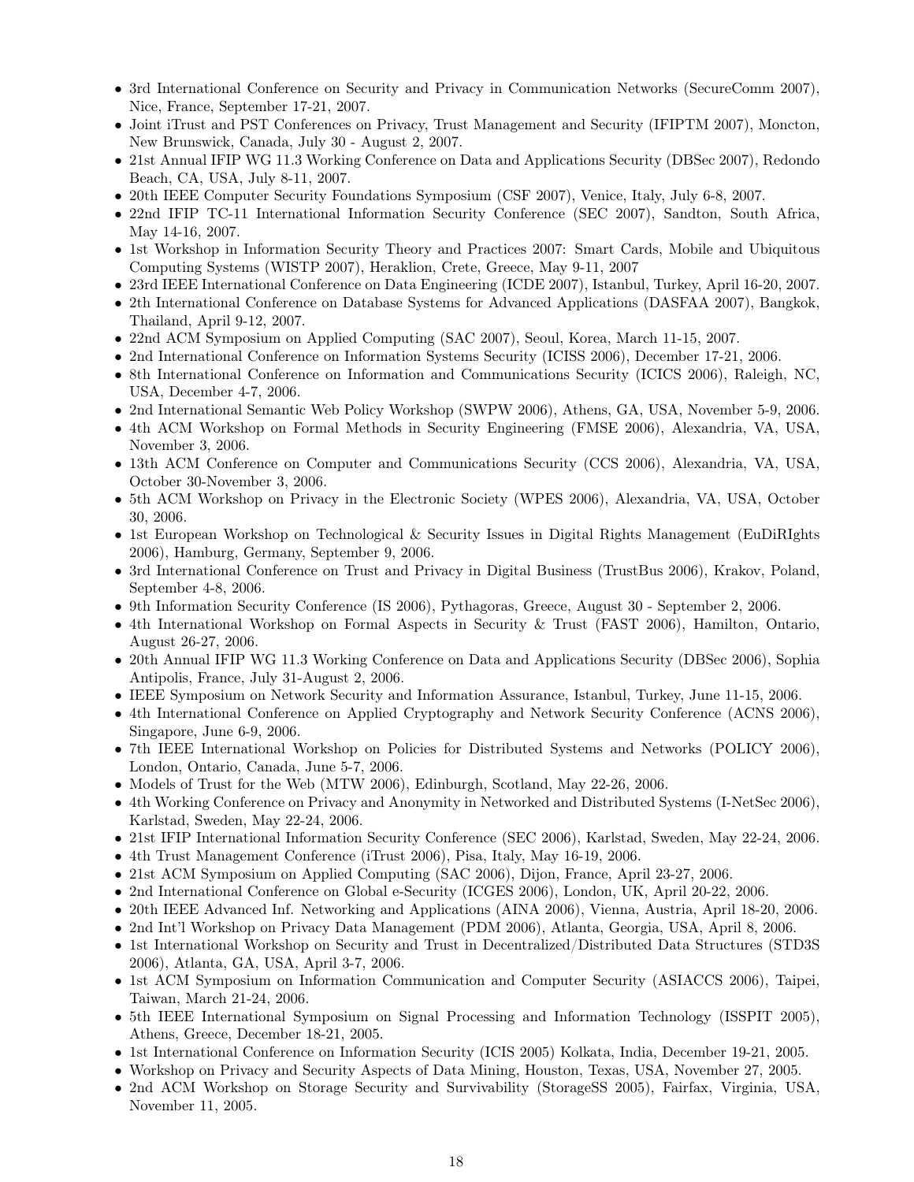- 3rd International Conference on Security and Privacy in Communication Networks (SecureComm 2007), Nice, France, September 17-21, 2007.
- Joint iTrust and PST Conferences on Privacy, Trust Management and Security (IFIPTM 2007), Moncton, New Brunswick, Canada, July 30 - August 2, 2007.
- 21st Annual IFIP WG 11.3 Working Conference on Data and Applications Security (DBSec 2007), Redondo Beach, CA, USA, July 8-11, 2007.
- 20th IEEE Computer Security Foundations Symposium (CSF 2007), Venice, Italy, July 6-8, 2007.
- 22nd IFIP TC-11 International Information Security Conference (SEC 2007), Sandton, South Africa, May 14-16, 2007.
- 1st Workshop in Information Security Theory and Practices 2007: Smart Cards, Mobile and Ubiquitous Computing Systems (WISTP 2007), Heraklion, Crete, Greece, May 9-11, 2007
- 23rd IEEE International Conference on Data Engineering (ICDE 2007), Istanbul, Turkey, April 16-20, 2007.
- 2th International Conference on Database Systems for Advanced Applications (DASFAA 2007), Bangkok, Thailand, April 9-12, 2007.
- 22nd ACM Symposium on Applied Computing (SAC 2007), Seoul, Korea, March 11-15, 2007.
- 2nd International Conference on Information Systems Security (ICISS 2006), December 17-21, 2006.
- 8th International Conference on Information and Communications Security (ICICS 2006), Raleigh, NC, USA, December 4-7, 2006.
- 2nd International Semantic Web Policy Workshop (SWPW 2006), Athens, GA, USA, November 5-9, 2006.
- 4th ACM Workshop on Formal Methods in Security Engineering (FMSE 2006), Alexandria, VA, USA, November 3, 2006.
- 13th ACM Conference on Computer and Communications Security (CCS 2006), Alexandria, VA, USA, October 30-November 3, 2006.
- 5th ACM Workshop on Privacy in the Electronic Society (WPES 2006), Alexandria, VA, USA, October 30, 2006.
- 1st European Workshop on Technological & Security Issues in Digital Rights Management (EuDiRIghts 2006), Hamburg, Germany, September 9, 2006.
- 3rd International Conference on Trust and Privacy in Digital Business (TrustBus 2006), Krakov, Poland, September 4-8, 2006.
- 9th Information Security Conference (IS 2006), Pythagoras, Greece, August 30 - September 2, 2006.
- 4th International Workshop on Formal Aspects in Security & Trust (FAST 2006), Hamilton, Ontario, August 26-27, 2006.
- 20th Annual IFIP WG 11.3 Working Conference on Data and Applications Security (DBSec 2006), Sophia Antipolis, France, July 31-August 2, 2006.
- IEEE Symposium on Network Security and Information Assurance, Istanbul, Turkey, June 11-15, 2006.
- 4th International Conference on Applied Cryptography and Network Security Conference (ACNS 2006), Singapore, June 6-9, 2006.
- 7th IEEE International Workshop on Policies for Distributed Systems and Networks (POLICY 2006), London, Ontario, Canada, June 5-7, 2006.
- Models of Trust for the Web (MTW 2006), Edinburgh, Scotland, May 22-26, 2006.
- 4th Working Conference on Privacy and Anonymity in Networked and Distributed Systems (I-NetSec 2006), Karlstad, Sweden, May 22-24, 2006.
- 21st IFIP International Information Security Conference (SEC 2006), Karlstad, Sweden, May 22-24, 2006.
- 4th Trust Management Conference (iTrust 2006), Pisa, Italy, May 16-19, 2006.
- 21st ACM Symposium on Applied Computing (SAC 2006), Dijon, France, April 23-27, 2006.
- 2nd International Conference on Global e-Security (ICGES 2006), London, UK, April 20-22, 2006.
- 20th IEEE Advanced Inf. Networking and Applications (AINA 2006), Vienna, Austria, April 18-20, 2006.
- 2nd Int'l Workshop on Privacy Data Management (PDM 2006), Atlanta, Georgia, USA, April 8, 2006.
- 1st International Workshop on Security and Trust in Decentralized/Distributed Data Structures (STD3S 2006), Atlanta, GA, USA, April 3-7, 2006.
- 1st ACM Symposium on Information Communication and Computer Security (ASIACCS 2006), Taipei, Taiwan, March 21-24, 2006.
- 5th IEEE International Symposium on Signal Processing and Information Technology (ISSPIT 2005), Athens, Greece, December 18-21, 2005.
- 1st International Conference on Information Security (ICIS 2005) Kolkata, India, December 19-21, 2005.
- Workshop on Privacy and Security Aspects of Data Mining, Houston, Texas, USA, November 27, 2005.
- 2nd ACM Workshop on Storage Security and Survivability (StorageSS 2005), Fairfax, Virginia, USA, November 11, 2005.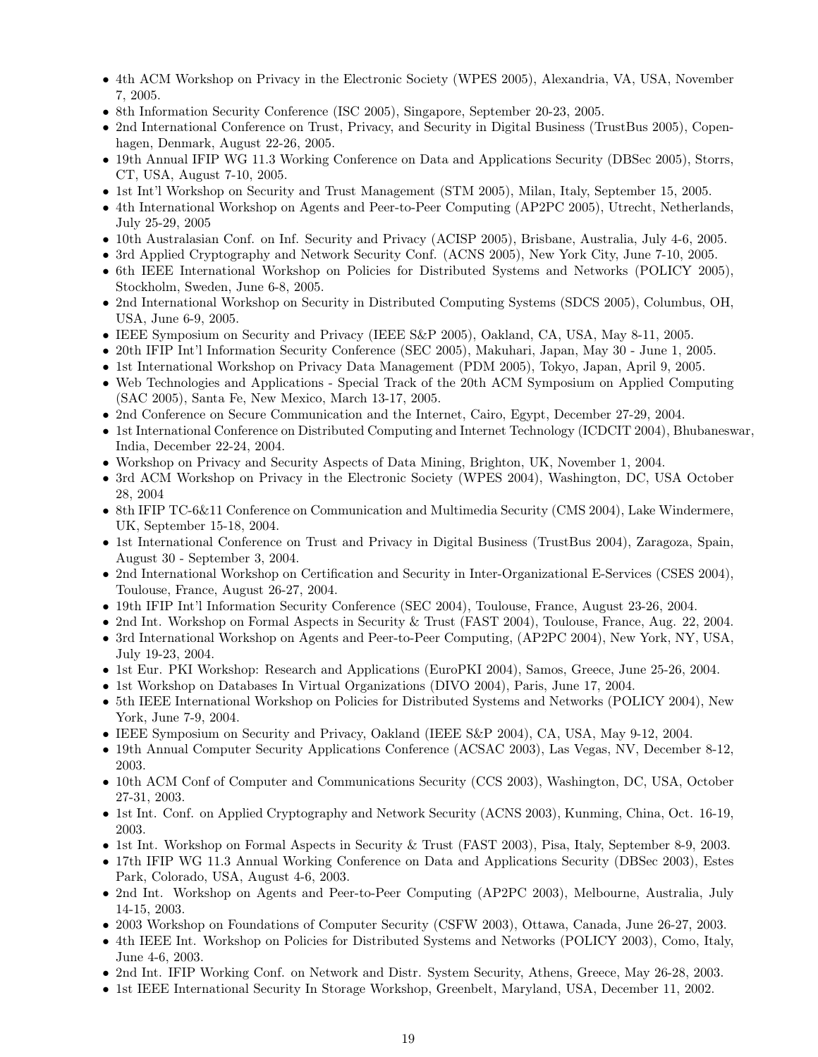- 4th ACM Workshop on Privacy in the Electronic Society (WPES 2005), Alexandria, VA, USA, November 7, 2005.
- 8th Information Security Conference (ISC 2005), Singapore, September 20-23, 2005.
- 2nd International Conference on Trust, Privacy, and Security in Digital Business (TrustBus 2005), Copenhagen, Denmark, August 22-26, 2005.
- 19th Annual IFIP WG 11.3 Working Conference on Data and Applications Security (DBSec 2005), Storrs, CT, USA, August 7-10, 2005.
- 1st Int'l Workshop on Security and Trust Management (STM 2005), Milan, Italy, September 15, 2005.
- 4th International Workshop on Agents and Peer-to-Peer Computing (AP2PC 2005), Utrecht, Netherlands, July 25-29, 2005
- 10th Australasian Conf. on Inf. Security and Privacy (ACISP 2005), Brisbane, Australia, July 4-6, 2005.
- 3rd Applied Cryptography and Network Security Conf. (ACNS 2005), New York City, June 7-10, 2005.
- 6th IEEE International Workshop on Policies for Distributed Systems and Networks (POLICY 2005), Stockholm, Sweden, June 6-8, 2005.
- 2nd International Workshop on Security in Distributed Computing Systems (SDCS 2005), Columbus, OH, USA, June 6-9, 2005.
- IEEE Symposium on Security and Privacy (IEEE S&P 2005), Oakland, CA, USA, May 8-11, 2005.
- 20th IFIP Int'l Information Security Conference (SEC 2005), Makuhari, Japan, May 30 - June 1, 2005.
- 1st International Workshop on Privacy Data Management (PDM 2005), Tokyo, Japan, April 9, 2005.
- Web Technologies and Applications - Special Track of the 20th ACM Symposium on Applied Computing (SAC 2005), Santa Fe, New Mexico, March 13-17, 2005.
- 2nd Conference on Secure Communication and the Internet, Cairo, Egypt, December 27-29, 2004.
- 1st International Conference on Distributed Computing and Internet Technology (ICDCIT 2004), Bhubaneswar, India, December 22-24, 2004.
- Workshop on Privacy and Security Aspects of Data Mining, Brighton, UK, November 1, 2004.
- 3rd ACM Workshop on Privacy in the Electronic Society (WPES 2004), Washington, DC, USA October 28, 2004
- 8th IFIP TC-6&11 Conference on Communication and Multimedia Security (CMS 2004), Lake Windermere, UK, September 15-18, 2004.
- 1st International Conference on Trust and Privacy in Digital Business (TrustBus 2004), Zaragoza, Spain, August 30 - September 3, 2004.
- 2nd International Workshop on Certification and Security in Inter-Organizational E-Services (CSES 2004), Toulouse, France, August 26-27, 2004.
- 19th IFIP Int'l Information Security Conference (SEC 2004), Toulouse, France, August 23-26, 2004.
- 2nd Int. Workshop on Formal Aspects in Security & Trust (FAST 2004), Toulouse, France, Aug. 22, 2004.
- 3rd International Workshop on Agents and Peer-to-Peer Computing, (AP2PC 2004), New York, NY, USA, July 19-23, 2004.
- 1st Eur. PKI Workshop: Research and Applications (EuroPKI 2004), Samos, Greece, June 25-26, 2004.
- 1st Workshop on Databases In Virtual Organizations (DIVO 2004), Paris, June 17, 2004.
- 5th IEEE International Workshop on Policies for Distributed Systems and Networks (POLICY 2004), New York, June 7-9, 2004.
- IEEE Symposium on Security and Privacy, Oakland (IEEE S&P 2004), CA, USA, May 9-12, 2004.
- 19th Annual Computer Security Applications Conference (ACSAC 2003), Las Vegas, NV, December 8-12, 2003.
- 10th ACM Conf of Computer and Communications Security (CCS 2003), Washington, DC, USA, October 27-31, 2003.
- 1st Int. Conf. on Applied Cryptography and Network Security (ACNS 2003), Kunming, China, Oct. 16-19, 2003.
- 1st Int. Workshop on Formal Aspects in Security & Trust (FAST 2003), Pisa, Italy, September 8-9, 2003.
- 17th IFIP WG 11.3 Annual Working Conference on Data and Applications Security (DBSec 2003), Estes Park, Colorado, USA, August 4-6, 2003.
- 2nd Int. Workshop on Agents and Peer-to-Peer Computing (AP2PC 2003), Melbourne, Australia, July 14-15, 2003.
- 2003 Workshop on Foundations of Computer Security (CSFW 2003), Ottawa, Canada, June 26-27, 2003.
- 4th IEEE Int. Workshop on Policies for Distributed Systems and Networks (POLICY 2003), Como, Italy, June 4-6, 2003.
- 2nd Int. IFIP Working Conf. on Network and Distr. System Security, Athens, Greece, May 26-28, 2003.
- 1st IEEE International Security In Storage Workshop, Greenbelt, Maryland, USA, December 11, 2002.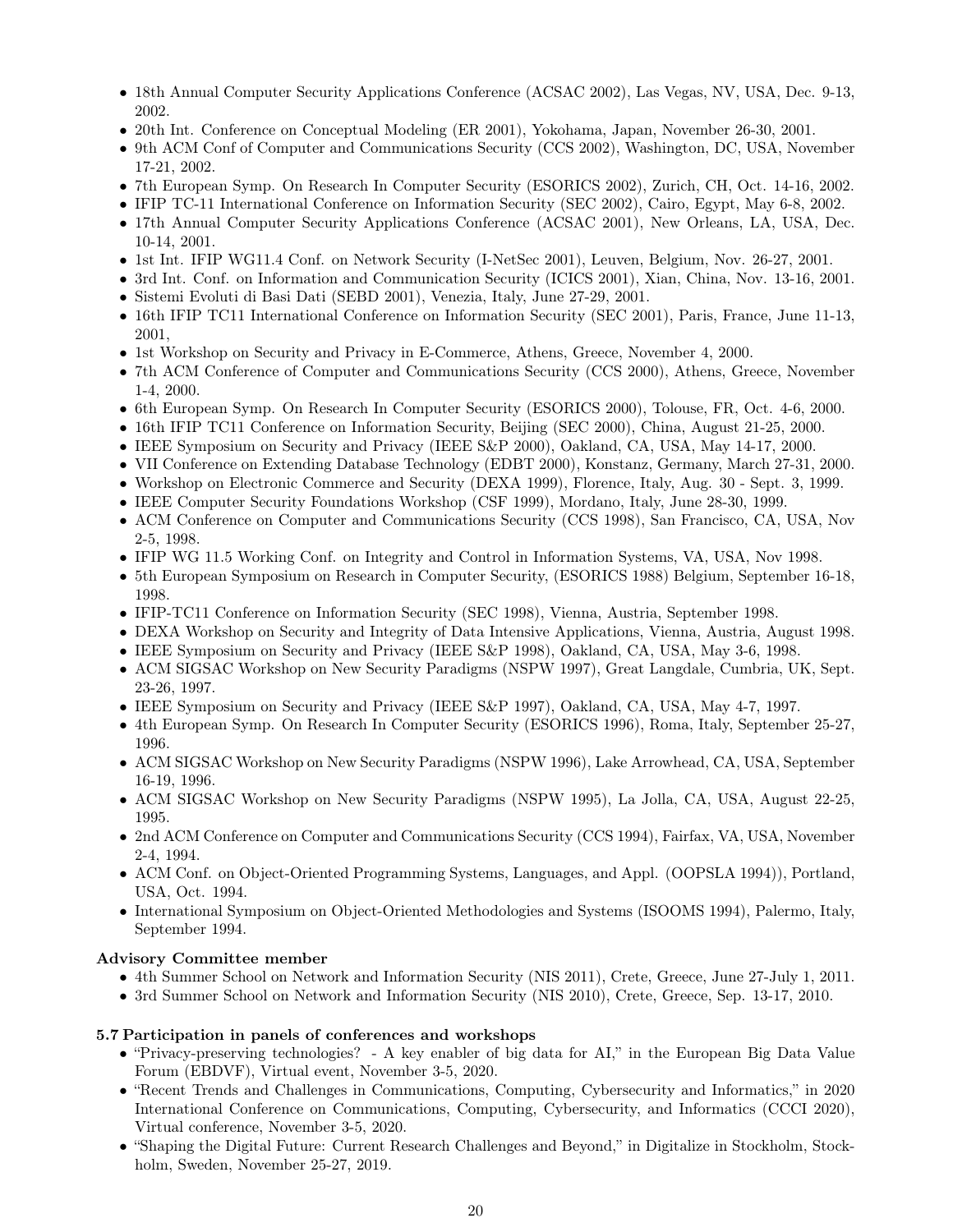- 18th Annual Computer Security Applications Conference (ACSAC 2002), Las Vegas, NV, USA, Dec. 9-13, 2002.
- 20th Int. Conference on Conceptual Modeling (ER 2001), Yokohama, Japan, November 26-30, 2001.
- 9th ACM Conf of Computer and Communications Security (CCS 2002), Washington, DC, USA, November 17-21, 2002.
- 7th European Symp. On Research In Computer Security (ESORICS 2002), Zurich, CH, Oct. 14-16, 2002.
- IFIP TC-11 International Conference on Information Security (SEC 2002), Cairo, Egypt, May 6-8, 2002.
- 17th Annual Computer Security Applications Conference (ACSAC 2001), New Orleans, LA, USA, Dec. 10-14, 2001.
- 1st Int. IFIP WG11.4 Conf. on Network Security (I-NetSec 2001), Leuven, Belgium, Nov. 26-27, 2001.
- 3rd Int. Conf. on Information and Communication Security (ICICS 2001), Xian, China, Nov. 13-16, 2001.
- Sistemi Evoluti di Basi Dati (SEBD 2001), Venezia, Italy, June 27-29, 2001.
- 16th IFIP TC11 International Conference on Information Security (SEC 2001), Paris, France, June 11-13, 2001,
- 1st Workshop on Security and Privacy in E-Commerce, Athens, Greece, November 4, 2000.
- 7th ACM Conference of Computer and Communications Security (CCS 2000), Athens, Greece, November 1-4, 2000.
- 6th European Symp. On Research In Computer Security (ESORICS 2000), Tolouse, FR, Oct. 4-6, 2000.
- 16th IFIP TC11 Conference on Information Security, Beijing (SEC 2000), China, August 21-25, 2000.
- IEEE Symposium on Security and Privacy (IEEE S&P 2000), Oakland, CA, USA, May 14-17, 2000.
- VII Conference on Extending Database Technology (EDBT 2000), Konstanz, Germany, March 27-31, 2000.
- Workshop on Electronic Commerce and Security (DEXA 1999), Florence, Italy, Aug. 30 - Sept. 3, 1999.
- IEEE Computer Security Foundations Workshop (CSF 1999), Mordano, Italy, June 28-30, 1999.
- ACM Conference on Computer and Communications Security (CCS 1998), San Francisco, CA, USA, Nov 2-5, 1998.
- IFIP WG 11.5 Working Conf. on Integrity and Control in Information Systems, VA, USA, Nov 1998.
- 5th European Symposium on Research in Computer Security, (ESORICS 1988) Belgium, September 16-18, 1998.
- IFIP-TC11 Conference on Information Security (SEC 1998), Vienna, Austria, September 1998.
- DEXA Workshop on Security and Integrity of Data Intensive Applications, Vienna, Austria, August 1998.
- IEEE Symposium on Security and Privacy (IEEE S&P 1998), Oakland, CA, USA, May 3-6, 1998.
- ACM SIGSAC Workshop on New Security Paradigms (NSPW 1997), Great Langdale, Cumbria, UK, Sept. 23-26, 1997.
- IEEE Symposium on Security and Privacy (IEEE S&P 1997), Oakland, CA, USA, May 4-7, 1997.
- 4th European Symp. On Research In Computer Security (ESORICS 1996), Roma, Italy, September 25-27, 1996.
- ACM SIGSAC Workshop on New Security Paradigms (NSPW 1996), Lake Arrowhead, CA, USA, September 16-19, 1996.
- ACM SIGSAC Workshop on New Security Paradigms (NSPW 1995), La Jolla, CA, USA, August 22-25, 1995.
- 2nd ACM Conference on Computer and Communications Security (CCS 1994), Fairfax, VA, USA, November 2-4, 1994.
- ACM Conf. on Object-Oriented Programming Systems, Languages, and Appl. (OOPSLA 1994)), Portland, USA, Oct. 1994.
- International Symposium on Object-Oriented Methodologies and Systems (ISOOMS 1994), Palermo, Italy, September 1994.

**Advisory Committee member**

- 4th Summer School on Network and Information Security (NIS 2011), Crete, Greece, June 27-July 1, 2011.
- 3rd Summer School on Network and Information Security (NIS 2010), Crete, Greece, Sep. 13-17, 2010.

### 5.7 Participation in panels of conferences and workshops

- "Privacy-preserving technologies? - A key enabler of big data for AI," in the European Big Data Value Forum (EBDVF), Virtual event, November 3-5, 2020.
- "Recent Trends and Challenges in Communications, Computing, Cybersecurity and Informatics," in 2020 International Conference on Communications, Computing, Cybersecurity, and Informatics (CCCI 2020), Virtual conference, November 3-5, 2020.
- "Shaping the Digital Future: Current Research Challenges and Beyond," in Digitalize in Stockholm, Stockholm, Sweden, November 25-27, 2019.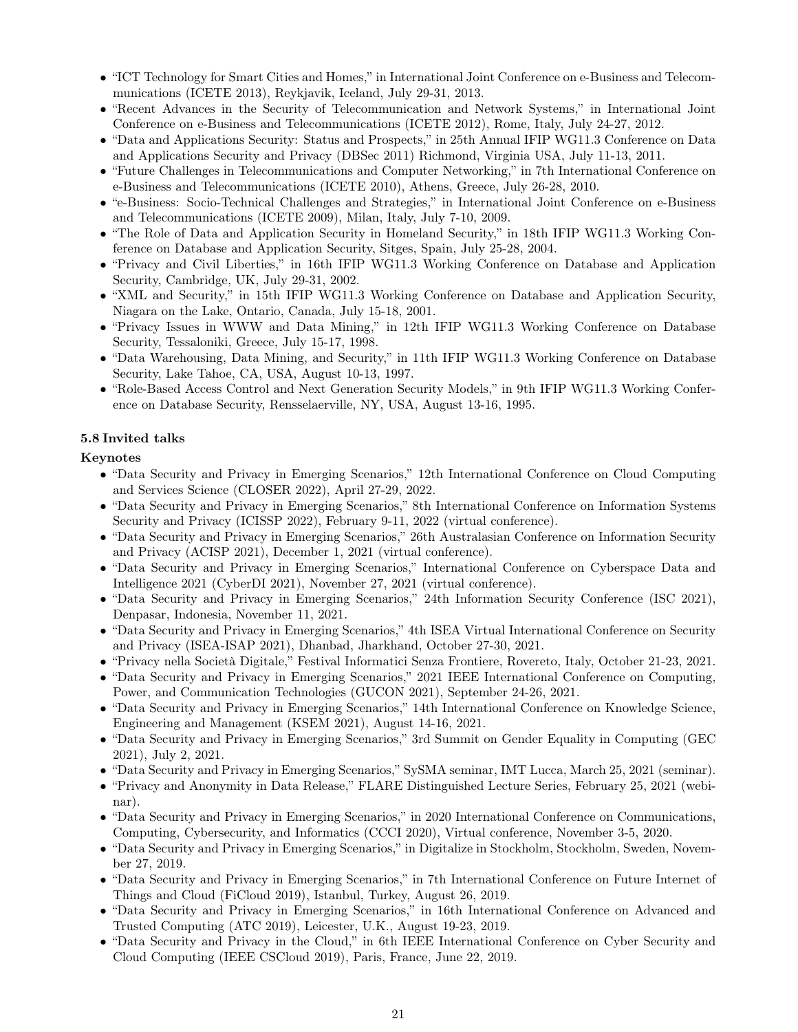- "ICT Technology for Smart Cities and Homes," in International Joint Conference on e-Business and Telecommunications (ICETE 2013), Reykjavik, Iceland, July 29-31, 2013.
- "Recent Advances in the Security of Telecommunication and Network Systems," in International Joint Conference on e-Business and Telecommunications (ICETE 2012), Rome, Italy, July 24-27, 2012.
- "Data and Applications Security: Status and Prospects," in 25th Annual IFIP WG11.3 Conference on Data and Applications Security and Privacy (DBSec 2011) Richmond, Virginia USA, July 11-13, 2011.
- "Future Challenges in Telecommunications and Computer Networking," in 7th International Conference on e-Business and Telecommunications (ICETE 2010), Athens, Greece, July 26-28, 2010.
- "e-Business: Socio-Technical Challenges and Strategies," in International Joint Conference on e-Business and Telecommunications (ICETE 2009), Milan, Italy, July 7-10, 2009.
- "The Role of Data and Application Security in Homeland Security," in 18th IFIP WG11.3 Working Conference on Database and Application Security, Sitges, Spain, July 25-28, 2004.
- "Privacy and Civil Liberties," in 16th IFIP WG11.3 Working Conference on Database and Application Security, Cambridge, UK, July 29-31, 2002.
- "XML and Security," in 15th IFIP WG11.3 Working Conference on Database and Application Security, Niagara on the Lake, Ontario, Canada, July 15-18, 2001.
- "Privacy Issues in WWW and Data Mining," in 12th IFIP WG11.3 Working Conference on Database Security, Tessaloniki, Greece, July 15-17, 1998.
- "Data Warehousing, Data Mining, and Security," in 11th IFIP WG11.3 Working Conference on Database Security, Lake Tahoe, CA, USA, August 10-13, 1997.
- "Role-Based Access Control and Next Generation Security Models," in 9th IFIP WG11.3 Working Conference on Database Security, Rensselaerville, NY, USA, August 13-16, 1995.

### 5.8 Invited talks

**Keynotes**

- "Data Security and Privacy in Emerging Scenarios," 12th International Conference on Cloud Computing and Services Science (CLOSER 2022), April 27-29, 2022.
- "Data Security and Privacy in Emerging Scenarios," 8th International Conference on Information Systems Security and Privacy (ICISSP 2022), February 9-11, 2022 (virtual conference).
- "Data Security and Privacy in Emerging Scenarios," 26th Australasian Conference on Information Security and Privacy (ACISP 2021), December 1, 2021 (virtual conference).
- "Data Security and Privacy in Emerging Scenarios," International Conference on Cyberspace Data and Intelligence 2021 (CyberDI 2021), November 27, 2021 (virtual conference).
- "Data Security and Privacy in Emerging Scenarios," 24th Information Security Conference (ISC 2021), Denpasar, Indonesia, November 11, 2021.
- "Data Security and Privacy in Emerging Scenarios," 4th ISEA Virtual International Conference on Security and Privacy (ISEA-ISAP 2021), Dhanbad, Jharkhand, October 27-30, 2021.
- "Privacy nella Società Digitale," Festival Informatici Senza Frontiere, Rovereto, Italy, October 21-23, 2021.
- "Data Security and Privacy in Emerging Scenarios," 2021 IEEE International Conference on Computing, Power, and Communication Technologies (GUCON 2021), September 24-26, 2021.
- "Data Security and Privacy in Emerging Scenarios," 14th International Conference on Knowledge Science, Engineering and Management (KSEM 2021), August 14-16, 2021.
- "Data Security and Privacy in Emerging Scenarios," 3rd Summit on Gender Equality in Computing (GEC 2021), July 2, 2021.
- "Data Security and Privacy in Emerging Scenarios," SySMA seminar, IMT Lucca, March 25, 2021 (seminar).
- "Privacy and Anonymity in Data Release," FLARE Distinguished Lecture Series, February 25, 2021 (webinar).
- "Data Security and Privacy in Emerging Scenarios," in 2020 International Conference on Communications, Computing, Cybersecurity, and Informatics (CCCI 2020), Virtual conference, November 3-5, 2020.
- "Data Security and Privacy in Emerging Scenarios," in Digitalize in Stockholm, Stockholm, Sweden, November 27, 2019.
- "Data Security and Privacy in Emerging Scenarios," in 7th International Conference on Future Internet of Things and Cloud (FiCloud 2019), Istanbul, Turkey, August 26, 2019.
- "Data Security and Privacy in Emerging Scenarios," in 16th International Conference on Advanced and Trusted Computing (ATC 2019), Leicester, U.K., August 19-23, 2019.
- "Data Security and Privacy in the Cloud," in 6th IEEE International Conference on Cyber Security and Cloud Computing (IEEE CSCloud 2019), Paris, France, June 22, 2019.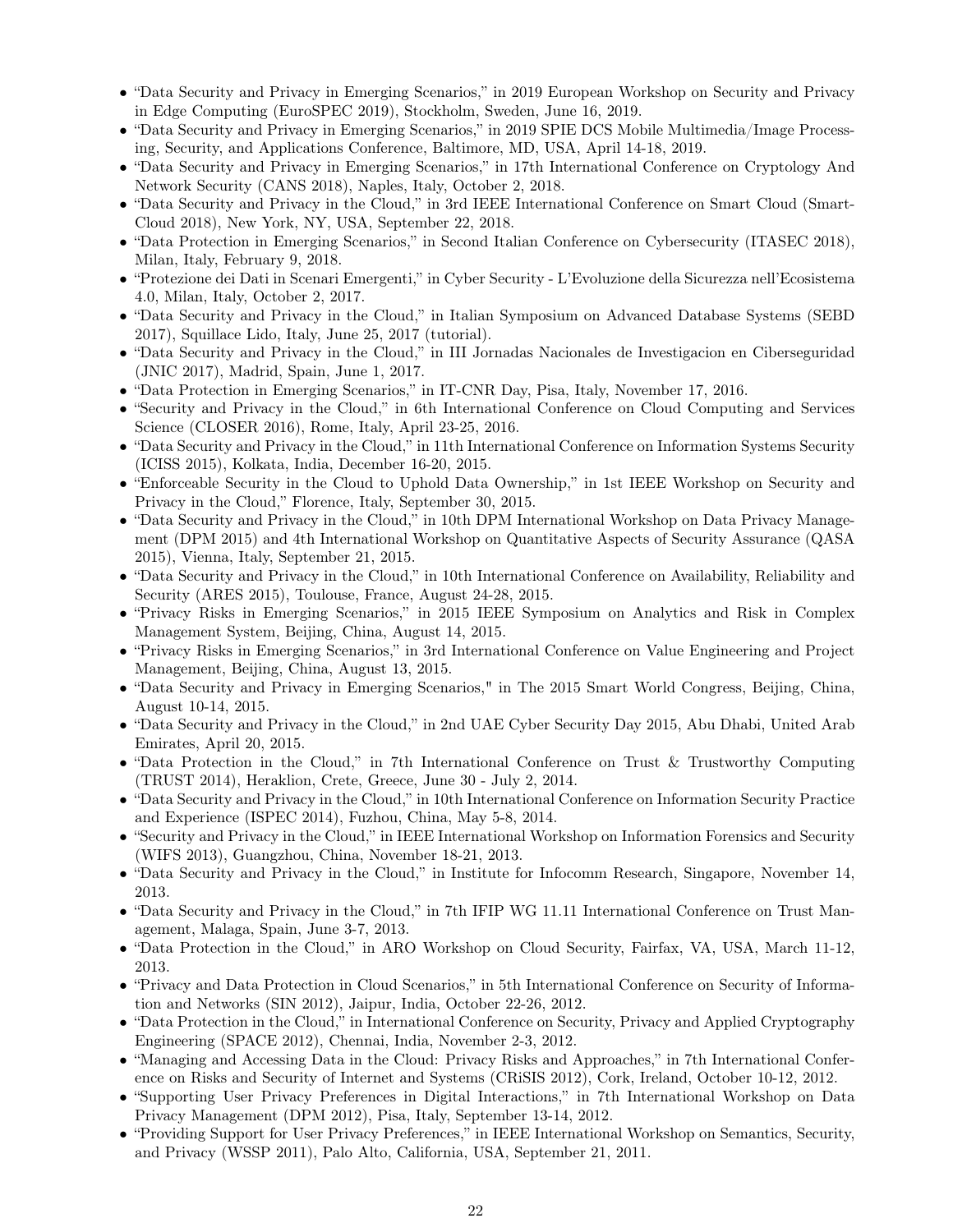- "Data Security and Privacy in Emerging Scenarios," in 2019 European Workshop on Security and Privacy in Edge Computing (EuroSPEC 2019), Stockholm, Sweden, June 16, 2019.
- "Data Security and Privacy in Emerging Scenarios," in 2019 SPIE DCS Mobile Multimedia/Image Processing, Security, and Applications Conference, Baltimore, MD, USA, April 14-18, 2019.
- "Data Security and Privacy in Emerging Scenarios," in 17th International Conference on Cryptology And Network Security (CANS 2018), Naples, Italy, October 2, 2018.
- "Data Security and Privacy in the Cloud," in 3rd IEEE International Conference on Smart Cloud (SmartCloud 2018), New York, NY, USA, September 22, 2018.
- "Data Protection in Emerging Scenarios," in Second Italian Conference on Cybersecurity (ITASEC 2018), Milan, Italy, February 9, 2018.
- "Protezione dei Dati in Scenari Emergenti," in Cyber Security - L'Evoluzione della Sicurezza nell'Ecosistema 4.0, Milan, Italy, October 2, 2017.
- "Data Security and Privacy in the Cloud," in Italian Symposium on Advanced Database Systems (SEBD 2017), Squillace Lido, Italy, June 25, 2017 (tutorial).
- "Data Security and Privacy in the Cloud," in III Jornadas Nacionales de Investigacion en Ciberseguridad (JNIC 2017), Madrid, Spain, June 1, 2017.
- "Data Protection in Emerging Scenarios," in IT-CNR Day, Pisa, Italy, November 17, 2016.
- "Security and Privacy in the Cloud," in 6th International Conference on Cloud Computing and Services Science (CLOSER 2016), Rome, Italy, April 23-25, 2016.
- "Data Security and Privacy in the Cloud," in 11th International Conference on Information Systems Security (ICISS 2015), Kolkata, India, December 16-20, 2015.
- "Enforceable Security in the Cloud to Uphold Data Ownership," in 1st IEEE Workshop on Security and Privacy in the Cloud," Florence, Italy, September 30, 2015.
- "Data Security and Privacy in the Cloud," in 10th DPM International Workshop on Data Privacy Management (DPM 2015) and 4th International Workshop on Quantitative Aspects of Security Assurance (QASA 2015), Vienna, Italy, September 21, 2015.
- "Data Security and Privacy in the Cloud," in 10th International Conference on Availability, Reliability and Security (ARES 2015), Toulouse, France, August 24-28, 2015.
- "Privacy Risks in Emerging Scenarios," in 2015 IEEE Symposium on Analytics and Risk in Complex Management System, Beijing, China, August 14, 2015.
- "Privacy Risks in Emerging Scenarios," in 3rd International Conference on Value Engineering and Project Management, Beijing, China, August 13, 2015.
- "Data Security and Privacy in Emerging Scenarios," in The 2015 Smart World Congress, Beijing, China, August 10-14, 2015.
- "Data Security and Privacy in the Cloud," in 2nd UAE Cyber Security Day 2015, Abu Dhabi, United Arab Emirates, April 20, 2015.
- "Data Protection in the Cloud," in 7th International Conference on Trust & Trustworthy Computing (TRUST 2014), Heraklion, Crete, Greece, June 30 - July 2, 2014.
- "Data Security and Privacy in the Cloud," in 10th International Conference on Information Security Practice and Experience (ISPEC 2014), Fuzhou, China, May 5-8, 2014.
- "Security and Privacy in the Cloud," in IEEE International Workshop on Information Forensics and Security (WIFS 2013), Guangzhou, China, November 18-21, 2013.
- "Data Security and Privacy in the Cloud," in Institute for Infocomm Research, Singapore, November 14, 2013.
- "Data Security and Privacy in the Cloud," in 7th IFIP WG 11.11 International Conference on Trust Management, Malaga, Spain, June 3-7, 2013.
- "Data Protection in the Cloud," in ARO Workshop on Cloud Security, Fairfax, VA, USA, March 11-12, 2013.
- "Privacy and Data Protection in Cloud Scenarios," in 5th International Conference on Security of Information and Networks (SIN 2012), Jaipur, India, October 22-26, 2012.
- "Data Protection in the Cloud," in International Conference on Security, Privacy and Applied Cryptography Engineering (SPACE 2012), Chennai, India, November 2-3, 2012.
- "Managing and Accessing Data in the Cloud: Privacy Risks and Approaches," in 7th International Conference on Risks and Security of Internet and Systems (CRiSIS 2012), Cork, Ireland, October 10-12, 2012.
- "Supporting User Privacy Preferences in Digital Interactions," in 7th International Workshop on Data Privacy Management (DPM 2012), Pisa, Italy, September 13-14, 2012.
- "Providing Support for User Privacy Preferences," in IEEE International Workshop on Semantics, Security, and Privacy (WSSP 2011), Palo Alto, California, USA, September 21, 2011.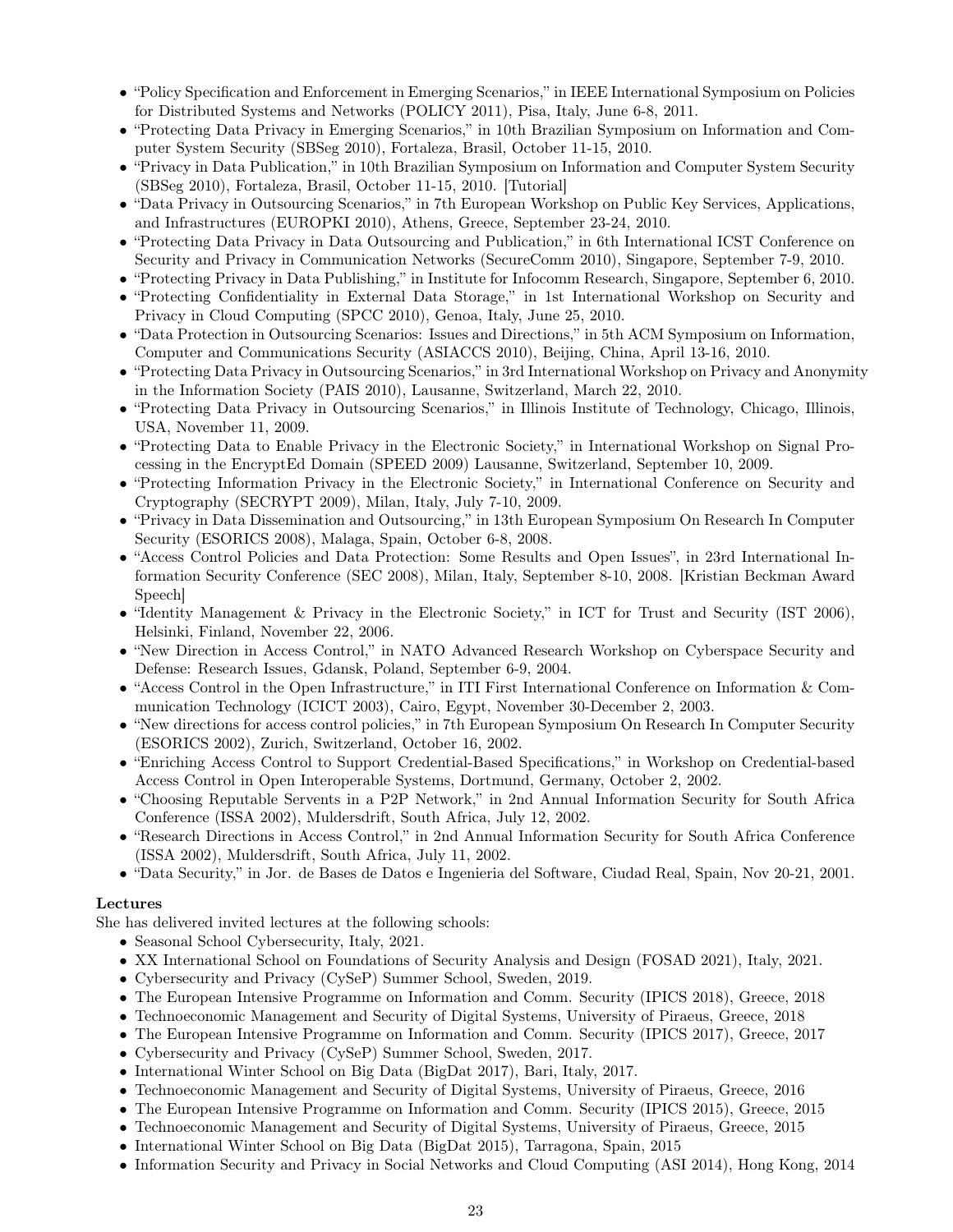- "Policy Specification and Enforcement in Emerging Scenarios," in IEEE International Symposium on Policies for Distributed Systems and Networks (POLICY 2011), Pisa, Italy, June 6-8, 2011.
- "Protecting Data Privacy in Emerging Scenarios," in 10th Brazilian Symposium on Information and Computer System Security (SBSeg 2010), Fortaleza, Brasil, October 11-15, 2010.
- "Privacy in Data Publication," in 10th Brazilian Symposium on Information and Computer System Security (SBSeg 2010), Fortaleza, Brasil, October 11-15, 2010. [Tutorial]
- "Data Privacy in Outsourcing Scenarios," in 7th European Workshop on Public Key Services, Applications, and Infrastructures (EUROPKI 2010), Athens, Greece, September 23-24, 2010.
- "Protecting Data Privacy in Data Outsourcing and Publication," in 6th International ICST Conference on Security and Privacy in Communication Networks (SecureComm 2010), Singapore, September 7-9, 2010.
- "Protecting Privacy in Data Publishing," in Institute for Infocomm Research, Singapore, September 6, 2010.
- "Protecting Confidentiality in External Data Storage," in 1st International Workshop on Security and Privacy in Cloud Computing (SPCC 2010), Genoa, Italy, June 25, 2010.
- "Data Protection in Outsourcing Scenarios: Issues and Directions," in 5th ACM Symposium on Information, Computer and Communications Security (ASIACCS 2010), Beijing, China, April 13-16, 2010.
- "Protecting Data Privacy in Outsourcing Scenarios," in 3rd International Workshop on Privacy and Anonymity in the Information Society (PAIS 2010), Lausanne, Switzerland, March 22, 2010.
- "Protecting Data Privacy in Outsourcing Scenarios," in Illinois Institute of Technology, Chicago, Illinois, USA, November 11, 2009.
- "Protecting Data to Enable Privacy in the Electronic Society," in International Workshop on Signal Processing in the EncryptEd Domain (SPEED 2009) Lausanne, Switzerland, September 10, 2009.
- "Protecting Information Privacy in the Electronic Society," in International Conference on Security and Cryptography (SECRYPT 2009), Milan, Italy, July 7-10, 2009.
- "Privacy in Data Dissemination and Outsourcing," in 13th European Symposium On Research In Computer Security (ESORICS 2008), Malaga, Spain, October 6-8, 2008.
- "Access Control Policies and Data Protection: Some Results and Open Issues", in 23rd International Information Security Conference (SEC 2008), Milan, Italy, September 8-10, 2008. [Kristian Beckman Award Speech]
- "Identity Management & Privacy in the Electronic Society," in ICT for Trust and Security (IST 2006), Helsinki, Finland, November 22, 2006.
- "New Direction in Access Control," in NATO Advanced Research Workshop on Cyberspace Security and Defense: Research Issues, Gdansk, Poland, September 6-9, 2004.
- "Access Control in the Open Infrastructure," in ITI First International Conference on Information & Communication Technology (ICICT 2003), Cairo, Egypt, November 30-December 2, 2003.
- "New directions for access control policies," in 7th European Symposium On Research In Computer Security (ESORICS 2002), Zurich, Switzerland, October 16, 2002.
- "Enriching Access Control to Support Credential-Based Specifications," in Workshop on Credential-based Access Control in Open Interoperable Systems, Dortmund, Germany, October 2, 2002.
- "Choosing Reputable Servents in a P2P Network," in 2nd Annual Information Security for South Africa Conference (ISSA 2002), Muldersdrift, South Africa, July 12, 2002.
- "Research Directions in Access Control," in 2nd Annual Information Security for South Africa Conference (ISSA 2002), Muldersdrift, South Africa, July 11, 2002.
- "Data Security," in Jor. de Bases de Datos e Ingenieria del Software, Ciudad Real, Spain, Nov 20-21, 2001.

**Lectures**

She has delivered invited lectures at the following schools:

- Seasonal School Cybersecurity, Italy, 2021.
- XX International School on Foundations of Security Analysis and Design (FOSAD 2021), Italy, 2021.
- Cybersecurity and Privacy (CySeP) Summer School, Sweden, 2019.
- The European Intensive Programme on Information and Comm. Security (IPICS 2018), Greece, 2018
- Technoeconomic Management and Security of Digital Systems, University of Piraeus, Greece, 2018
- The European Intensive Programme on Information and Comm. Security (IPICS 2017), Greece, 2017
- Cybersecurity and Privacy (CySeP) Summer School, Sweden, 2017.
- International Winter School on Big Data (BigDat 2017), Bari, Italy, 2017.
- Technoeconomic Management and Security of Digital Systems, University of Piraeus, Greece, 2016
- The European Intensive Programme on Information and Comm. Security (IPICS 2015), Greece, 2015
- Technoeconomic Management and Security of Digital Systems, University of Piraeus, Greece, 2015
- International Winter School on Big Data (BigDat 2015), Tarragona, Spain, 2015
- Information Security and Privacy in Social Networks and Cloud Computing (ASI 2014), Hong Kong, 2014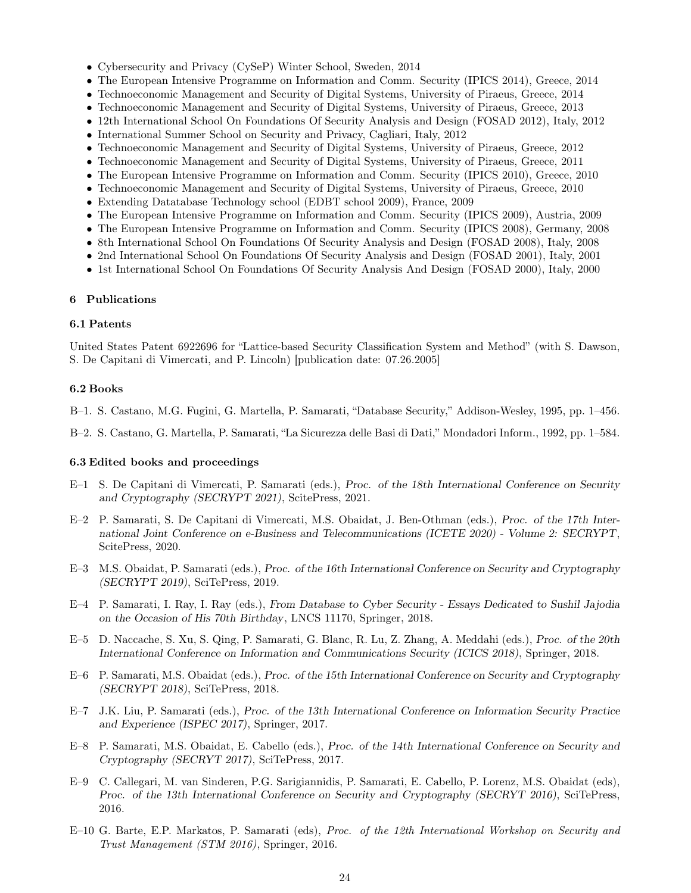- Cybersecurity and Privacy (CySeP) Winter School, Sweden, 2014
- The European Intensive Programme on Information and Comm. Security (IPICS 2014), Greece, 2014
- Technoeconomic Management and Security of Digital Systems, University of Piraeus, Greece, 2014
- Technoeconomic Management and Security of Digital Systems, University of Piraeus, Greece, 2013
- 12th International School On Foundations Of Security Analysis and Design (FOSAD 2012), Italy, 2012
- International Summer School on Security and Privacy, Cagliari, Italy, 2012
- Technoeconomic Management and Security of Digital Systems, University of Piraeus, Greece, 2012
- Technoeconomic Management and Security of Digital Systems, University of Piraeus, Greece, 2011
- The European Intensive Programme on Information and Comm. Security (IPICS 2010), Greece, 2010
- Technoeconomic Management and Security of Digital Systems, University of Piraeus, Greece, 2010
- Extending Datatabase Technology school (EDBT school 2009), France, 2009
- The European Intensive Programme on Information and Comm. Security (IPICS 2009), Austria, 2009
- The European Intensive Programme on Information and Comm. Security (IPICS 2008), Germany, 2008
- 8th International School On Foundations Of Security Analysis and Design (FOSAD 2008), Italy, 2008
- 2nd International School On Foundations Of Security Analysis and Design (FOSAD 2001), Italy, 2001
- 1st International School On Foundations Of Security Analysis And Design (FOSAD 2000), Italy, 2000

## 6 Publications

### 6.1 Patents

United States Patent 6922696 for "Lattice-based Security Classification System and Method" (with S. Dawson, S. De Capitani di Vimercati, and P. Lincoln) [publication date: 07.26.2005]

### 6.2 Books

B–1. S. Castano, M.G. Fugini, G. Martella, P. Samarati, "Database Security," Addison-Wesley, 1995, pp. 1–456.

B–2. S. Castano, G. Martella, P. Samarati, "La Sicurezza delle Basi di Dati," Mondadori Inform., 1992, pp. 1–584.

### 6.3 Edited books and proceedings

E–1 S. De Capitani di Vimercati, P. Samarati (eds.), *Proc. of the 18th International Conference on Security and Cryptography (SECRYPT 2021)*, ScitePress, 2021.

E–2 P. Samarati, S. De Capitani di Vimercati, M.S. Obaidat, J. Ben-Othman (eds.), *Proc. of the 17th International Joint Conference on e-Business and Telecommunications (ICETE 2020) - Volume 2: SECRYPT*, ScitePress, 2020.

E–3 M.S. Obaidat, P. Samarati (eds.), *Proc. of the 16th International Conference on Security and Cryptography (SECRYPT 2019)*, SciTePress, 2019.

E–4 P. Samarati, I. Ray, I. Ray (eds.), *From Database to Cyber Security - Essays Dedicated to Sushil Jajodia on the Occasion of His 70th Birthday*, LNCS 11170, Springer, 2018.

E–5 D. Naccache, S. Xu, S. Qing, P. Samarati, G. Blanc, R. Lu, Z. Zhang, A. Meddahi (eds.), *Proc. of the 20th International Conference on Information and Communications Security (ICICS 2018)*, Springer, 2018.

E–6 P. Samarati, M.S. Obaidat (eds.), *Proc. of the 15th International Conference on Security and Cryptography (SECRYPT 2018)*, SciTePress, 2018.

E–7 J.K. Liu, P. Samarati (eds.), *Proc. of the 13th International Conference on Information Security Practice and Experience (ISPEC 2017)*, Springer, 2017.

E–8 P. Samarati, M.S. Obaidat, E. Cabello (eds.), *Proc. of the 14th International Conference on Security and Cryptography (SECRYT 2017)*, SciTePress, 2017.

E–9 C. Callegari, M. van Sinderen, P.G. Sarigiannidis, P. Samarati, E. Cabello, P. Lorenz, M.S. Obaidat (eds), *Proc. of the 13th International Conference on Security and Cryptography (SECRYT 2016)*, SciTePress, 2016.

E–10 G. Barte, E.P. Markatos, P. Samarati (eds), *Proc. of the 12th International Workshop on Security and Trust Management (STM 2016)*, Springer, 2016.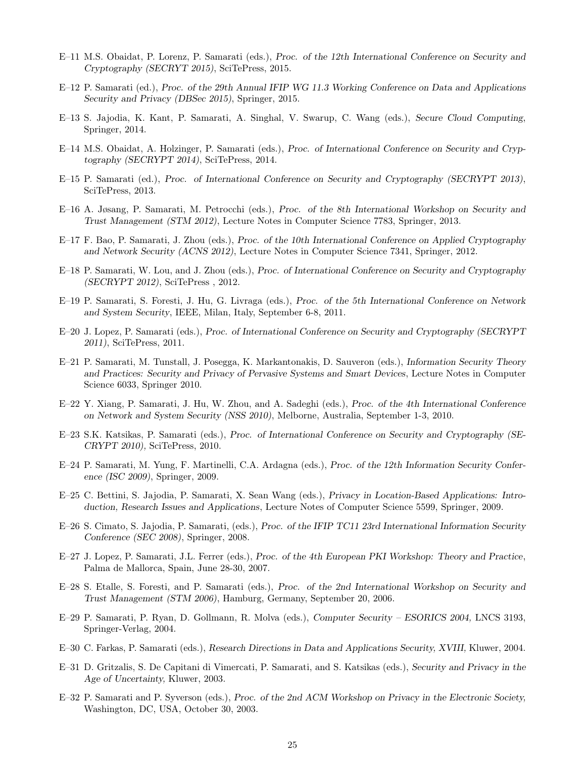- E–11 M.S. Obaidat, P. Lorenz, P. Samarati (eds.), *Proc. of the 12th International Conference on Security and Cryptography (SECRYT 2015)*, SciTePress, 2015.
- E–12 P. Samarati (ed.), *Proc. of the 29th Annual IFIP WG 11.3 Working Conference on Data and Applications Security and Privacy (DBSec 2015)*, Springer, 2015.
- E–13 S. Jajodia, K. Kant, P. Samarati, A. Singhal, V. Swarup, C. Wang (eds.), *Secure Cloud Computing*, Springer, 2014.
- E–14 M.S. Obaidat, A. Holzinger, P. Samarati (eds.), *Proc. of International Conference on Security and Cryptography (SECRYPT 2014)*, SciTePress, 2014.
- E–15 P. Samarati (ed.), *Proc. of International Conference on Security and Cryptography (SECRYPT 2013)*, SciTePress, 2013.
- E–16 A. Jøsang, P. Samarati, M. Petrocchi (eds.), *Proc. of the 8th International Workshop on Security and Trust Management (STM 2012)*, Lecture Notes in Computer Science 7783, Springer, 2013.
- E–17 F. Bao, P. Samarati, J. Zhou (eds.), *Proc. of the 10th International Conference on Applied Cryptography and Network Security (ACNS 2012)*, Lecture Notes in Computer Science 7341, Springer, 2012.
- E–18 P. Samarati, W. Lou, and J. Zhou (eds.), *Proc. of International Conference on Security and Cryptography (SECRYPT 2012)*, SciTePress , 2012.
- E–19 P. Samarati, S. Foresti, J. Hu, G. Livraga (eds.), *Proc. of the 5th International Conference on Network and System Security*, IEEE, Milan, Italy, September 6-8, 2011.
- E–20 J. Lopez, P. Samarati (eds.), *Proc. of International Conference on Security and Cryptography (SECRYPT 2011)*, SciTePress, 2011.
- E–21 P. Samarati, M. Tunstall, J. Posegga, K. Markantonakis, D. Sauveron (eds.), *Information Security Theory and Practices: Security and Privacy of Pervasive Systems and Smart Devices*, Lecture Notes in Computer Science 6033, Springer 2010.
- E–22 Y. Xiang, P. Samarati, J. Hu, W. Zhou, and A. Sadeghi (eds.), *Proc. of the 4th International Conference on Network and System Security (NSS 2010)*, Melborne, Australia, September 1-3, 2010.
- E–23 S.K. Katsikas, P. Samarati (eds.), *Proc. of International Conference on Security and Cryptography (SECRYPT 2010)*, SciTePress, 2010.
- E–24 P. Samarati, M. Yung, F. Martinelli, C.A. Ardagna (eds.), *Proc. of the 12th Information Security Conference (ISC 2009)*, Springer, 2009.
- E–25 C. Bettini, S. Jajodia, P. Samarati, X. Sean Wang (eds.), *Privacy in Location-Based Applications: Introduction, Research Issues and Applications*, Lecture Notes of Computer Science 5599, Springer, 2009.
- E–26 S. Cimato, S. Jajodia, P. Samarati, (eds.), *Proc. of the IFIP TC11 23rd International Information Security Conference (SEC 2008)*, Springer, 2008.
- E–27 J. Lopez, P. Samarati, J.L. Ferrer (eds.), *Proc. of the 4th European PKI Workshop: Theory and Practice*, Palma de Mallorca, Spain, June 28-30, 2007.
- E–28 S. Etalle, S. Foresti, and P. Samarati (eds.), *Proc. of the 2nd International Workshop on Security and Trust Management (STM 2006)*, Hamburg, Germany, September 20, 2006.
- E–29 P. Samarati, P. Ryan, D. Gollmann, R. Molva (eds.), *Computer Security – ESORICS 2004,* LNCS 3193, Springer-Verlag, 2004.
- E–30 C. Farkas, P. Samarati (eds.), *Research Directions in Data and Applications Security, XVIII,* Kluwer, 2004.
- E–31 D. Gritzalis, S. De Capitani di Vimercati, P. Samarati, and S. Katsikas (eds.), *Security and Privacy in the Age of Uncertainty,* Kluwer, 2003.
- E–32 P. Samarati and P. Syverson (eds.), *Proc. of the 2nd ACM Workshop on Privacy in the Electronic Society,* Washington, DC, USA, October 30, 2003.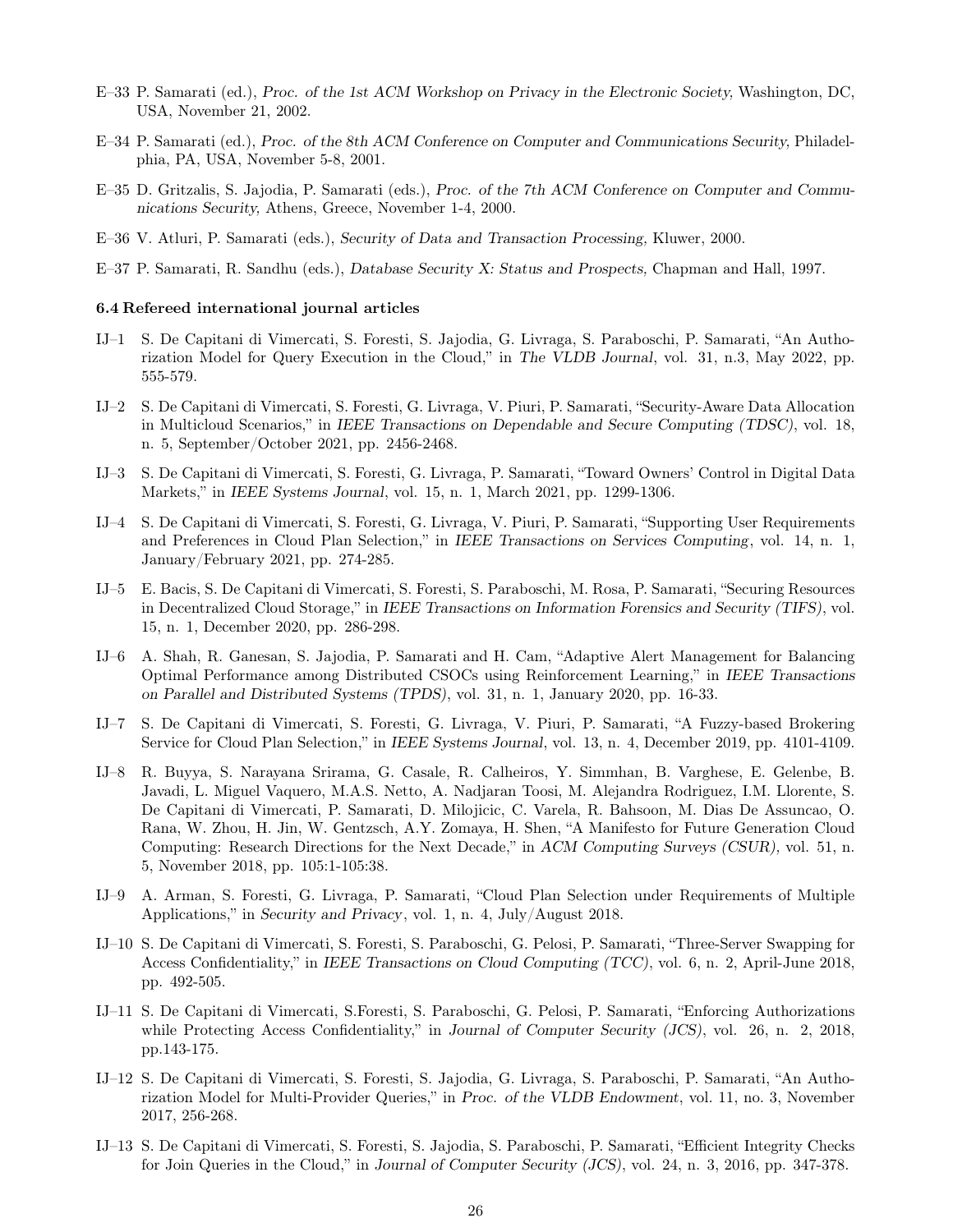E–33 P. Samarati (ed.), *Proc. of the 1st ACM Workshop on Privacy in the Electronic Society,* Washington, DC, USA, November 21, 2002.

E–34 P. Samarati (ed.), *Proc. of the 8th ACM Conference on Computer and Communications Security,* Philadelphia, PA, USA, November 5-8, 2001.

E–35 D. Gritzalis, S. Jajodia, P. Samarati (eds.), *Proc. of the 7th ACM Conference on Computer and Communications Security,* Athens, Greece, November 1-4, 2000.

E–36 V. Atluri, P. Samarati (eds.), *Security of Data and Transaction Processing,* Kluwer, 2000.

E–37 P. Samarati, R. Sandhu (eds.), *Database Security X: Status and Prospects,* Chapman and Hall, 1997.

**6.4 Refereed international journal articles**

IJ–1 S. De Capitani di Vimercati, S. Foresti, S. Jajodia, G. Livraga, S. Paraboschi, P. Samarati, "An Authorization Model for Query Execution in the Cloud," in *The VLDB Journal*, vol. 31, n.3, May 2022, pp. 555-579.

IJ–2 S. De Capitani di Vimercati, S. Foresti, G. Livraga, V. Piuri, P. Samarati, "Security-Aware Data Allocation in Multicloud Scenarios," in *IEEE Transactions on Dependable and Secure Computing (TDSC)*, vol. 18, n. 5, September/October 2021, pp. 2456-2468.

IJ–3 S. De Capitani di Vimercati, S. Foresti, G. Livraga, P. Samarati, "Toward Owners' Control in Digital Data Markets," in *IEEE Systems Journal*, vol. 15, n. 1, March 2021, pp. 1299-1306.

IJ–4 S. De Capitani di Vimercati, S. Foresti, G. Livraga, V. Piuri, P. Samarati, "Supporting User Requirements and Preferences in Cloud Plan Selection," in *IEEE Transactions on Services Computing*, vol. 14, n. 1, January/February 2021, pp. 274-285.

IJ–5 E. Bacis, S. De Capitani di Vimercati, S. Foresti, S. Paraboschi, M. Rosa, P. Samarati, "Securing Resources in Decentralized Cloud Storage," in *IEEE Transactions on Information Forensics and Security (TIFS)*, vol. 15, n. 1, December 2020, pp. 286-298.

IJ–6 A. Shah, R. Ganesan, S. Jajodia, P. Samarati and H. Cam, "Adaptive Alert Management for Balancing Optimal Performance among Distributed CSOCs using Reinforcement Learning," in *IEEE Transactions on Parallel and Distributed Systems (TPDS)*, vol. 31, n. 1, January 2020, pp. 16-33.

IJ–7 S. De Capitani di Vimercati, S. Foresti, G. Livraga, V. Piuri, P. Samarati, "A Fuzzy-based Brokering Service for Cloud Plan Selection," in *IEEE Systems Journal*, vol. 13, n. 4, December 2019, pp. 4101-4109.

IJ–8 R. Buyya, S. Narayana Srirama, G. Casale, R. Calheiros, Y. Simmhan, B. Varghese, E. Gelenbe, B. Javadi, L. Miguel Vaquero, M.A.S. Netto, A. Nadjaran Toosi, M. Alejandra Rodriguez, I.M. Llorente, S. De Capitani di Vimercati, P. Samarati, D. Milojicic, C. Varela, R. Bahsoon, M. Dias De Assuncao, O. Rana, W. Zhou, H. Jin, W. Gentzsch, A.Y. Zomaya, H. Shen, "A Manifesto for Future Generation Cloud Computing: Research Directions for the Next Decade," in *ACM Computing Surveys (CSUR)*, vol. 51, n. 5, November 2018, pp. 105:1-105:38.

IJ–9 A. Arman, S. Foresti, G. Livraga, P. Samarati, "Cloud Plan Selection under Requirements of Multiple Applications," in *Security and Privacy*, vol. 1, n. 4, July/August 2018.

IJ–10 S. De Capitani di Vimercati, S. Foresti, S. Paraboschi, G. Pelosi, P. Samarati, "Three-Server Swapping for Access Confidentiality," in *IEEE Transactions on Cloud Computing (TCC)*, vol. 6, n. 2, April-June 2018, pp. 492-505.

IJ–11 S. De Capitani di Vimercati, S.Foresti, S. Paraboschi, G. Pelosi, P. Samarati, "Enforcing Authorizations while Protecting Access Confidentiality," in *Journal of Computer Security (JCS)*, vol. 26, n. 2, 2018, pp.143-175.

IJ–12 S. De Capitani di Vimercati, S. Foresti, S. Jajodia, G. Livraga, S. Paraboschi, P. Samarati, "An Authorization Model for Multi-Provider Queries," in *Proc. of the VLDB Endowment*, vol. 11, no. 3, November 2017, 256-268.

IJ–13 S. De Capitani di Vimercati, S. Foresti, S. Jajodia, S. Paraboschi, P. Samarati, "Efficient Integrity Checks for Join Queries in the Cloud," in *Journal of Computer Security (JCS)*, vol. 24, n. 3, 2016, pp. 347-378.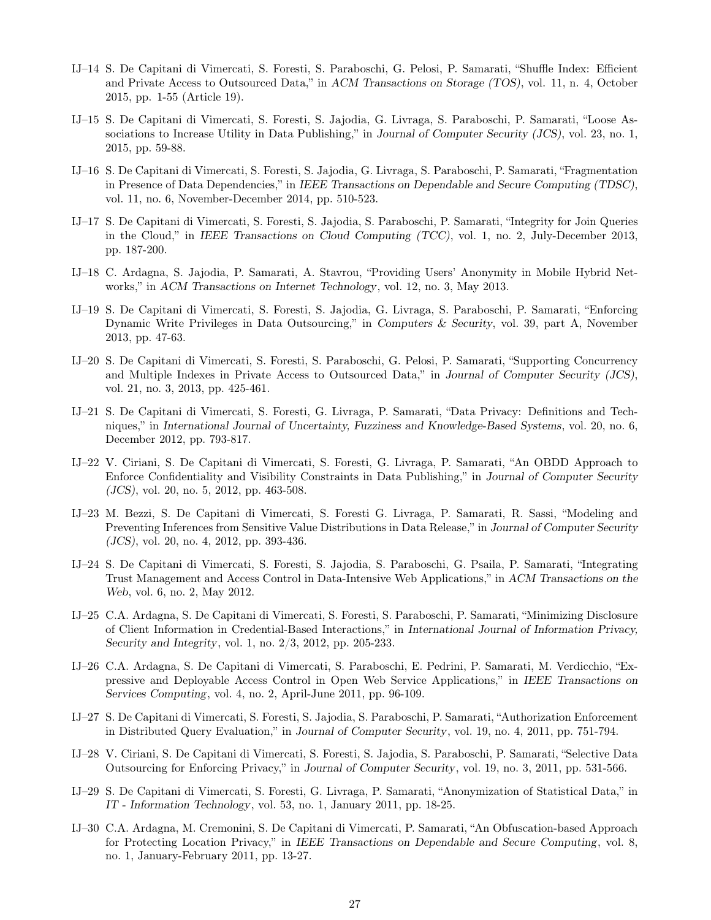IJ–14 S. De Capitani di Vimercati, S. Foresti, S. Paraboschi, G. Pelosi, P. Samarati, "Shuffle Index: Efficient and Private Access to Outsourced Data," in *ACM Transactions on Storage (TOS)*, vol. 11, n. 4, October 2015, pp. 1-55 (Article 19).

IJ–15 S. De Capitani di Vimercati, S. Foresti, S. Jajodia, G. Livraga, S. Paraboschi, P. Samarati, "Loose Associations to Increase Utility in Data Publishing," in *Journal of Computer Security (JCS)*, vol. 23, no. 1, 2015, pp. 59-88.

IJ–16 S. De Capitani di Vimercati, S. Foresti, S. Jajodia, G. Livraga, S. Paraboschi, P. Samarati, "Fragmentation in Presence of Data Dependencies," in *IEEE Transactions on Dependable and Secure Computing (TDSC)*, vol. 11, no. 6, November-December 2014, pp. 510-523.

IJ–17 S. De Capitani di Vimercati, S. Foresti, S. Jajodia, S. Paraboschi, P. Samarati, "Integrity for Join Queries in the Cloud," in *IEEE Transactions on Cloud Computing (TCC)*, vol. 1, no. 2, July-December 2013, pp. 187-200.

IJ–18 C. Ardagna, S. Jajodia, P. Samarati, A. Stavrou, "Providing Users' Anonymity in Mobile Hybrid Networks," in *ACM Transactions on Internet Technology*, vol. 12, no. 3, May 2013.

IJ–19 S. De Capitani di Vimercati, S. Foresti, S. Jajodia, G. Livraga, S. Paraboschi, P. Samarati, "Enforcing Dynamic Write Privileges in Data Outsourcing," in *Computers & Security*, vol. 39, part A, November 2013, pp. 47-63.

IJ–20 S. De Capitani di Vimercati, S. Foresti, S. Paraboschi, G. Pelosi, P. Samarati, "Supporting Concurrency and Multiple Indexes in Private Access to Outsourced Data," in *Journal of Computer Security (JCS)*, vol. 21, no. 3, 2013, pp. 425-461.

IJ–21 S. De Capitani di Vimercati, S. Foresti, G. Livraga, P. Samarati, "Data Privacy: Definitions and Techniques," in *International Journal of Uncertainty, Fuzziness and Knowledge-Based Systems*, vol. 20, no. 6, December 2012, pp. 793-817.

IJ–22 V. Ciriani, S. De Capitani di Vimercati, S. Foresti, G. Livraga, P. Samarati, "An OBDD Approach to Enforce Confidentiality and Visibility Constraints in Data Publishing," in *Journal of Computer Security (JCS)*, vol. 20, no. 5, 2012, pp. 463-508.

IJ–23 M. Bezzi, S. De Capitani di Vimercati, S. Foresti G. Livraga, P. Samarati, R. Sassi, "Modeling and Preventing Inferences from Sensitive Value Distributions in Data Release," in *Journal of Computer Security (JCS)*, vol. 20, no. 4, 2012, pp. 393-436.

IJ–24 S. De Capitani di Vimercati, S. Foresti, S. Jajodia, S. Paraboschi, G. Psaila, P. Samarati, "Integrating Trust Management and Access Control in Data-Intensive Web Applications," in *ACM Transactions on the Web*, vol. 6, no. 2, May 2012.

IJ–25 C.A. Ardagna, S. De Capitani di Vimercati, S. Foresti, S. Paraboschi, P. Samarati, "Minimizing Disclosure of Client Information in Credential-Based Interactions," in *International Journal of Information Privacy, Security and Integrity*, vol. 1, no. 2/3, 2012, pp. 205-233.

IJ–26 C.A. Ardagna, S. De Capitani di Vimercati, S. Paraboschi, E. Pedrini, P. Samarati, M. Verdicchio, "Expressive and Deployable Access Control in Open Web Service Applications," in *IEEE Transactions on Services Computing*, vol. 4, no. 2, April-June 2011, pp. 96-109.

IJ–27 S. De Capitani di Vimercati, S. Foresti, S. Jajodia, S. Paraboschi, P. Samarati, "Authorization Enforcement in Distributed Query Evaluation," in *Journal of Computer Security*, vol. 19, no. 4, 2011, pp. 751-794.

IJ–28 V. Ciriani, S. De Capitani di Vimercati, S. Foresti, S. Jajodia, S. Paraboschi, P. Samarati, "Selective Data Outsourcing for Enforcing Privacy," in *Journal of Computer Security*, vol. 19, no. 3, 2011, pp. 531-566.

IJ–29 S. De Capitani di Vimercati, S. Foresti, G. Livraga, P. Samarati, "Anonymization of Statistical Data," in *IT - Information Technology*, vol. 53, no. 1, January 2011, pp. 18-25.

IJ–30 C.A. Ardagna, M. Cremonini, S. De Capitani di Vimercati, P. Samarati, "An Obfuscation-based Approach for Protecting Location Privacy," in *IEEE Transactions on Dependable and Secure Computing*, vol. 8, no. 1, January-February 2011, pp. 13-27.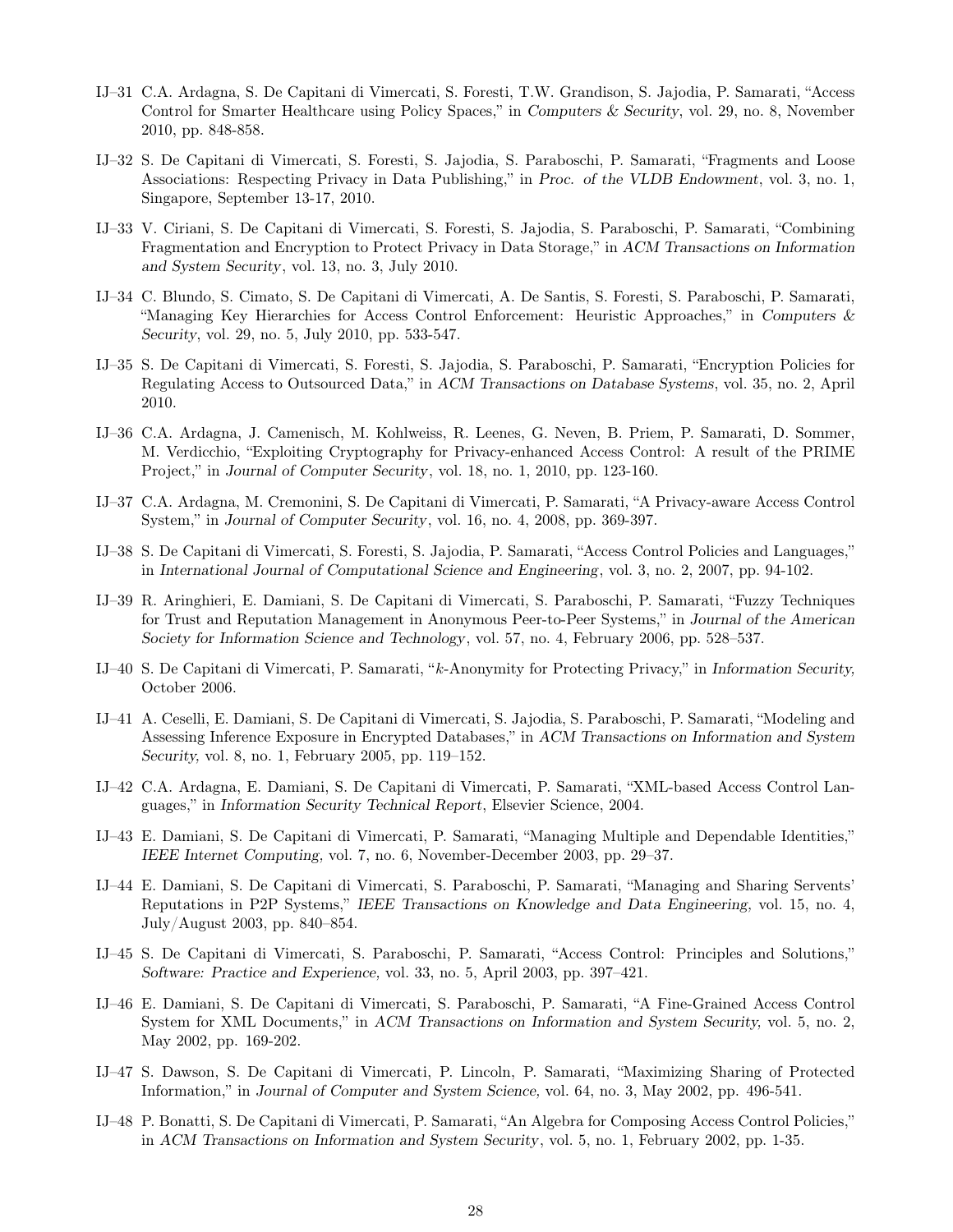IJ–31 C.A. Ardagna, S. De Capitani di Vimercati, S. Foresti, T.W. Grandison, S. Jajodia, P. Samarati, "Access Control for Smarter Healthcare using Policy Spaces," in *Computers & Security*, vol. 29, no. 8, November 2010, pp. 848-858.

IJ–32 S. De Capitani di Vimercati, S. Foresti, S. Jajodia, S. Paraboschi, P. Samarati, "Fragments and Loose Associations: Respecting Privacy in Data Publishing," in *Proc. of the VLDB Endowment*, vol. 3, no. 1, Singapore, September 13-17, 2010.

IJ–33 V. Ciriani, S. De Capitani di Vimercati, S. Foresti, S. Jajodia, S. Paraboschi, P. Samarati, "Combining Fragmentation and Encryption to Protect Privacy in Data Storage," in *ACM Transactions on Information and System Security*, vol. 13, no. 3, July 2010.

IJ–34 C. Blundo, S. Cimato, S. De Capitani di Vimercati, A. De Santis, S. Foresti, S. Paraboschi, P. Samarati, "Managing Key Hierarchies for Access Control Enforcement: Heuristic Approaches," in *Computers & Security*, vol. 29, no. 5, July 2010, pp. 533-547.

IJ–35 S. De Capitani di Vimercati, S. Foresti, S. Jajodia, S. Paraboschi, P. Samarati, "Encryption Policies for Regulating Access to Outsourced Data," in *ACM Transactions on Database Systems*, vol. 35, no. 2, April 2010.

IJ–36 C.A. Ardagna, J. Camenisch, M. Kohlweiss, R. Leenes, G. Neven, B. Priem, P. Samarati, D. Sommer, M. Verdicchio, "Exploiting Cryptography for Privacy-enhanced Access Control: A result of the PRIME Project," in *Journal of Computer Security*, vol. 18, no. 1, 2010, pp. 123-160.

IJ–37 C.A. Ardagna, M. Cremonini, S. De Capitani di Vimercati, P. Samarati, "A Privacy-aware Access Control System," in *Journal of Computer Security*, vol. 16, no. 4, 2008, pp. 369-397.

IJ–38 S. De Capitani di Vimercati, S. Foresti, S. Jajodia, P. Samarati, "Access Control Policies and Languages," in *International Journal of Computational Science and Engineering*, vol. 3, no. 2, 2007, pp. 94-102.

IJ–39 R. Aringhieri, E. Damiani, S. De Capitani di Vimercati, S. Paraboschi, P. Samarati, "Fuzzy Techniques for Trust and Reputation Management in Anonymous Peer-to-Peer Systems," in *Journal of the American Society for Information Science and Technology*, vol. 57, no. 4, February 2006, pp. 528–537.

IJ–40 S. De Capitani di Vimercati, P. Samarati, "$k$-Anonymity for Protecting Privacy," in *Information Security,* October 2006.

IJ–41 A. Ceselli, E. Damiani, S. De Capitani di Vimercati, S. Jajodia, S. Paraboschi, P. Samarati, "Modeling and Assessing Inference Exposure in Encrypted Databases," in *ACM Transactions on Information and System Security,* vol. 8, no. 1, February 2005, pp. 119–152.

IJ–42 C.A. Ardagna, E. Damiani, S. De Capitani di Vimercati, P. Samarati, "XML-based Access Control Languages," in *Information Security Technical Report*, Elsevier Science, 2004.

IJ–43 E. Damiani, S. De Capitani di Vimercati, P. Samarati, "Managing Multiple and Dependable Identities," *IEEE Internet Computing,* vol. 7, no. 6, November-December 2003, pp. 29–37.

IJ–44 E. Damiani, S. De Capitani di Vimercati, S. Paraboschi, P. Samarati, "Managing and Sharing Servents' Reputations in P2P Systems," *IEEE Transactions on Knowledge and Data Engineering,* vol. 15, no. 4, July/August 2003, pp. 840–854.

IJ–45 S. De Capitani di Vimercati, S. Paraboschi, P. Samarati, "Access Control: Principles and Solutions," *Software: Practice and Experience*, vol. 33, no. 5, April 2003, pp. 397–421.

IJ–46 E. Damiani, S. De Capitani di Vimercati, S. Paraboschi, P. Samarati, "A Fine-Grained Access Control System for XML Documents," in *ACM Transactions on Information and System Security,* vol. 5, no. 2, May 2002, pp. 169-202.

IJ–47 S. Dawson, S. De Capitani di Vimercati, P. Lincoln, P. Samarati, "Maximizing Sharing of Protected Information," in *Journal of Computer and System Science,* vol. 64, no. 3, May 2002, pp. 496-541.

IJ–48 P. Bonatti, S. De Capitani di Vimercati, P. Samarati, "An Algebra for Composing Access Control Policies," in *ACM Transactions on Information and System Security*, vol. 5, no. 1, February 2002, pp. 1-35.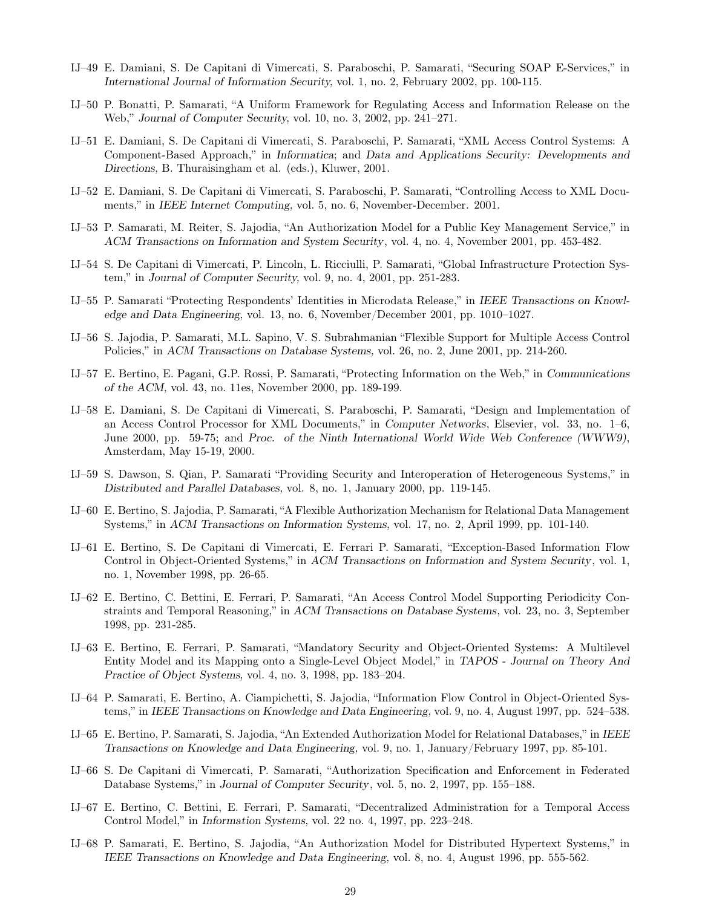IJ–49 E. Damiani, S. De Capitani di Vimercati, S. Paraboschi, P. Samarati, "Securing SOAP E-Services," in *International Journal of Information Security,* vol. 1, no. 2, February 2002, pp. 100-115.

IJ–50 P. Bonatti, P. Samarati, "A Uniform Framework for Regulating Access and Information Release on the Web," *Journal of Computer Security,* vol. 10, no. 3, 2002, pp. 241–271.

IJ–51 E. Damiani, S. De Capitani di Vimercati, S. Paraboschi, P. Samarati, "XML Access Control Systems: A Component-Based Approach," in *Informatica*; and *Data and Applications Security: Developments and Directions,* B. Thuraisingham et al. (eds.), Kluwer, 2001.

IJ–52 E. Damiani, S. De Capitani di Vimercati, S. Paraboschi, P. Samarati, "Controlling Access to XML Documents," in *IEEE Internet Computing,* vol. 5, no. 6, November-December. 2001.

IJ–53 P. Samarati, M. Reiter, S. Jajodia, "An Authorization Model for a Public Key Management Service," in *ACM Transactions on Information and System Security*, vol. 4, no. 4, November 2001, pp. 453-482.

IJ–54 S. De Capitani di Vimercati, P. Lincoln, L. Ricciulli, P. Samarati, "Global Infrastructure Protection System," in *Journal of Computer Security,* vol. 9, no. 4, 2001, pp. 251-283.

IJ–55 P. Samarati "Protecting Respondents' Identities in Microdata Release," in *IEEE Transactions on Knowledge and Data Engineering,* vol. 13, no. 6, November/December 2001, pp. 1010–1027.

IJ–56 S. Jajodia, P. Samarati, M.L. Sapino, V. S. Subrahmanian "Flexible Support for Multiple Access Control Policies," in *ACM Transactions on Database Systems,* vol. 26, no. 2, June 2001, pp. 214-260.

IJ–57 E. Bertino, E. Pagani, G.P. Rossi, P. Samarati, "Protecting Information on the Web," in *Communications of the ACM,* vol. 43, no. 11es, November 2000, pp. 189-199.

IJ–58 E. Damiani, S. De Capitani di Vimercati, S. Paraboschi, P. Samarati, "Design and Implementation of an Access Control Processor for XML Documents," in *Computer Networks*, Elsevier, vol. 33, no. 1–6, June 2000, pp. 59-75; and *Proc. of the Ninth International World Wide Web Conference (WWW9)*, Amsterdam, May 15-19, 2000.

IJ–59 S. Dawson, S. Qian, P. Samarati "Providing Security and Interoperation of Heterogeneous Systems," in *Distributed and Parallel Databases,* vol. 8, no. 1, January 2000, pp. 119-145.

IJ–60 E. Bertino, S. Jajodia, P. Samarati, "A Flexible Authorization Mechanism for Relational Data Management Systems," in *ACM Transactions on Information Systems,* vol. 17, no. 2, April 1999, pp. 101-140.

IJ–61 E. Bertino, S. De Capitani di Vimercati, E. Ferrari P. Samarati, "Exception-Based Information Flow Control in Object-Oriented Systems," in *ACM Transactions on Information and System Security*, vol. 1, no. 1, November 1998, pp. 26-65.

IJ–62 E. Bertino, C. Bettini, E. Ferrari, P. Samarati, "An Access Control Model Supporting Periodicity Constraints and Temporal Reasoning," in *ACM Transactions on Database Systems*, vol. 23, no. 3, September 1998, pp. 231-285.

IJ–63 E. Bertino, E. Ferrari, P. Samarati, "Mandatory Security and Object-Oriented Systems: A Multilevel Entity Model and its Mapping onto a Single-Level Object Model," in *TAPOS - Journal on Theory And Practice of Object Systems,* vol. 4, no. 3, 1998, pp. 183–204.

IJ–64 P. Samarati, E. Bertino, A. Ciampichetti, S. Jajodia, "Information Flow Control in Object-Oriented Systems," in *IEEE Transactions on Knowledge and Data Engineering,* vol. 9, no. 4, August 1997, pp. 524–538.

IJ–65 E. Bertino, P. Samarati, S. Jajodia, "An Extended Authorization Model for Relational Databases," in *IEEE Transactions on Knowledge and Data Engineering,* vol. 9, no. 1, January/February 1997, pp. 85-101.

IJ–66 S. De Capitani di Vimercati, P. Samarati, "Authorization Specification and Enforcement in Federated Database Systems," in *Journal of Computer Security*, vol. 5, no. 2, 1997, pp. 155–188.

IJ–67 E. Bertino, C. Bettini, E. Ferrari, P. Samarati, "Decentralized Administration for a Temporal Access Control Model," in *Information Systems,* vol. 22 no. 4, 1997, pp. 223–248.

IJ–68 P. Samarati, E. Bertino, S. Jajodia, "An Authorization Model for Distributed Hypertext Systems," in *IEEE Transactions on Knowledge and Data Engineering,* vol. 8, no. 4, August 1996, pp. 555-562.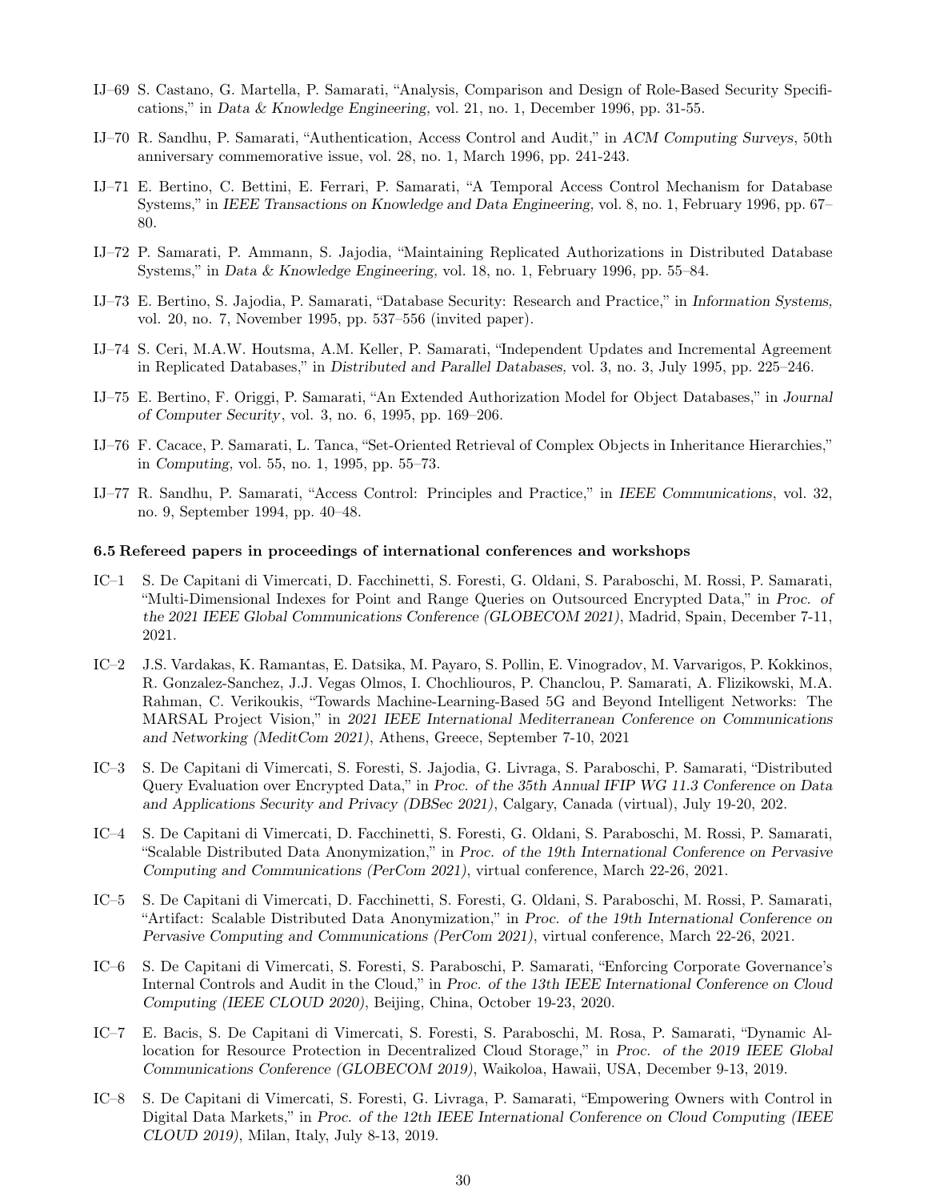IJ–69 S. Castano, G. Martella, P. Samarati, "Analysis, Comparison and Design of Role-Based Security Specifications," in *Data & Knowledge Engineering,* vol. 21, no. 1, December 1996, pp. 31-55.

IJ–70 R. Sandhu, P. Samarati, "Authentication, Access Control and Audit," in *ACM Computing Surveys*, 50th anniversary commemorative issue, vol. 28, no. 1, March 1996, pp. 241-243.

IJ–71 E. Bertino, C. Bettini, E. Ferrari, P. Samarati, "A Temporal Access Control Mechanism for Database Systems," in *IEEE Transactions on Knowledge and Data Engineering,* vol. 8, no. 1, February 1996, pp. 67–80.

IJ–72 P. Samarati, P. Ammann, S. Jajodia, "Maintaining Replicated Authorizations in Distributed Database Systems," in *Data & Knowledge Engineering,* vol. 18, no. 1, February 1996, pp. 55–84.

IJ–73 E. Bertino, S. Jajodia, P. Samarati, "Database Security: Research and Practice," in *Information Systems,* vol. 20, no. 7, November 1995, pp. 537–556 (invited paper).

IJ–74 S. Ceri, M.A.W. Houtsma, A.M. Keller, P. Samarati, "Independent Updates and Incremental Agreement in Replicated Databases," in *Distributed and Parallel Databases,* vol. 3, no. 3, July 1995, pp. 225–246.

IJ–75 E. Bertino, F. Origgi, P. Samarati, "An Extended Authorization Model for Object Databases," in *Journal of Computer Security*, vol. 3, no. 6, 1995, pp. 169–206.

IJ–76 F. Cacace, P. Samarati, L. Tanca, "Set-Oriented Retrieval of Complex Objects in Inheritance Hierarchies," in *Computing,* vol. 55, no. 1, 1995, pp. 55–73.

IJ–77 R. Sandhu, P. Samarati, "Access Control: Principles and Practice," in *IEEE Communications*, vol. 32, no. 9, September 1994, pp. 40–48.

### 6.5 Refereed papers in proceedings of international conferences and workshops

IC–1 S. De Capitani di Vimercati, D. Facchinetti, S. Foresti, G. Oldani, S. Paraboschi, M. Rossi, P. Samarati, "Multi-Dimensional Indexes for Point and Range Queries on Outsourced Encrypted Data," in *Proc. of the 2021 IEEE Global Communications Conference (GLOBECOM 2021)*, Madrid, Spain, December 7-11, 2021.

IC–2 J.S. Vardakas, K. Ramantas, E. Datsika, M. Payaro, S. Pollin, E. Vinogradov, M. Varvarigos, P. Kokkinos, R. Gonzalez-Sanchez, J.J. Vegas Olmos, I. Chochliouros, P. Chanclou, P. Samarati, A. Flizikowski, M.A. Rahman, C. Verikoukis, "Towards Machine-Learning-Based 5G and Beyond Intelligent Networks: The MARSAL Project Vision," in *2021 IEEE International Mediterranean Conference on Communications and Networking (MeditCom 2021)*, Athens, Greece, September 7-10, 2021

IC–3 S. De Capitani di Vimercati, S. Foresti, S. Jajodia, G. Livraga, S. Paraboschi, P. Samarati, "Distributed Query Evaluation over Encrypted Data," in *Proc. of the 35th Annual IFIP WG 11.3 Conference on Data and Applications Security and Privacy (DBSec 2021)*, Calgary, Canada (virtual), July 19-20, 202.

IC–4 S. De Capitani di Vimercati, D. Facchinetti, S. Foresti, G. Oldani, S. Paraboschi, M. Rossi, P. Samarati, "Scalable Distributed Data Anonymization," in *Proc. of the 19th International Conference on Pervasive Computing and Communications (PerCom 2021)*, virtual conference, March 22-26, 2021.

IC–5 S. De Capitani di Vimercati, D. Facchinetti, S. Foresti, G. Oldani, S. Paraboschi, M. Rossi, P. Samarati, "Artifact: Scalable Distributed Data Anonymization," in *Proc. of the 19th International Conference on Pervasive Computing and Communications (PerCom 2021)*, virtual conference, March 22-26, 2021.

IC–6 S. De Capitani di Vimercati, S. Foresti, S. Paraboschi, P. Samarati, "Enforcing Corporate Governance's Internal Controls and Audit in the Cloud," in *Proc. of the 13th IEEE International Conference on Cloud Computing (IEEE CLOUD 2020)*, Beijing, China, October 19-23, 2020.

IC–7 E. Bacis, S. De Capitani di Vimercati, S. Foresti, S. Paraboschi, M. Rosa, P. Samarati, "Dynamic Allocation for Resource Protection in Decentralized Cloud Storage," in *Proc. of the 2019 IEEE Global Communications Conference (GLOBECOM 2019)*, Waikoloa, Hawaii, USA, December 9-13, 2019.

IC–8 S. De Capitani di Vimercati, S. Foresti, G. Livraga, P. Samarati, "Empowering Owners with Control in Digital Data Markets," in *Proc. of the 12th IEEE International Conference on Cloud Computing (IEEE CLOUD 2019)*, Milan, Italy, July 8-13, 2019.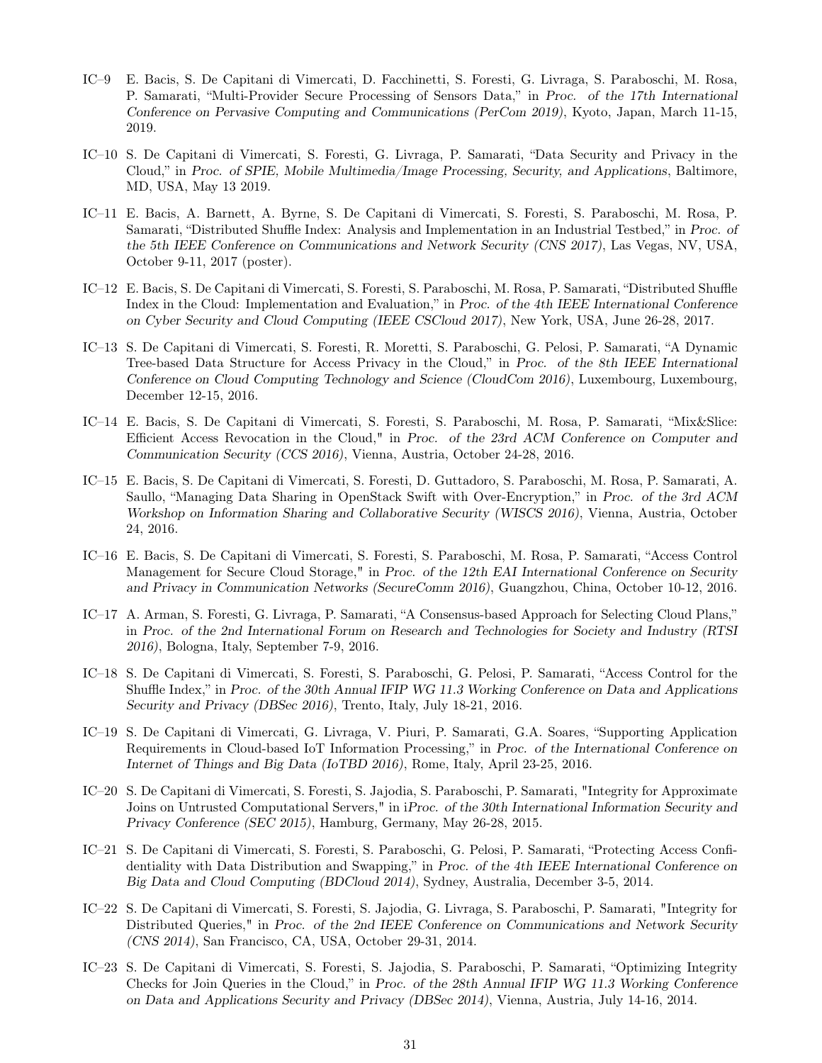IC–9 E. Bacis, S. De Capitani di Vimercati, D. Facchinetti, S. Foresti, G. Livraga, S. Paraboschi, M. Rosa, P. Samarati, "Multi-Provider Secure Processing of Sensors Data," in *Proc. of the 17th International Conference on Pervasive Computing and Communications (PerCom 2019)*, Kyoto, Japan, March 11-15, 2019.

IC–10 S. De Capitani di Vimercati, S. Foresti, G. Livraga, P. Samarati, "Data Security and Privacy in the Cloud," in *Proc. of SPIE, Mobile Multimedia/Image Processing, Security, and Applications*, Baltimore, MD, USA, May 13 2019.

IC–11 E. Bacis, A. Barnett, A. Byrne, S. De Capitani di Vimercati, S. Foresti, S. Paraboschi, M. Rosa, P. Samarati, "Distributed Shuffle Index: Analysis and Implementation in an Industrial Testbed," in *Proc. of the 5th IEEE Conference on Communications and Network Security (CNS 2017)*, Las Vegas, NV, USA, October 9-11, 2017 (poster).

IC–12 E. Bacis, S. De Capitani di Vimercati, S. Foresti, S. Paraboschi, M. Rosa, P. Samarati, "Distributed Shuffle Index in the Cloud: Implementation and Evaluation," in *Proc. of the 4th IEEE International Conference on Cyber Security and Cloud Computing (IEEE CSCloud 2017)*, New York, USA, June 26-28, 2017.

IC–13 S. De Capitani di Vimercati, S. Foresti, R. Moretti, S. Paraboschi, G. Pelosi, P. Samarati, "A Dynamic Tree-based Data Structure for Access Privacy in the Cloud," in *Proc. of the 8th IEEE International Conference on Cloud Computing Technology and Science (CloudCom 2016)*, Luxembourg, Luxembourg, December 12-15, 2016.

IC–14 E. Bacis, S. De Capitani di Vimercati, S. Foresti, S. Paraboschi, M. Rosa, P. Samarati, "Mix&Slice: Efficient Access Revocation in the Cloud," in *Proc. of the 23rd ACM Conference on Computer and Communication Security (CCS 2016)*, Vienna, Austria, October 24-28, 2016.

IC–15 E. Bacis, S. De Capitani di Vimercati, S. Foresti, D. Guttadoro, S. Paraboschi, M. Rosa, P. Samarati, A. Saullo, "Managing Data Sharing in OpenStack Swift with Over-Encryption," in *Proc. of the 3rd ACM Workshop on Information Sharing and Collaborative Security (WISCS 2016)*, Vienna, Austria, October 24, 2016.

IC–16 E. Bacis, S. De Capitani di Vimercati, S. Foresti, S. Paraboschi, M. Rosa, P. Samarati, "Access Control Management for Secure Cloud Storage," in *Proc. of the 12th EAI International Conference on Security and Privacy in Communication Networks (SecureComm 2016)*, Guangzhou, China, October 10-12, 2016.

IC–17 A. Arman, S. Foresti, G. Livraga, P. Samarati, "A Consensus-based Approach for Selecting Cloud Plans," in *Proc. of the 2nd International Forum on Research and Technologies for Society and Industry (RTSI 2016)*, Bologna, Italy, September 7-9, 2016.

IC–18 S. De Capitani di Vimercati, S. Foresti, S. Paraboschi, G. Pelosi, P. Samarati, "Access Control for the Shuffle Index," in *Proc. of the 30th Annual IFIP WG 11.3 Working Conference on Data and Applications Security and Privacy (DBSec 2016)*, Trento, Italy, July 18-21, 2016.

IC–19 S. De Capitani di Vimercati, G. Livraga, V. Piuri, P. Samarati, G.A. Soares, "Supporting Application Requirements in Cloud-based IoT Information Processing," in *Proc. of the International Conference on Internet of Things and Big Data (IoTBD 2016)*, Rome, Italy, April 23-25, 2016.

IC–20 S. De Capitani di Vimercati, S. Foresti, S. Jajodia, S. Paraboschi, P. Samarati, "Integrity for Approximate Joins on Untrusted Computational Servers," in i*Proc. of the 30th International Information Security and Privacy Conference (SEC 2015)*, Hamburg, Germany, May 26-28, 2015.

IC–21 S. De Capitani di Vimercati, S. Foresti, S. Paraboschi, G. Pelosi, P. Samarati, "Protecting Access Confidentiality with Data Distribution and Swapping," in *Proc. of the 4th IEEE International Conference on Big Data and Cloud Computing (BDCloud 2014)*, Sydney, Australia, December 3-5, 2014.

IC–22 S. De Capitani di Vimercati, S. Foresti, S. Jajodia, G. Livraga, S. Paraboschi, P. Samarati, "Integrity for Distributed Queries," in *Proc. of the 2nd IEEE Conference on Communications and Network Security (CNS 2014)*, San Francisco, CA, USA, October 29-31, 2014.

IC–23 S. De Capitani di Vimercati, S. Foresti, S. Jajodia, S. Paraboschi, P. Samarati, "Optimizing Integrity Checks for Join Queries in the Cloud," in *Proc. of the 28th Annual IFIP WG 11.3 Working Conference on Data and Applications Security and Privacy (DBSec 2014)*, Vienna, Austria, July 14-16, 2014.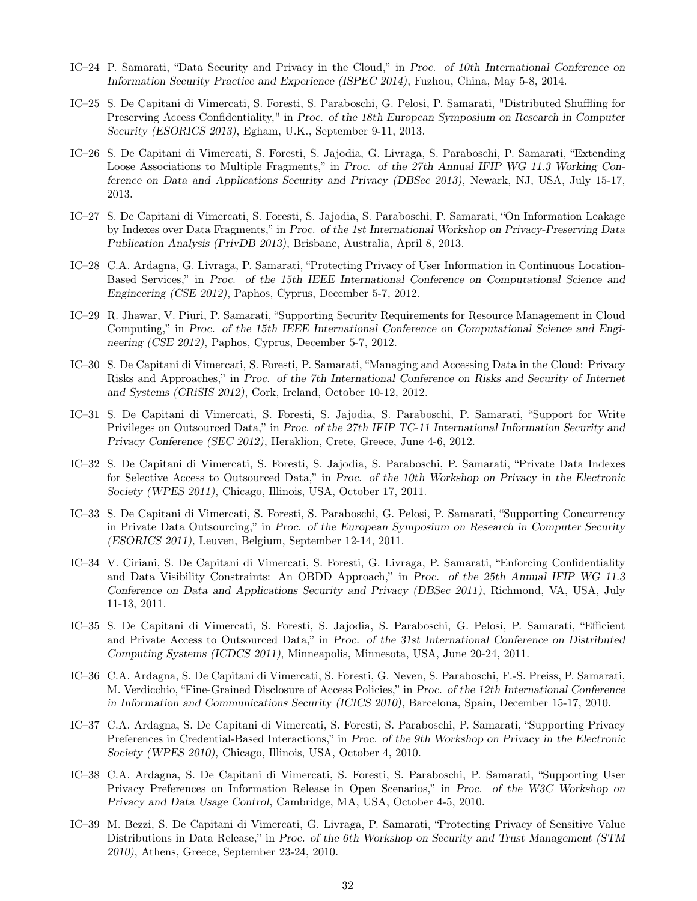IC–24 P. Samarati, "Data Security and Privacy in the Cloud," in *Proc. of 10th International Conference on Information Security Practice and Experience (ISPEC 2014)*, Fuzhou, China, May 5-8, 2014.

IC–25 S. De Capitani di Vimercati, S. Foresti, S. Paraboschi, G. Pelosi, P. Samarati, "Distributed Shuffling for Preserving Access Confidentiality," in *Proc. of the 18th European Symposium on Research in Computer Security (ESORICS 2013)*, Egham, U.K., September 9-11, 2013.

IC–26 S. De Capitani di Vimercati, S. Foresti, S. Jajodia, G. Livraga, S. Paraboschi, P. Samarati, "Extending Loose Associations to Multiple Fragments," in *Proc. of the 27th Annual IFIP WG 11.3 Working Conference on Data and Applications Security and Privacy (DBSec 2013)*, Newark, NJ, USA, July 15-17, 2013.

IC–27 S. De Capitani di Vimercati, S. Foresti, S. Jajodia, S. Paraboschi, P. Samarati, "On Information Leakage by Indexes over Data Fragments," in *Proc. of the 1st International Workshop on Privacy-Preserving Data Publication Analysis (PrivDB 2013)*, Brisbane, Australia, April 8, 2013.

IC–28 C.A. Ardagna, G. Livraga, P. Samarati, "Protecting Privacy of User Information in Continuous Location-Based Services," in *Proc. of the 15th IEEE International Conference on Computational Science and Engineering (CSE 2012)*, Paphos, Cyprus, December 5-7, 2012.

IC–29 R. Jhawar, V. Piuri, P. Samarati, "Supporting Security Requirements for Resource Management in Cloud Computing," in *Proc. of the 15th IEEE International Conference on Computational Science and Engineering (CSE 2012)*, Paphos, Cyprus, December 5-7, 2012.

IC–30 S. De Capitani di Vimercati, S. Foresti, P. Samarati, "Managing and Accessing Data in the Cloud: Privacy Risks and Approaches," in *Proc. of the 7th International Conference on Risks and Security of Internet and Systems (CRiSIS 2012)*, Cork, Ireland, October 10-12, 2012.

IC–31 S. De Capitani di Vimercati, S. Foresti, S. Jajodia, S. Paraboschi, P. Samarati, "Support for Write Privileges on Outsourced Data," in *Proc. of the 27th IFIP TC-11 International Information Security and Privacy Conference (SEC 2012)*, Heraklion, Crete, Greece, June 4-6, 2012.

IC–32 S. De Capitani di Vimercati, S. Foresti, S. Jajodia, S. Paraboschi, P. Samarati, "Private Data Indexes for Selective Access to Outsourced Data," in *Proc. of the 10th Workshop on Privacy in the Electronic Society (WPES 2011)*, Chicago, Illinois, USA, October 17, 2011.

IC–33 S. De Capitani di Vimercati, S. Foresti, S. Paraboschi, G. Pelosi, P. Samarati, "Supporting Concurrency in Private Data Outsourcing," in *Proc. of the European Symposium on Research in Computer Security (ESORICS 2011)*, Leuven, Belgium, September 12-14, 2011.

IC–34 V. Ciriani, S. De Capitani di Vimercati, S. Foresti, G. Livraga, P. Samarati, "Enforcing Confidentiality and Data Visibility Constraints: An OBDD Approach," in *Proc. of the 25th Annual IFIP WG 11.3 Conference on Data and Applications Security and Privacy (DBSec 2011)*, Richmond, VA, USA, July 11-13, 2011.

IC–35 S. De Capitani di Vimercati, S. Foresti, S. Jajodia, S. Paraboschi, G. Pelosi, P. Samarati, "Efficient and Private Access to Outsourced Data," in *Proc. of the 31st International Conference on Distributed Computing Systems (ICDCS 2011)*, Minneapolis, Minnesota, USA, June 20-24, 2011.

IC–36 C.A. Ardagna, S. De Capitani di Vimercati, S. Foresti, G. Neven, S. Paraboschi, F.-S. Preiss, P. Samarati, M. Verdicchio, "Fine-Grained Disclosure of Access Policies," in *Proc. of the 12th International Conference in Information and Communications Security (ICICS 2010)*, Barcelona, Spain, December 15-17, 2010.

IC–37 C.A. Ardagna, S. De Capitani di Vimercati, S. Foresti, S. Paraboschi, P. Samarati, "Supporting Privacy Preferences in Credential-Based Interactions," in *Proc. of the 9th Workshop on Privacy in the Electronic Society (WPES 2010)*, Chicago, Illinois, USA, October 4, 2010.

IC–38 C.A. Ardagna, S. De Capitani di Vimercati, S. Foresti, S. Paraboschi, P. Samarati, "Supporting User Privacy Preferences on Information Release in Open Scenarios," in *Proc. of the W3C Workshop on Privacy and Data Usage Control*, Cambridge, MA, USA, October 4-5, 2010.

IC–39 M. Bezzi, S. De Capitani di Vimercati, G. Livraga, P. Samarati, "Protecting Privacy of Sensitive Value Distributions in Data Release," in *Proc. of the 6th Workshop on Security and Trust Management (STM 2010)*, Athens, Greece, September 23-24, 2010.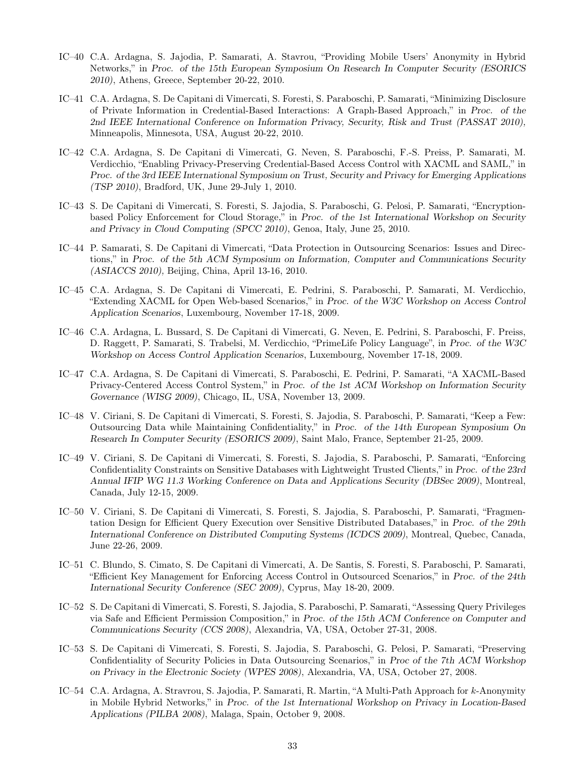IC–40 C.A. Ardagna, S. Jajodia, P. Samarati, A. Stavrou, "Providing Mobile Users' Anonymity in Hybrid Networks," in *Proc. of the 15th European Symposium On Research In Computer Security (ESORICS 2010)*, Athens, Greece, September 20-22, 2010.

IC–41 C.A. Ardagna, S. De Capitani di Vimercati, S. Foresti, S. Paraboschi, P. Samarati, "Minimizing Disclosure of Private Information in Credential-Based Interactions: A Graph-Based Approach," in *Proc. of the 2nd IEEE International Conference on Information Privacy, Security, Risk and Trust (PASSAT 2010)*, Minneapolis, Minnesota, USA, August 20-22, 2010.

IC–42 C.A. Ardagna, S. De Capitani di Vimercati, G. Neven, S. Paraboschi, F.-S. Preiss, P. Samarati, M. Verdicchio, "Enabling Privacy-Preserving Credential-Based Access Control with XACML and SAML," in *Proc. of the 3rd IEEE International Symposium on Trust, Security and Privacy for Emerging Applications (TSP 2010)*, Bradford, UK, June 29-July 1, 2010.

IC–43 S. De Capitani di Vimercati, S. Foresti, S. Jajodia, S. Paraboschi, G. Pelosi, P. Samarati, "Encryption-based Policy Enforcement for Cloud Storage," in *Proc. of the 1st International Workshop on Security and Privacy in Cloud Computing (SPCC 2010)*, Genoa, Italy, June 25, 2010.

IC–44 P. Samarati, S. De Capitani di Vimercati, "Data Protection in Outsourcing Scenarios: Issues and Directions," in *Proc. of the 5th ACM Symposium on Information, Computer and Communications Security (ASIACCS 2010)*, Beijing, China, April 13-16, 2010.

IC–45 C.A. Ardagna, S. De Capitani di Vimercati, E. Pedrini, S. Paraboschi, P. Samarati, M. Verdicchio, "Extending XACML for Open Web-based Scenarios," in *Proc. of the W3C Workshop on Access Control Application Scenarios*, Luxembourg, November 17-18, 2009.

IC–46 C.A. Ardagna, L. Bussard, S. De Capitani di Vimercati, G. Neven, E. Pedrini, S. Paraboschi, F. Preiss, D. Raggett, P. Samarati, S. Trabelsi, M. Verdicchio, "PrimeLife Policy Language", in *Proc. of the W3C Workshop on Access Control Application Scenarios*, Luxembourg, November 17-18, 2009.

IC–47 C.A. Ardagna, S. De Capitani di Vimercati, S. Paraboschi, E. Pedrini, P. Samarati, "A XACML-Based Privacy-Centered Access Control System," in *Proc. of the 1st ACM Workshop on Information Security Governance (WISG 2009)*, Chicago, IL, USA, November 13, 2009.

IC–48 V. Ciriani, S. De Capitani di Vimercati, S. Foresti, S. Jajodia, S. Paraboschi, P. Samarati, "Keep a Few: Outsourcing Data while Maintaining Confidentiality," in *Proc. of the 14th European Symposium On Research In Computer Security (ESORICS 2009)*, Saint Malo, France, September 21-25, 2009.

IC–49 V. Ciriani, S. De Capitani di Vimercati, S. Foresti, S. Jajodia, S. Paraboschi, P. Samarati, "Enforcing Confidentiality Constraints on Sensitive Databases with Lightweight Trusted Clients," in *Proc. of the 23rd Annual IFIP WG 11.3 Working Conference on Data and Applications Security (DBSec 2009)*, Montreal, Canada, July 12-15, 2009.

IC–50 V. Ciriani, S. De Capitani di Vimercati, S. Foresti, S. Jajodia, S. Paraboschi, P. Samarati, "Fragmentation Design for Efficient Query Execution over Sensitive Distributed Databases," in *Proc. of the 29th International Conference on Distributed Computing Systems (ICDCS 2009)*, Montreal, Quebec, Canada, June 22-26, 2009.

IC–51 C. Blundo, S. Cimato, S. De Capitani di Vimercati, A. De Santis, S. Foresti, S. Paraboschi, P. Samarati, "Efficient Key Management for Enforcing Access Control in Outsourced Scenarios," in *Proc. of the 24th International Security Conference (SEC 2009)*, Cyprus, May 18-20, 2009.

IC–52 S. De Capitani di Vimercati, S. Foresti, S. Jajodia, S. Paraboschi, P. Samarati, "Assessing Query Privileges via Safe and Efficient Permission Composition," in *Proc. of the 15th ACM Conference on Computer and Communications Security (CCS 2008)*, Alexandria, VA, USA, October 27-31, 2008.

IC–53 S. De Capitani di Vimercati, S. Foresti, S. Jajodia, S. Paraboschi, G. Pelosi, P. Samarati, "Preserving Confidentiality of Security Policies in Data Outsourcing Scenarios," in *Proc of the 7th ACM Workshop on Privacy in the Electronic Society (WPES 2008)*, Alexandria, VA, USA, October 27, 2008.

IC–54 C.A. Ardagna, A. Stravrou, S. Jajodia, P. Samarati, R. Martin, "A Multi-Path Approach for $k$-Anonymity in Mobile Hybrid Networks," in *Proc. of the 1st International Workshop on Privacy in Location-Based Applications (PILBA 2008)*, Malaga, Spain, October 9, 2008.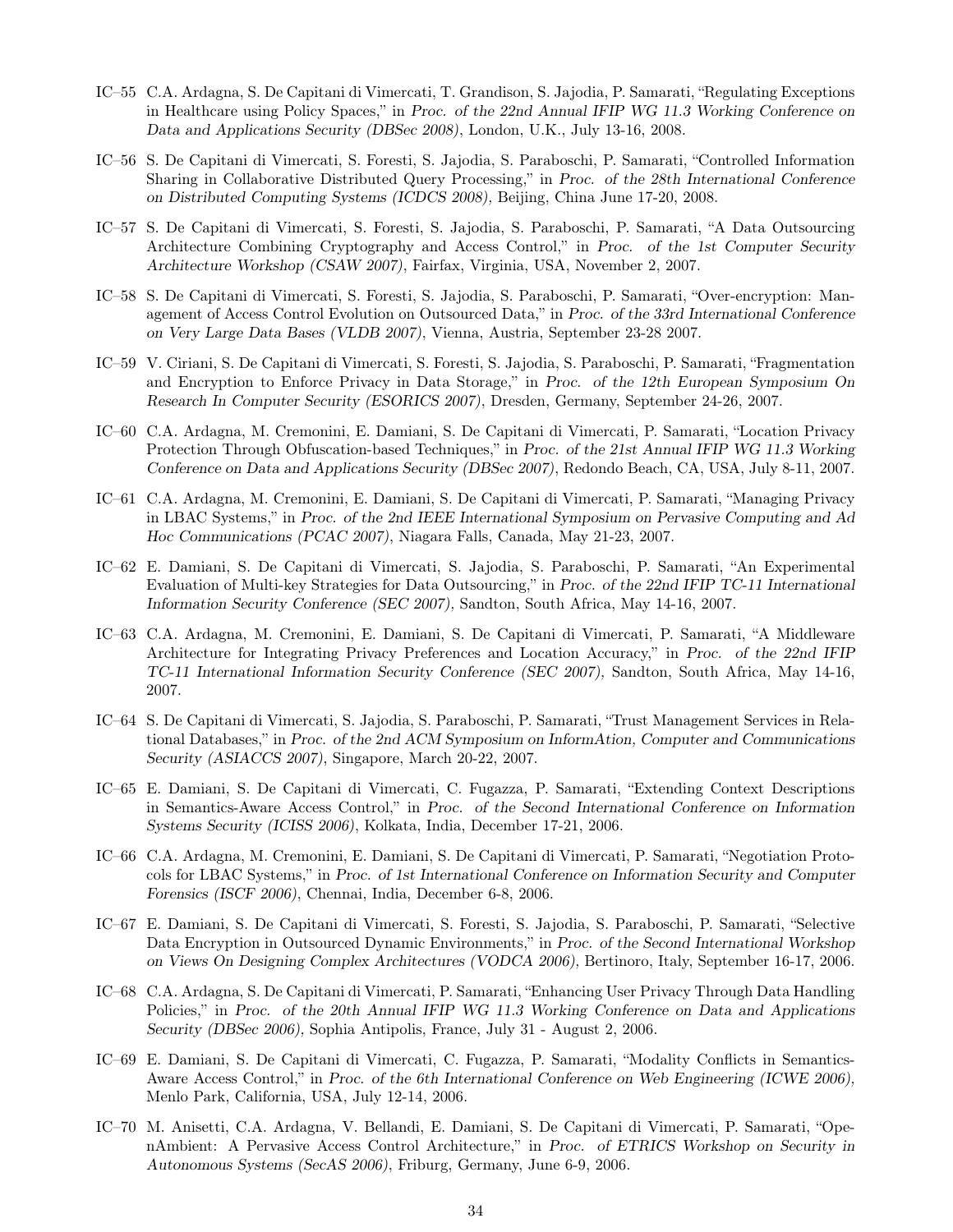IC–55 C.A. Ardagna, S. De Capitani di Vimercati, T. Grandison, S. Jajodia, P. Samarati, "Regulating Exceptions in Healthcare using Policy Spaces," in *Proc. of the 22nd Annual IFIP WG 11.3 Working Conference on Data and Applications Security (DBSec 2008)*, London, U.K., July 13-16, 2008.

IC–56 S. De Capitani di Vimercati, S. Foresti, S. Jajodia, S. Paraboschi, P. Samarati, "Controlled Information Sharing in Collaborative Distributed Query Processing," in *Proc. of the 28th International Conference on Distributed Computing Systems (ICDCS 2008)*, Beijing, China June 17-20, 2008.

IC–57 S. De Capitani di Vimercati, S. Foresti, S. Jajodia, S. Paraboschi, P. Samarati, "A Data Outsourcing Architecture Combining Cryptography and Access Control," in *Proc. of the 1st Computer Security Architecture Workshop (CSAW 2007)*, Fairfax, Virginia, USA, November 2, 2007.

IC–58 S. De Capitani di Vimercati, S. Foresti, S. Jajodia, S. Paraboschi, P. Samarati, "Over-encryption: Management of Access Control Evolution on Outsourced Data," in *Proc. of the 33rd International Conference on Very Large Data Bases (VLDB 2007)*, Vienna, Austria, September 23-28 2007.

IC–59 V. Ciriani, S. De Capitani di Vimercati, S. Foresti, S. Jajodia, S. Paraboschi, P. Samarati, "Fragmentation and Encryption to Enforce Privacy in Data Storage," in *Proc. of the 12th European Symposium On Research In Computer Security (ESORICS 2007)*, Dresden, Germany, September 24-26, 2007.

IC–60 C.A. Ardagna, M. Cremonini, E. Damiani, S. De Capitani di Vimercati, P. Samarati, "Location Privacy Protection Through Obfuscation-based Techniques," in *Proc. of the 21st Annual IFIP WG 11.3 Working Conference on Data and Applications Security (DBSec 2007)*, Redondo Beach, CA, USA, July 8-11, 2007.

IC–61 C.A. Ardagna, M. Cremonini, E. Damiani, S. De Capitani di Vimercati, P. Samarati, "Managing Privacy in LBAC Systems," in *Proc. of the 2nd IEEE International Symposium on Pervasive Computing and Ad Hoc Communications (PCAC 2007)*, Niagara Falls, Canada, May 21-23, 2007.

IC–62 E. Damiani, S. De Capitani di Vimercati, S. Jajodia, S. Paraboschi, P. Samarati, "An Experimental Evaluation of Multi-key Strategies for Data Outsourcing," in *Proc. of the 22nd IFIP TC-11 International Information Security Conference (SEC 2007)*, Sandton, South Africa, May 14-16, 2007.

IC–63 C.A. Ardagna, M. Cremonini, E. Damiani, S. De Capitani di Vimercati, P. Samarati, "A Middleware Architecture for Integrating Privacy Preferences and Location Accuracy," in *Proc. of the 22nd IFIP TC-11 International Information Security Conference (SEC 2007)*, Sandton, South Africa, May 14-16, 2007.

IC–64 S. De Capitani di Vimercati, S. Jajodia, S. Paraboschi, P. Samarati, "Trust Management Services in Relational Databases," in *Proc. of the 2nd ACM Symposium on InformAtion, Computer and Communications Security (ASIACCS 2007)*, Singapore, March 20-22, 2007.

IC–65 E. Damiani, S. De Capitani di Vimercati, C. Fugazza, P. Samarati, "Extending Context Descriptions in Semantics-Aware Access Control," in *Proc. of the Second International Conference on Information Systems Security (ICISS 2006)*, Kolkata, India, December 17-21, 2006.

IC–66 C.A. Ardagna, M. Cremonini, E. Damiani, S. De Capitani di Vimercati, P. Samarati, "Negotiation Protocols for LBAC Systems," in *Proc. of 1st International Conference on Information Security and Computer Forensics (ISCF 2006)*, Chennai, India, December 6-8, 2006.

IC–67 E. Damiani, S. De Capitani di Vimercati, S. Foresti, S. Jajodia, S. Paraboschi, P. Samarati, "Selective Data Encryption in Outsourced Dynamic Environments," in *Proc. of the Second International Workshop on Views On Designing Complex Architectures (VODCA 2006)*, Bertinoro, Italy, September 16-17, 2006.

IC–68 C.A. Ardagna, S. De Capitani di Vimercati, P. Samarati, "Enhancing User Privacy Through Data Handling Policies," in *Proc. of the 20th Annual IFIP WG 11.3 Working Conference on Data and Applications Security (DBSec 2006)*, Sophia Antipolis, France, July 31 - August 2, 2006.

IC–69 E. Damiani, S. De Capitani di Vimercati, C. Fugazza, P. Samarati, "Modality Conflicts in Semantics-Aware Access Control," in *Proc. of the 6th International Conference on Web Engineering (ICWE 2006)*, Menlo Park, California, USA, July 12-14, 2006.

IC–70 M. Anisetti, C.A. Ardagna, V. Bellandi, E. Damiani, S. De Capitani di Vimercati, P. Samarati, "OpenAmbient: A Pervasive Access Control Architecture," in *Proc. of ETRICS Workshop on Security in Autonomous Systems (SecAS 2006)*, Friburg, Germany, June 6-9, 2006.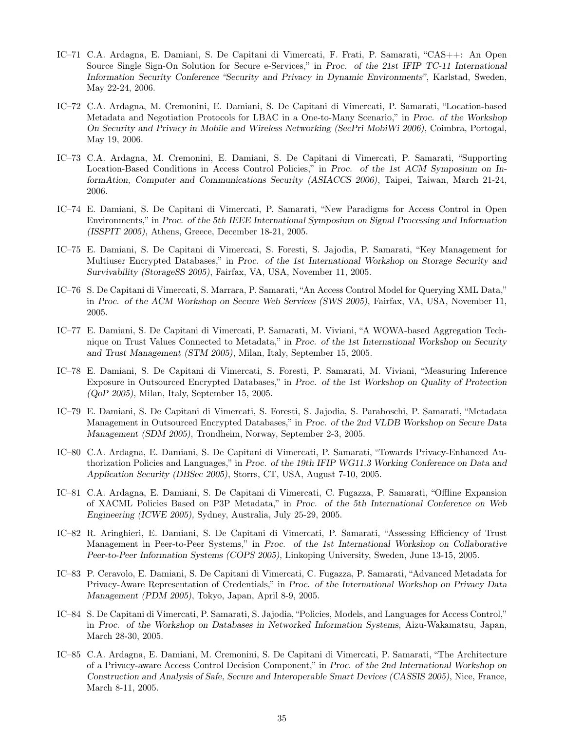IC–71 C.A. Ardagna, E. Damiani, S. De Capitani di Vimercati, F. Frati, P. Samarati, "CAS++: An Open Source Single Sign-On Solution for Secure e-Services," in *Proc. of the 21st IFIP TC-11 International Information Security Conference "Security and Privacy in Dynamic Environments"*, Karlstad, Sweden, May 22-24, 2006.

IC–72 C.A. Ardagna, M. Cremonini, E. Damiani, S. De Capitani di Vimercati, P. Samarati, "Location-based Metadata and Negotiation Protocols for LBAC in a One-to-Many Scenario," in *Proc. of the Workshop On Security and Privacy in Mobile and Wireless Networking (SecPri MobiWi 2006)*, Coimbra, Portogal, May 19, 2006.

IC–73 C.A. Ardagna, M. Cremonini, E. Damiani, S. De Capitani di Vimercati, P. Samarati, "Supporting Location-Based Conditions in Access Control Policies," in *Proc. of the 1st ACM Symposium on InformAtion, Computer and Communications Security (ASIACCS 2006)*, Taipei, Taiwan, March 21-24, 2006.

IC–74 E. Damiani, S. De Capitani di Vimercati, P. Samarati, "New Paradigms for Access Control in Open Environments," in *Proc. of the 5th IEEE International Symposium on Signal Processing and Information (ISSPIT 2005)*, Athens, Greece, December 18-21, 2005.

IC–75 E. Damiani, S. De Capitani di Vimercati, S. Foresti, S. Jajodia, P. Samarati, "Key Management for Multiuser Encrypted Databases," in *Proc. of the 1st International Workshop on Storage Security and Survivability (StorageSS 2005)*, Fairfax, VA, USA, November 11, 2005.

IC–76 S. De Capitani di Vimercati, S. Marrara, P. Samarati, "An Access Control Model for Querying XML Data," in *Proc. of the ACM Workshop on Secure Web Services (SWS 2005)*, Fairfax, VA, USA, November 11, 2005.

IC–77 E. Damiani, S. De Capitani di Vimercati, P. Samarati, M. Viviani, "A WOWA-based Aggregation Technique on Trust Values Connected to Metadata," in *Proc. of the 1st International Workshop on Security and Trust Management (STM 2005)*, Milan, Italy, September 15, 2005.

IC–78 E. Damiani, S. De Capitani di Vimercati, S. Foresti, P. Samarati, M. Viviani, "Measuring Inference Exposure in Outsourced Encrypted Databases," in *Proc. of the 1st Workshop on Quality of Protection (QoP 2005)*, Milan, Italy, September 15, 2005.

IC–79 E. Damiani, S. De Capitani di Vimercati, S. Foresti, S. Jajodia, S. Paraboschi, P. Samarati, "Metadata Management in Outsourced Encrypted Databases," in *Proc. of the 2nd VLDB Workshop on Secure Data Management (SDM 2005)*, Trondheim, Norway, September 2-3, 2005.

IC–80 C.A. Ardagna, E. Damiani, S. De Capitani di Vimercati, P. Samarati, "Towards Privacy-Enhanced Authorization Policies and Languages," in *Proc. of the 19th IFIP WG11.3 Working Conference on Data and Application Security (DBSec 2005)*, Storrs, CT, USA, August 7-10, 2005.

IC–81 C.A. Ardagna, E. Damiani, S. De Capitani di Vimercati, C. Fugazza, P. Samarati, "Offline Expansion of XACML Policies Based on P3P Metadata," in *Proc. of the 5th International Conference on Web Engineering (ICWE 2005),* Sydney, Australia, July 25-29, 2005.

IC–82 R. Aringhieri, E. Damiani, S. De Capitani di Vimercati, P. Samarati, "Assessing Efficiency of Trust Management in Peer-to-Peer Systems," in *Proc. of the 1st International Workshop on Collaborative Peer-to-Peer Information Systems (COPS 2005),* Linkoping University, Sweden, June 13-15, 2005.

IC–83 P. Ceravolo, E. Damiani, S. De Capitani di Vimercati, C. Fugazza, P. Samarati, "Advanced Metadata for Privacy-Aware Representation of Credentials," in *Proc. of the International Workshop on Privacy Data Management (PDM 2005)*, Tokyo, Japan, April 8-9, 2005.

IC–84 S. De Capitani di Vimercati, P. Samarati, S. Jajodia, "Policies, Models, and Languages for Access Control," in *Proc. of the Workshop on Databases in Networked Information Systems,* Aizu-Wakamatsu, Japan, March 28-30, 2005.

IC–85 C.A. Ardagna, E. Damiani, M. Cremonini, S. De Capitani di Vimercati, P. Samarati, "The Architecture of a Privacy-aware Access Control Decision Component," in *Proc. of the 2nd International Workshop on Construction and Analysis of Safe, Secure and Interoperable Smart Devices (CASSIS 2005)*, Nice, France, March 8-11, 2005.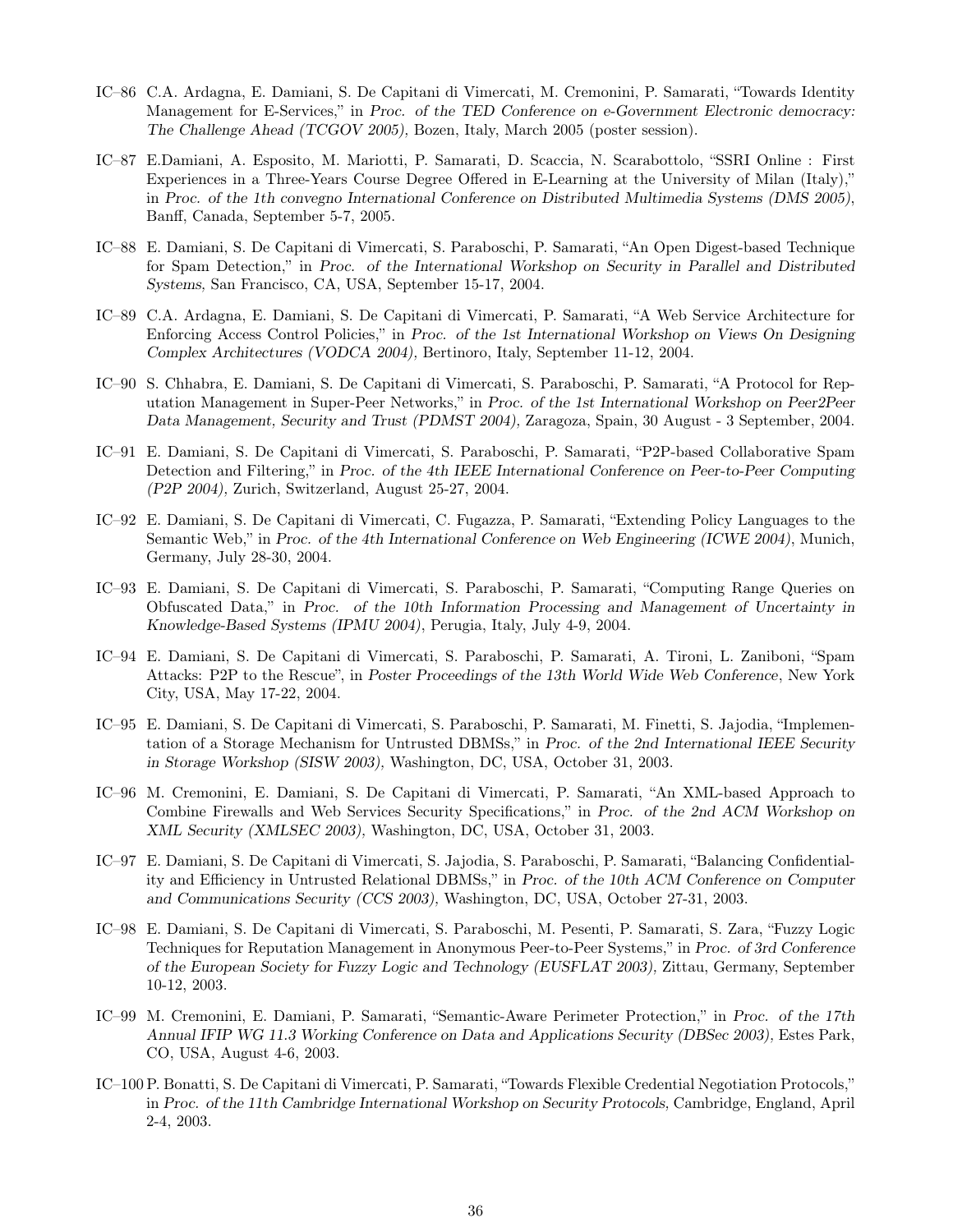IC–86 C.A. Ardagna, E. Damiani, S. De Capitani di Vimercati, M. Cremonini, P. Samarati, "Towards Identity Management for E-Services," in *Proc. of the TED Conference on e-Government Electronic democracy: The Challenge Ahead (TCGOV 2005),* Bozen, Italy, March 2005 (poster session).

IC–87 E.Damiani, A. Esposito, M. Mariotti, P. Samarati, D. Scaccia, N. Scarabottolo, "SSRI Online : First Experiences in a Three-Years Course Degree Offered in E-Learning at the University of Milan (Italy)," in *Proc. of the 1th convegno International Conference on Distributed Multimedia Systems (DMS 2005)*, Banff, Canada, September 5-7, 2005.

IC–88 E. Damiani, S. De Capitani di Vimercati, S. Paraboschi, P. Samarati, "An Open Digest-based Technique for Spam Detection," in *Proc. of the International Workshop on Security in Parallel and Distributed Systems,* San Francisco, CA, USA, September 15-17, 2004.

IC–89 C.A. Ardagna, E. Damiani, S. De Capitani di Vimercati, P. Samarati, "A Web Service Architecture for Enforcing Access Control Policies," in *Proc. of the 1st International Workshop on Views On Designing Complex Architectures (VODCA 2004),* Bertinoro, Italy, September 11-12, 2004.

IC–90 S. Chhabra, E. Damiani, S. De Capitani di Vimercati, S. Paraboschi, P. Samarati, "A Protocol for Reputation Management in Super-Peer Networks," in *Proc. of the 1st International Workshop on Peer2Peer Data Management, Security and Trust (PDMST 2004),* Zaragoza, Spain, 30 August - 3 September, 2004.

IC–91 E. Damiani, S. De Capitani di Vimercati, S. Paraboschi, P. Samarati, "P2P-based Collaborative Spam Detection and Filtering," in *Proc. of the 4th IEEE International Conference on Peer-to-Peer Computing (P2P 2004),* Zurich, Switzerland, August 25-27, 2004.

IC–92 E. Damiani, S. De Capitani di Vimercati, C. Fugazza, P. Samarati, "Extending Policy Languages to the Semantic Web," in *Proc. of the 4th International Conference on Web Engineering (ICWE 2004)*, Munich, Germany, July 28-30, 2004.

IC–93 E. Damiani, S. De Capitani di Vimercati, S. Paraboschi, P. Samarati, "Computing Range Queries on Obfuscated Data," in *Proc. of the 10th Information Processing and Management of Uncertainty in Knowledge-Based Systems (IPMU 2004)*, Perugia, Italy, July 4-9, 2004.

IC–94 E. Damiani, S. De Capitani di Vimercati, S. Paraboschi, P. Samarati, A. Tironi, L. Zaniboni, "Spam Attacks: P2P to the Rescue", in *Poster Proceedings of the 13th World Wide Web Conference*, New York City, USA, May 17-22, 2004.

IC–95 E. Damiani, S. De Capitani di Vimercati, S. Paraboschi, P. Samarati, M. Finetti, S. Jajodia, "Implementation of a Storage Mechanism for Untrusted DBMSs," in *Proc. of the 2nd International IEEE Security in Storage Workshop (SISW 2003),* Washington, DC, USA, October 31, 2003.

IC–96 M. Cremonini, E. Damiani, S. De Capitani di Vimercati, P. Samarati, "An XML-based Approach to Combine Firewalls and Web Services Security Specifications," in *Proc. of the 2nd ACM Workshop on XML Security (XMLSEC 2003),* Washington, DC, USA, October 31, 2003.

IC–97 E. Damiani, S. De Capitani di Vimercati, S. Jajodia, S. Paraboschi, P. Samarati, "Balancing Confidentiality and Efficiency in Untrusted Relational DBMSs," in *Proc. of the 10th ACM Conference on Computer and Communications Security (CCS 2003),* Washington, DC, USA, October 27-31, 2003.

IC–98 E. Damiani, S. De Capitani di Vimercati, S. Paraboschi, M. Pesenti, P. Samarati, S. Zara, "Fuzzy Logic Techniques for Reputation Management in Anonymous Peer-to-Peer Systems," in *Proc. of 3rd Conference of the European Society for Fuzzy Logic and Technology (EUSFLAT 2003),* Zittau, Germany, September 10-12, 2003.

IC–99 M. Cremonini, E. Damiani, P. Samarati, "Semantic-Aware Perimeter Protection," in *Proc. of the 17th Annual IFIP WG 11.3 Working Conference on Data and Applications Security (DBSec 2003),* Estes Park, CO, USA, August 4-6, 2003.

IC–100 P. Bonatti, S. De Capitani di Vimercati, P. Samarati, "Towards Flexible Credential Negotiation Protocols," in *Proc. of the 11th Cambridge International Workshop on Security Protocols,* Cambridge, England, April 2-4, 2003.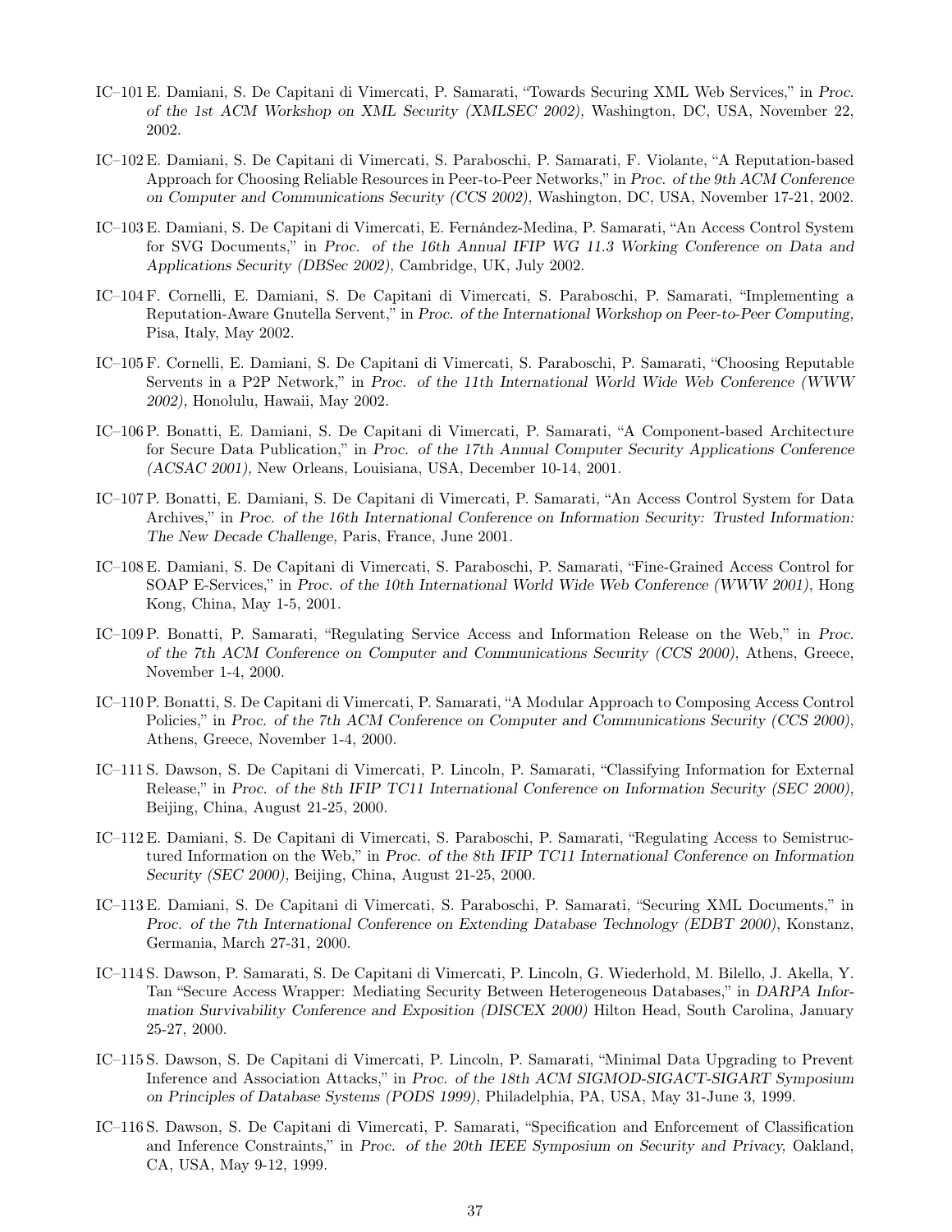IC–101 E. Damiani, S. De Capitani di Vimercati, P. Samarati, "Towards Securing XML Web Services," in *Proc. of the 1st ACM Workshop on XML Security (XMLSEC 2002),* Washington, DC, USA, November 22, 2002.

IC–102 E. Damiani, S. De Capitani di Vimercati, S. Paraboschi, P. Samarati, F. Violante, "A Reputation-based Approach for Choosing Reliable Resources in Peer-to-Peer Networks," in *Proc. of the 9th ACM Conference on Computer and Communications Security (CCS 2002),* Washington, DC, USA, November 17-21, 2002.

IC–103 E. Damiani, S. De Capitani di Vimercati, E. Fernández-Medina, P. Samarati, "An Access Control System for SVG Documents," in *Proc. of the 16th Annual IFIP WG 11.3 Working Conference on Data and Applications Security (DBSec 2002),* Cambridge, UK, July 2002.

IC–104 F. Cornelli, E. Damiani, S. De Capitani di Vimercati, S. Paraboschi, P. Samarati, "Implementing a Reputation-Aware Gnutella Servent," in *Proc. of the International Workshop on Peer-to-Peer Computing,* Pisa, Italy, May 2002.

IC–105 F. Cornelli, E. Damiani, S. De Capitani di Vimercati, S. Paraboschi, P. Samarati, "Choosing Reputable Servents in a P2P Network," in *Proc. of the 11th International World Wide Web Conference (WWW 2002),* Honolulu, Hawaii, May 2002.

IC–106 P. Bonatti, E. Damiani, S. De Capitani di Vimercati, P. Samarati, "A Component-based Architecture for Secure Data Publication," in *Proc. of the 17th Annual Computer Security Applications Conference (ACSAC 2001),* New Orleans, Louisiana, USA, December 10-14, 2001.

IC–107 P. Bonatti, E. Damiani, S. De Capitani di Vimercati, P. Samarati, "An Access Control System for Data Archives," in *Proc. of the 16th International Conference on Information Security: Trusted Information: The New Decade Challenge,* Paris, France, June 2001.

IC–108 E. Damiani, S. De Capitani di Vimercati, S. Paraboschi, P. Samarati, "Fine-Grained Access Control for SOAP E-Services," in *Proc. of the 10th International World Wide Web Conference (WWW 2001)*, Hong Kong, China, May 1-5, 2001.

IC–109 P. Bonatti, P. Samarati, "Regulating Service Access and Information Release on the Web," in *Proc. of the 7th ACM Conference on Computer and Communications Security (CCS 2000),* Athens, Greece, November 1-4, 2000.

IC–110 P. Bonatti, S. De Capitani di Vimercati, P. Samarati, "A Modular Approach to Composing Access Control Policies," in *Proc. of the 7th ACM Conference on Computer and Communications Security (CCS 2000),* Athens, Greece, November 1-4, 2000.

IC–111 S. Dawson, S. De Capitani di Vimercati, P. Lincoln, P. Samarati, "Classifying Information for External Release," in *Proc. of the 8th IFIP TC11 International Conference on Information Security (SEC 2000),* Beijing, China, August 21-25, 2000.

IC–112 E. Damiani, S. De Capitani di Vimercati, S. Paraboschi, P. Samarati, "Regulating Access to Semistructured Information on the Web," in *Proc. of the 8th IFIP TC11 International Conference on Information Security (SEC 2000),* Beijing, China, August 21-25, 2000.

IC–113 E. Damiani, S. De Capitani di Vimercati, S. Paraboschi, P. Samarati, "Securing XML Documents," in *Proc. of the 7th International Conference on Extending Database Technology (EDBT 2000)*, Konstanz, Germania, March 27-31, 2000.

IC–114 S. Dawson, P. Samarati, S. De Capitani di Vimercati, P. Lincoln, G. Wiederhold, M. Bilello, J. Akella, Y. Tan "Secure Access Wrapper: Mediating Security Between Heterogeneous Databases," in *DARPA Information Survivability Conference and Exposition (DISCEX 2000)* Hilton Head, South Carolina, January 25-27, 2000.

IC–115 S. Dawson, S. De Capitani di Vimercati, P. Lincoln, P. Samarati, "Minimal Data Upgrading to Prevent Inference and Association Attacks," in *Proc. of the 18th ACM SIGMOD-SIGACT-SIGART Symposium on Principles of Database Systems (PODS 1999),* Philadelphia, PA, USA, May 31-June 3, 1999.

IC–116 S. Dawson, S. De Capitani di Vimercati, P. Samarati, "Specification and Enforcement of Classification and Inference Constraints," in *Proc. of the 20th IEEE Symposium on Security and Privacy,* Oakland, CA, USA, May 9-12, 1999.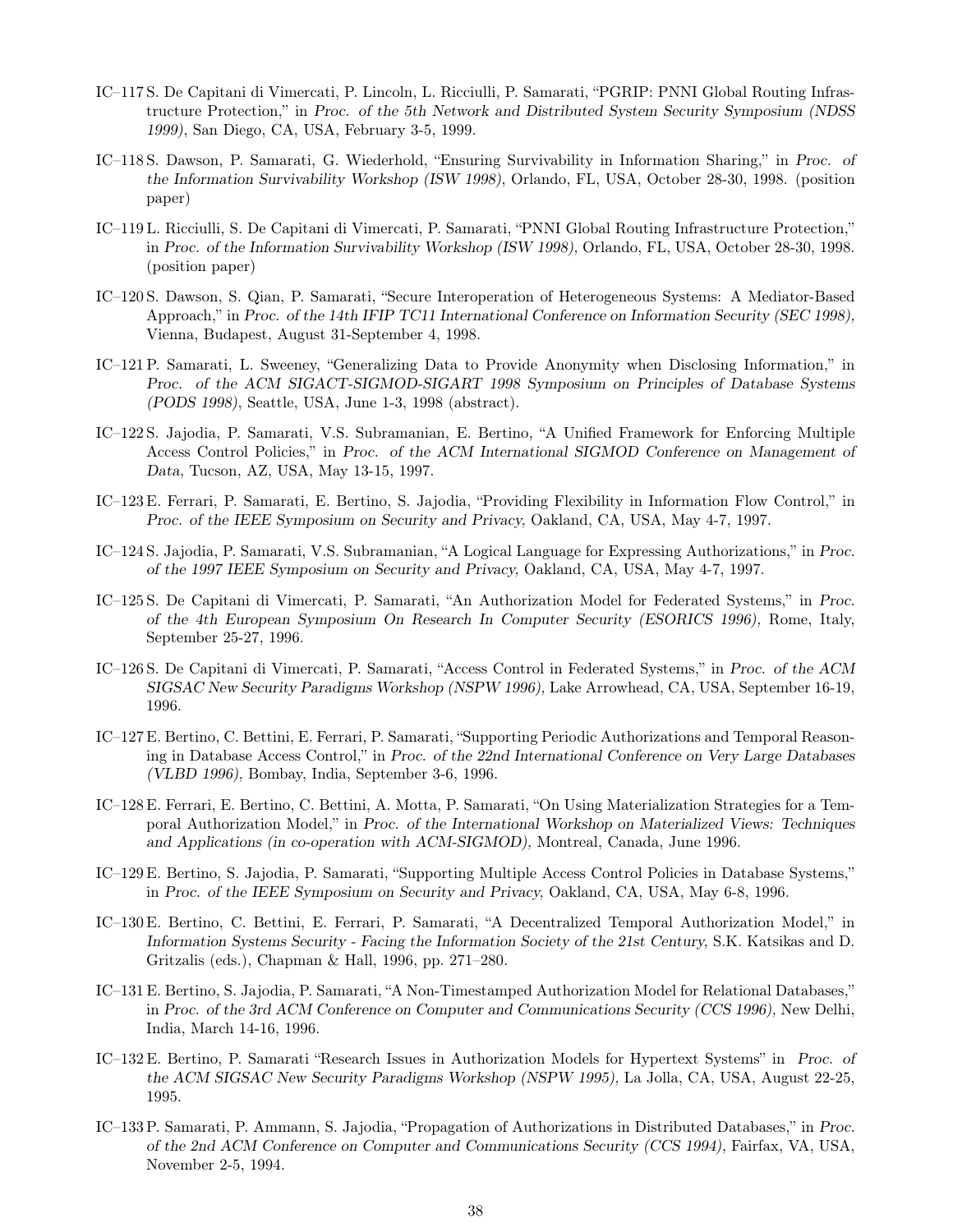IC–117 S. De Capitani di Vimercati, P. Lincoln, L. Ricciulli, P. Samarati, "PGRIP: PNNI Global Routing Infrastructure Protection," in *Proc. of the 5th Network and Distributed System Security Symposium (NDSS 1999)*, San Diego, CA, USA, February 3-5, 1999.

IC–118 S. Dawson, P. Samarati, G. Wiederhold, "Ensuring Survivability in Information Sharing," in *Proc. of the Information Survivability Workshop (ISW 1998)*, Orlando, FL, USA, October 28-30, 1998. (position paper)

IC–119 L. Ricciulli, S. De Capitani di Vimercati, P. Samarati, "PNNI Global Routing Infrastructure Protection," in *Proc. of the Information Survivability Workshop (ISW 1998)*, Orlando, FL, USA, October 28-30, 1998. (position paper)

IC–120 S. Dawson, S. Qian, P. Samarati, "Secure Interoperation of Heterogeneous Systems: A Mediator-Based Approach," in *Proc. of the 14th IFIP TC11 International Conference on Information Security (SEC 1998)*, Vienna, Budapest, August 31-September 4, 1998.

IC–121 P. Samarati, L. Sweeney, "Generalizing Data to Provide Anonymity when Disclosing Information," in *Proc. of the ACM SIGACT-SIGMOD-SIGART 1998 Symposium on Principles of Database Systems (PODS 1998)*, Seattle, USA, June 1-3, 1998 (abstract).

IC–122 S. Jajodia, P. Samarati, V.S. Subramanian, E. Bertino, "A Unified Framework for Enforcing Multiple Access Control Policies," in *Proc. of the ACM International SIGMOD Conference on Management of Data,* Tucson, AZ, USA, May 13-15, 1997.

IC–123 E. Ferrari, P. Samarati, E. Bertino, S. Jajodia, "Providing Flexibility in Information Flow Control," in *Proc. of the IEEE Symposium on Security and Privacy,* Oakland, CA, USA, May 4-7, 1997.

IC–124 S. Jajodia, P. Samarati, V.S. Subramanian, "A Logical Language for Expressing Authorizations," in *Proc. of the 1997 IEEE Symposium on Security and Privacy,* Oakland, CA, USA, May 4-7, 1997.

IC–125 S. De Capitani di Vimercati, P. Samarati, "An Authorization Model for Federated Systems," in *Proc. of the 4th European Symposium On Research In Computer Security (ESORICS 1996),* Rome, Italy, September 25-27, 1996.

IC–126 S. De Capitani di Vimercati, P. Samarati, "Access Control in Federated Systems," in *Proc. of the ACM SIGSAC New Security Paradigms Workshop (NSPW 1996),* Lake Arrowhead, CA, USA, September 16-19, 1996.

IC–127 E. Bertino, C. Bettini, E. Ferrari, P. Samarati, "Supporting Periodic Authorizations and Temporal Reasoning in Database Access Control," in *Proc. of the 22nd International Conference on Very Large Databases (VLBD 1996),* Bombay, India, September 3-6, 1996.

IC–128 E. Ferrari, E. Bertino, C. Bettini, A. Motta, P. Samarati, "On Using Materialization Strategies for a Temporal Authorization Model," in *Proc. of the International Workshop on Materialized Views: Techniques and Applications (in co-operation with ACM-SIGMOD),* Montreal, Canada, June 1996.

IC–129 E. Bertino, S. Jajodia, P. Samarati, "Supporting Multiple Access Control Policies in Database Systems," in *Proc. of the IEEE Symposium on Security and Privacy,* Oakland, CA, USA, May 6-8, 1996.

IC–130 E. Bertino, C. Bettini, E. Ferrari, P. Samarati, "A Decentralized Temporal Authorization Model," in *Information Systems Security - Facing the Information Society of the 21st Century,* S.K. Katsikas and D. Gritzalis (eds.), Chapman & Hall, 1996, pp. 271–280.

IC–131 E. Bertino, S. Jajodia, P. Samarati, "A Non-Timestamped Authorization Model for Relational Databases," in *Proc. of the 3rd ACM Conference on Computer and Communications Security (CCS 1996),* New Delhi, India, March 14-16, 1996.

IC–132 E. Bertino, P. Samarati "Research Issues in Authorization Models for Hypertext Systems" in *Proc. of the ACM SIGSAC New Security Paradigms Workshop (NSPW 1995),* La Jolla, CA, USA, August 22-25, 1995.

IC–133 P. Samarati, P. Ammann, S. Jajodia, "Propagation of Authorizations in Distributed Databases," in *Proc. of the 2nd ACM Conference on Computer and Communications Security (CCS 1994),* Fairfax, VA, USA, November 2-5, 1994.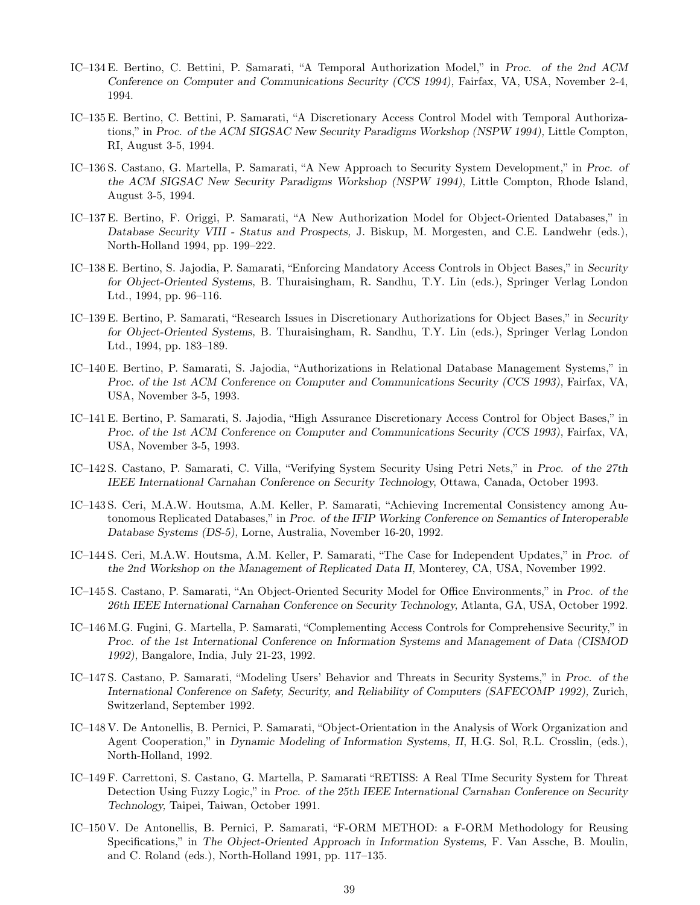IC–134 E. Bertino, C. Bettini, P. Samarati, "A Temporal Authorization Model," in *Proc. of the 2nd ACM Conference on Computer and Communications Security (CCS 1994),* Fairfax, VA, USA, November 2-4, 1994.

IC–135 E. Bertino, C. Bettini, P. Samarati, "A Discretionary Access Control Model with Temporal Authorizations," in *Proc. of the ACM SIGSAC New Security Paradigms Workshop (NSPW 1994),* Little Compton, RI, August 3-5, 1994.

IC–136 S. Castano, G. Martella, P. Samarati, "A New Approach to Security System Development," in *Proc. of the ACM SIGSAC New Security Paradigms Workshop (NSPW 1994),* Little Compton, Rhode Island, August 3-5, 1994.

IC–137 E. Bertino, F. Origgi, P. Samarati, "A New Authorization Model for Object-Oriented Databases," in *Database Security VIII - Status and Prospects,* J. Biskup, M. Morgesten, and C.E. Landwehr (eds.), North-Holland 1994, pp. 199–222.

IC–138 E. Bertino, S. Jajodia, P. Samarati, "Enforcing Mandatory Access Controls in Object Bases," in *Security for Object-Oriented Systems,* B. Thuraisingham, R. Sandhu, T.Y. Lin (eds.), Springer Verlag London Ltd., 1994, pp. 96–116.

IC–139 E. Bertino, P. Samarati, "Research Issues in Discretionary Authorizations for Object Bases," in *Security for Object-Oriented Systems,* B. Thuraisingham, R. Sandhu, T.Y. Lin (eds.), Springer Verlag London Ltd., 1994, pp. 183–189.

IC–140 E. Bertino, P. Samarati, S. Jajodia, "Authorizations in Relational Database Management Systems," in *Proc. of the 1st ACM Conference on Computer and Communications Security (CCS 1993),* Fairfax, VA, USA, November 3-5, 1993.

IC–141 E. Bertino, P. Samarati, S. Jajodia, "High Assurance Discretionary Access Control for Object Bases," in *Proc. of the 1st ACM Conference on Computer and Communications Security (CCS 1993),* Fairfax, VA, USA, November 3-5, 1993.

IC–142 S. Castano, P. Samarati, C. Villa, "Verifying System Security Using Petri Nets," in *Proc. of the 27th IEEE International Carnahan Conference on Security Technology,* Ottawa, Canada, October 1993.

IC–143 S. Ceri, M.A.W. Houtsma, A.M. Keller, P. Samarati, "Achieving Incremental Consistency among Autonomous Replicated Databases," in *Proc. of the IFIP Working Conference on Semantics of Interoperable Database Systems (DS-5),* Lorne, Australia, November 16-20, 1992.

IC–144 S. Ceri, M.A.W. Houtsma, A.M. Keller, P. Samarati, "The Case for Independent Updates," in *Proc. of the 2nd Workshop on the Management of Replicated Data II,* Monterey, CA, USA, November 1992.

IC–145 S. Castano, P. Samarati, "An Object-Oriented Security Model for Office Environments," in *Proc. of the 26th IEEE International Carnahan Conference on Security Technology,* Atlanta, GA, USA, October 1992.

IC–146 M.G. Fugini, G. Martella, P. Samarati, "Complementing Access Controls for Comprehensive Security," in *Proc. of the 1st International Conference on Information Systems and Management of Data (CISMOD 1992),* Bangalore, India, July 21-23, 1992.

IC–147 S. Castano, P. Samarati, "Modeling Users' Behavior and Threats in Security Systems," in *Proc. of the International Conference on Safety, Security, and Reliability of Computers (SAFECOMP 1992),* Zurich, Switzerland, September 1992.

IC–148 V. De Antonellis, B. Pernici, P. Samarati, "Object-Orientation in the Analysis of Work Organization and Agent Cooperation," in *Dynamic Modeling of Information Systems, II,* H.G. Sol, R.L. Crosslin, (eds.), North-Holland, 1992.

IC–149 F. Carrettoni, S. Castano, G. Martella, P. Samarati "RETISS: A Real TIme Security System for Threat Detection Using Fuzzy Logic," in *Proc. of the 25th IEEE International Carnahan Conference on Security Technology,* Taipei, Taiwan, October 1991.

IC–150 V. De Antonellis, B. Pernici, P. Samarati, "F-ORM METHOD: a F-ORM Methodology for Reusing Specifications," in *The Object-Oriented Approach in Information Systems,* F. Van Assche, B. Moulin, and C. Roland (eds.), North-Holland 1991, pp. 117–135.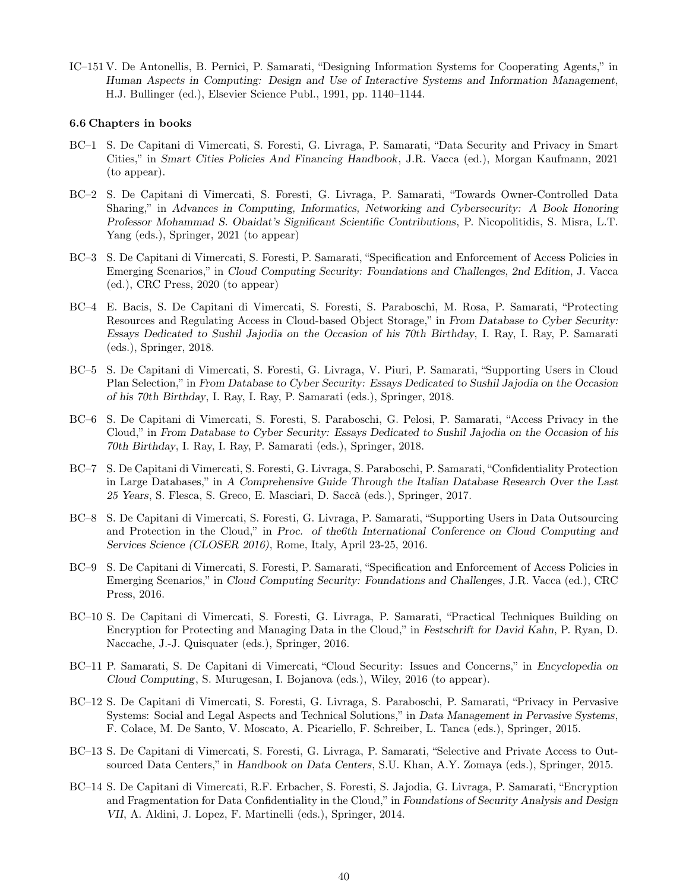IC–151 V. De Antonellis, B. Pernici, P. Samarati, "Designing Information Systems for Cooperating Agents," in *Human Aspects in Computing: Design and Use of Interactive Systems and Information Management*, H.J. Bullinger (ed.), Elsevier Science Publ., 1991, pp. 1140–1144.

### 6.6 Chapters in books

BC–1 S. De Capitani di Vimercati, S. Foresti, G. Livraga, P. Samarati, "Data Security and Privacy in Smart Cities," in *Smart Cities Policies And Financing Handbook*, J.R. Vacca (ed.), Morgan Kaufmann, 2021 (to appear).

BC–2 S. De Capitani di Vimercati, S. Foresti, G. Livraga, P. Samarati, "Towards Owner-Controlled Data Sharing," in *Advances in Computing, Informatics, Networking and Cybersecurity: A Book Honoring Professor Mohammad S. Obaidat's Significant Scientific Contributions*, P. Nicopolitidis, S. Misra, L.T. Yang (eds.), Springer, 2021 (to appear)

BC–3 S. De Capitani di Vimercati, S. Foresti, P. Samarati, "Specification and Enforcement of Access Policies in Emerging Scenarios," in *Cloud Computing Security: Foundations and Challenges, 2nd Edition*, J. Vacca (ed.), CRC Press, 2020 (to appear)

BC–4 E. Bacis, S. De Capitani di Vimercati, S. Foresti, S. Paraboschi, M. Rosa, P. Samarati, "Protecting Resources and Regulating Access in Cloud-based Object Storage," in *From Database to Cyber Security: Essays Dedicated to Sushil Jajodia on the Occasion of his 70th Birthday*, I. Ray, I. Ray, P. Samarati (eds.), Springer, 2018.

BC–5 S. De Capitani di Vimercati, S. Foresti, G. Livraga, V. Piuri, P. Samarati, "Supporting Users in Cloud Plan Selection," in *From Database to Cyber Security: Essays Dedicated to Sushil Jajodia on the Occasion of his 70th Birthday*, I. Ray, I. Ray, P. Samarati (eds.), Springer, 2018.

BC–6 S. De Capitani di Vimercati, S. Foresti, S. Paraboschi, G. Pelosi, P. Samarati, "Access Privacy in the Cloud," in *From Database to Cyber Security: Essays Dedicated to Sushil Jajodia on the Occasion of his 70th Birthday*, I. Ray, I. Ray, P. Samarati (eds.), Springer, 2018.

BC–7 S. De Capitani di Vimercati, S. Foresti, G. Livraga, S. Paraboschi, P. Samarati, "Confidentiality Protection in Large Databases," in *A Comprehensive Guide Through the Italian Database Research Over the Last 25 Years*, S. Flesca, S. Greco, E. Masciari, D. Saccà (eds.), Springer, 2017.

BC–8 S. De Capitani di Vimercati, S. Foresti, G. Livraga, P. Samarati, "Supporting Users in Data Outsourcing and Protection in the Cloud," in *Proc. of the6th International Conference on Cloud Computing and Services Science (CLOSER 2016)*, Rome, Italy, April 23-25, 2016.

BC–9 S. De Capitani di Vimercati, S. Foresti, P. Samarati, "Specification and Enforcement of Access Policies in Emerging Scenarios," in *Cloud Computing Security: Foundations and Challenges*, J.R. Vacca (ed.), CRC Press, 2016.

BC–10 S. De Capitani di Vimercati, S. Foresti, G. Livraga, P. Samarati, "Practical Techniques Building on Encryption for Protecting and Managing Data in the Cloud," in *Festschrift for David Kahn*, P. Ryan, D. Naccache, J.-J. Quisquater (eds.), Springer, 2016.

BC–11 P. Samarati, S. De Capitani di Vimercati, "Cloud Security: Issues and Concerns," in *Encyclopedia on Cloud Computing*, S. Murugesan, I. Bojanova (eds.), Wiley, 2016 (to appear).

BC–12 S. De Capitani di Vimercati, S. Foresti, G. Livraga, S. Paraboschi, P. Samarati, "Privacy in Pervasive Systems: Social and Legal Aspects and Technical Solutions," in *Data Management in Pervasive Systems*, F. Colace, M. De Santo, V. Moscato, A. Picariello, F. Schreiber, L. Tanca (eds.), Springer, 2015.

BC–13 S. De Capitani di Vimercati, S. Foresti, G. Livraga, P. Samarati, "Selective and Private Access to Outsourced Data Centers," in *Handbook on Data Centers*, S.U. Khan, A.Y. Zomaya (eds.), Springer, 2015.

BC–14 S. De Capitani di Vimercati, R.F. Erbacher, S. Foresti, S. Jajodia, G. Livraga, P. Samarati, "Encryption and Fragmentation for Data Confidentiality in the Cloud," in *Foundations of Security Analysis and Design VII*, A. Aldini, J. Lopez, F. Martinelli (eds.), Springer, 2014.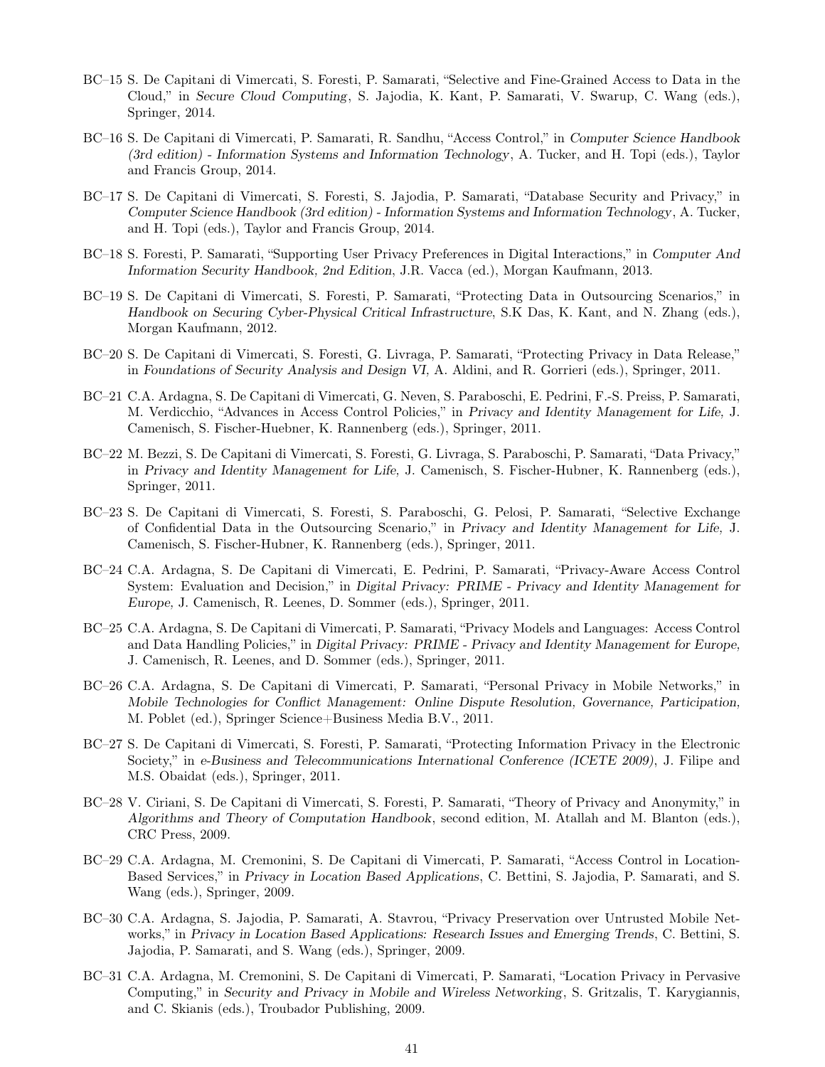BC–15 S. De Capitani di Vimercati, S. Foresti, P. Samarati, "Selective and Fine-Grained Access to Data in the Cloud," in *Secure Cloud Computing*, S. Jajodia, K. Kant, P. Samarati, V. Swarup, C. Wang (eds.), Springer, 2014.

BC–16 S. De Capitani di Vimercati, P. Samarati, R. Sandhu, "Access Control," in *Computer Science Handbook (3rd edition) - Information Systems and Information Technology*, A. Tucker, and H. Topi (eds.), Taylor and Francis Group, 2014.

BC–17 S. De Capitani di Vimercati, S. Foresti, S. Jajodia, P. Samarati, "Database Security and Privacy," in *Computer Science Handbook (3rd edition) - Information Systems and Information Technology*, A. Tucker, and H. Topi (eds.), Taylor and Francis Group, 2014.

BC–18 S. Foresti, P. Samarati, "Supporting User Privacy Preferences in Digital Interactions," in *Computer And Information Security Handbook, 2nd Edition*, J.R. Vacca (ed.), Morgan Kaufmann, 2013.

BC–19 S. De Capitani di Vimercati, S. Foresti, P. Samarati, "Protecting Data in Outsourcing Scenarios," in *Handbook on Securing Cyber-Physical Critical Infrastructure*, S.K Das, K. Kant, and N. Zhang (eds.), Morgan Kaufmann, 2012.

BC–20 S. De Capitani di Vimercati, S. Foresti, G. Livraga, P. Samarati, "Protecting Privacy in Data Release," in *Foundations of Security Analysis and Design VI,* A. Aldini, and R. Gorrieri (eds.), Springer, 2011.

BC–21 C.A. Ardagna, S. De Capitani di Vimercati, G. Neven, S. Paraboschi, E. Pedrini, F.-S. Preiss, P. Samarati, M. Verdicchio, "Advances in Access Control Policies," in *Privacy and Identity Management for Life,* J. Camenisch, S. Fischer-Huebner, K. Rannenberg (eds.), Springer, 2011.

BC–22 M. Bezzi, S. De Capitani di Vimercati, S. Foresti, G. Livraga, S. Paraboschi, P. Samarati, "Data Privacy," in *Privacy and Identity Management for Life,* J. Camenisch, S. Fischer-Hubner, K. Rannenberg (eds.), Springer, 2011.

BC–23 S. De Capitani di Vimercati, S. Foresti, S. Paraboschi, G. Pelosi, P. Samarati, "Selective Exchange of Confidential Data in the Outsourcing Scenario," in *Privacy and Identity Management for Life,* J. Camenisch, S. Fischer-Hubner, K. Rannenberg (eds.), Springer, 2011.

BC–24 C.A. Ardagna, S. De Capitani di Vimercati, E. Pedrini, P. Samarati, "Privacy-Aware Access Control System: Evaluation and Decision," in *Digital Privacy: PRIME - Privacy and Identity Management for Europe,* J. Camenisch, R. Leenes, D. Sommer (eds.), Springer, 2011.

BC–25 C.A. Ardagna, S. De Capitani di Vimercati, P. Samarati, "Privacy Models and Languages: Access Control and Data Handling Policies," in *Digital Privacy: PRIME - Privacy and Identity Management for Europe,* J. Camenisch, R. Leenes, and D. Sommer (eds.), Springer, 2011.

BC–26 C.A. Ardagna, S. De Capitani di Vimercati, P. Samarati, "Personal Privacy in Mobile Networks," in *Mobile Technologies for Conflict Management: Online Dispute Resolution, Governance, Participation,* M. Poblet (ed.), Springer Science+Business Media B.V., 2011.

BC–27 S. De Capitani di Vimercati, S. Foresti, P. Samarati, "Protecting Information Privacy in the Electronic Society," in *e-Business and Telecommunications International Conference (ICETE 2009)*, J. Filipe and M.S. Obaidat (eds.), Springer, 2011.

BC–28 V. Ciriani, S. De Capitani di Vimercati, S. Foresti, P. Samarati, "Theory of Privacy and Anonymity," in *Algorithms and Theory of Computation Handbook*, second edition, M. Atallah and M. Blanton (eds.), CRC Press, 2009.

BC–29 C.A. Ardagna, M. Cremonini, S. De Capitani di Vimercati, P. Samarati, "Access Control in Location-Based Services," in *Privacy in Location Based Applications*, C. Bettini, S. Jajodia, P. Samarati, and S. Wang (eds.), Springer, 2009.

BC–30 C.A. Ardagna, S. Jajodia, P. Samarati, A. Stavrou, "Privacy Preservation over Untrusted Mobile Networks," in *Privacy in Location Based Applications: Research Issues and Emerging Trends*, C. Bettini, S. Jajodia, P. Samarati, and S. Wang (eds.), Springer, 2009.

BC–31 C.A. Ardagna, M. Cremonini, S. De Capitani di Vimercati, P. Samarati, "Location Privacy in Pervasive Computing," in *Security and Privacy in Mobile and Wireless Networking*, S. Gritzalis, T. Karygiannis, and C. Skianis (eds.), Troubador Publishing, 2009.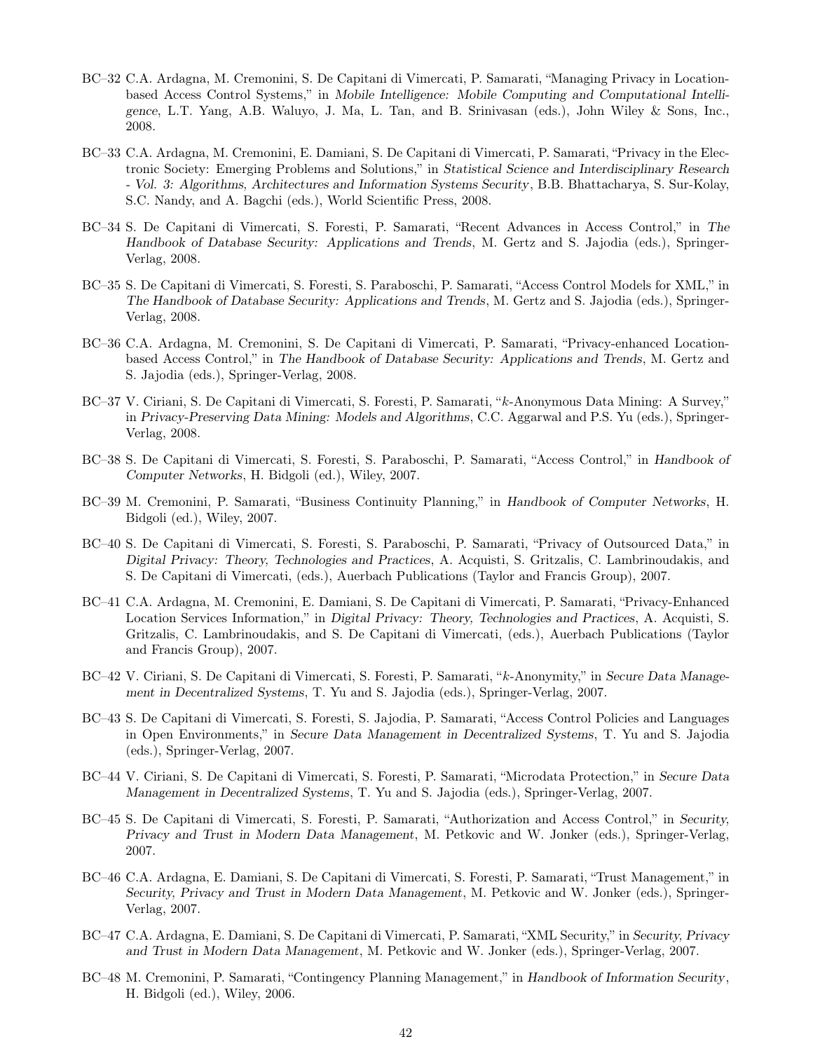BC–32 C.A. Ardagna, M. Cremonini, S. De Capitani di Vimercati, P. Samarati, "Managing Privacy in Location-based Access Control Systems," in *Mobile Intelligence: Mobile Computing and Computational Intelligence*, L.T. Yang, A.B. Waluyo, J. Ma, L. Tan, and B. Srinivasan (eds.), John Wiley & Sons, Inc., 2008.

BC–33 C.A. Ardagna, M. Cremonini, E. Damiani, S. De Capitani di Vimercati, P. Samarati, "Privacy in the Electronic Society: Emerging Problems and Solutions," in *Statistical Science and Interdisciplinary Research - Vol. 3: Algorithms, Architectures and Information Systems Security*, B.B. Bhattacharya, S. Sur-Kolay, S.C. Nandy, and A. Bagchi (eds.), World Scientific Press, 2008.

BC–34 S. De Capitani di Vimercati, S. Foresti, P. Samarati, "Recent Advances in Access Control," in *The Handbook of Database Security: Applications and Trends*, M. Gertz and S. Jajodia (eds.), Springer-Verlag, 2008.

BC–35 S. De Capitani di Vimercati, S. Foresti, S. Paraboschi, P. Samarati, "Access Control Models for XML," in *The Handbook of Database Security: Applications and Trends*, M. Gertz and S. Jajodia (eds.), Springer-Verlag, 2008.

BC–36 C.A. Ardagna, M. Cremonini, S. De Capitani di Vimercati, P. Samarati, "Privacy-enhanced Location-based Access Control," in *The Handbook of Database Security: Applications and Trends*, M. Gertz and S. Jajodia (eds.), Springer-Verlag, 2008.

BC–37 V. Ciriani, S. De Capitani di Vimercati, S. Foresti, P. Samarati, "$k$-Anonymous Data Mining: A Survey," in *Privacy-Preserving Data Mining: Models and Algorithms*, C.C. Aggarwal and P.S. Yu (eds.), Springer-Verlag, 2008.

BC–38 S. De Capitani di Vimercati, S. Foresti, S. Paraboschi, P. Samarati, "Access Control," in *Handbook of Computer Networks*, H. Bidgoli (ed.), Wiley, 2007.

BC–39 M. Cremonini, P. Samarati, "Business Continuity Planning," in *Handbook of Computer Networks*, H. Bidgoli (ed.), Wiley, 2007.

BC–40 S. De Capitani di Vimercati, S. Foresti, S. Paraboschi, P. Samarati, "Privacy of Outsourced Data," in *Digital Privacy: Theory, Technologies and Practices*, A. Acquisti, S. Gritzalis, C. Lambrinoudakis, and S. De Capitani di Vimercati, (eds.), Auerbach Publications (Taylor and Francis Group), 2007.

BC–41 C.A. Ardagna, M. Cremonini, E. Damiani, S. De Capitani di Vimercati, P. Samarati, "Privacy-Enhanced Location Services Information," in *Digital Privacy: Theory, Technologies and Practices*, A. Acquisti, S. Gritzalis, C. Lambrinoudakis, and S. De Capitani di Vimercati, (eds.), Auerbach Publications (Taylor and Francis Group), 2007.

BC–42 V. Ciriani, S. De Capitani di Vimercati, S. Foresti, P. Samarati, "$k$-Anonymity," in *Secure Data Management in Decentralized Systems*, T. Yu and S. Jajodia (eds.), Springer-Verlag, 2007.

BC–43 S. De Capitani di Vimercati, S. Foresti, S. Jajodia, P. Samarati, "Access Control Policies and Languages in Open Environments," in *Secure Data Management in Decentralized Systems*, T. Yu and S. Jajodia (eds.), Springer-Verlag, 2007.

BC–44 V. Ciriani, S. De Capitani di Vimercati, S. Foresti, P. Samarati, "Microdata Protection," in *Secure Data Management in Decentralized Systems*, T. Yu and S. Jajodia (eds.), Springer-Verlag, 2007.

BC–45 S. De Capitani di Vimercati, S. Foresti, P. Samarati, "Authorization and Access Control," in *Security, Privacy and Trust in Modern Data Management*, M. Petkovic and W. Jonker (eds.), Springer-Verlag, 2007.

BC–46 C.A. Ardagna, E. Damiani, S. De Capitani di Vimercati, S. Foresti, P. Samarati, "Trust Management," in *Security, Privacy and Trust in Modern Data Management*, M. Petkovic and W. Jonker (eds.), Springer-Verlag, 2007.

BC–47 C.A. Ardagna, E. Damiani, S. De Capitani di Vimercati, P. Samarati, "XML Security," in *Security, Privacy and Trust in Modern Data Management*, M. Petkovic and W. Jonker (eds.), Springer-Verlag, 2007.

BC–48 M. Cremonini, P. Samarati, "Contingency Planning Management," in *Handbook of Information Security*, H. Bidgoli (ed.), Wiley, 2006.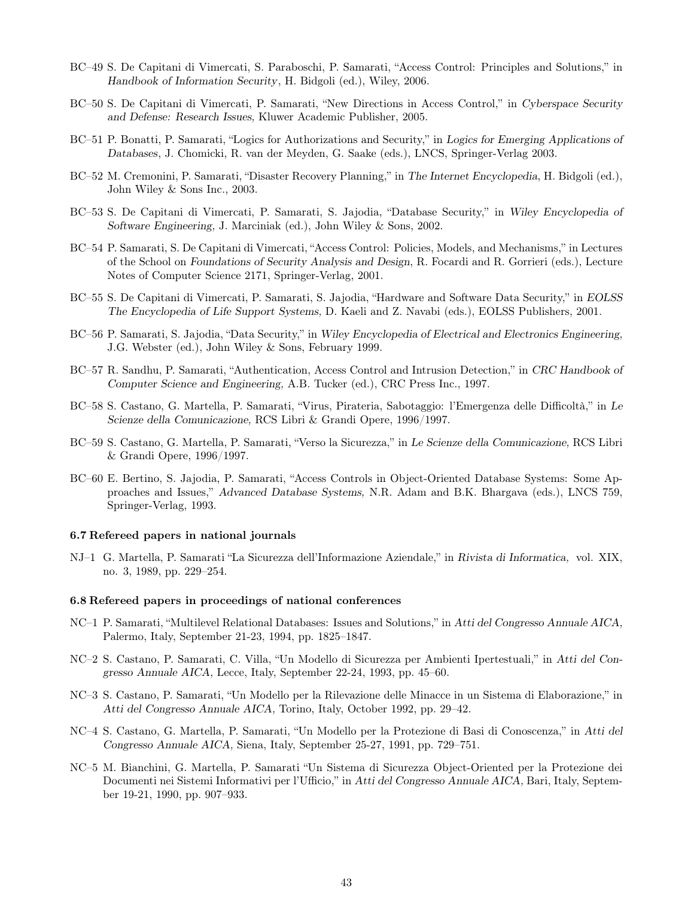BC–49 S. De Capitani di Vimercati, S. Paraboschi, P. Samarati, "Access Control: Principles and Solutions," in *Handbook of Information Security*, H. Bidgoli (ed.), Wiley, 2006.

BC–50 S. De Capitani di Vimercati, P. Samarati, "New Directions in Access Control," in *Cyberspace Security and Defense: Research Issues,* Kluwer Academic Publisher, 2005.

BC–51 P. Bonatti, P. Samarati, "Logics for Authorizations and Security," in *Logics for Emerging Applications of Databases*, J. Chomicki, R. van der Meyden, G. Saake (eds.), LNCS, Springer-Verlag 2003.

BC–52 M. Cremonini, P. Samarati, "Disaster Recovery Planning," in *The Internet Encyclopedia*, H. Bidgoli (ed.), John Wiley & Sons Inc., 2003.

BC–53 S. De Capitani di Vimercati, P. Samarati, S. Jajodia, "Database Security," in *Wiley Encyclopedia of Software Engineering,* J. Marciniak (ed.), John Wiley & Sons, 2002.

BC–54 P. Samarati, S. De Capitani di Vimercati, "Access Control: Policies, Models, and Mechanisms," in Lectures of the School on *Foundations of Security Analysis and Design*, R. Focardi and R. Gorrieri (eds.), Lecture Notes of Computer Science 2171, Springer-Verlag, 2001.

BC–55 S. De Capitani di Vimercati, P. Samarati, S. Jajodia, "Hardware and Software Data Security," in *EOLSS The Encyclopedia of Life Support Systems,* D. Kaeli and Z. Navabi (eds.), EOLSS Publishers, 2001.

BC–56 P. Samarati, S. Jajodia, "Data Security," in *Wiley Encyclopedia of Electrical and Electronics Engineering,* J.G. Webster (ed.), John Wiley & Sons, February 1999.

BC–57 R. Sandhu, P. Samarati, "Authentication, Access Control and Intrusion Detection," in *CRC Handbook of Computer Science and Engineering,* A.B. Tucker (ed.), CRC Press Inc., 1997.

BC–58 S. Castano, G. Martella, P. Samarati, "Virus, Pirateria, Sabotaggio: l'Emergenza delle Difficoltà," in *Le Scienze della Comunicazione,* RCS Libri & Grandi Opere, 1996/1997.

BC–59 S. Castano, G. Martella, P. Samarati, "Verso la Sicurezza," in *Le Scienze della Comunicazione,* RCS Libri & Grandi Opere, 1996/1997.

BC–60 E. Bertino, S. Jajodia, P. Samarati, "Access Controls in Object-Oriented Database Systems: Some Approaches and Issues," *Advanced Database Systems,* N.R. Adam and B.K. Bhargava (eds.), LNCS 759, Springer-Verlag, 1993.

### 6.7 Refereed papers in national journals

NJ–1 G. Martella, P. Samarati "La Sicurezza dell'Informazione Aziendale," in *Rivista di Informatica,* vol. XIX, no. 3, 1989, pp. 229–254.

### 6.8 Refereed papers in proceedings of national conferences

NC–1 P. Samarati, "Multilevel Relational Databases: Issues and Solutions," in *Atti del Congresso Annuale AICA,* Palermo, Italy, September 21-23, 1994, pp. 1825–1847.

NC–2 S. Castano, P. Samarati, C. Villa, "Un Modello di Sicurezza per Ambienti Ipertestuali," in *Atti del Congresso Annuale AICA,* Lecce, Italy, September 22-24, 1993, pp. 45–60.

NC–3 S. Castano, P. Samarati, "Un Modello per la Rilevazione delle Minacce in un Sistema di Elaborazione," in *Atti del Congresso Annuale AICA,* Torino, Italy, October 1992, pp. 29–42.

NC–4 S. Castano, G. Martella, P. Samarati, "Un Modello per la Protezione di Basi di Conoscenza," in *Atti del Congresso Annuale AICA,* Siena, Italy, September 25-27, 1991, pp. 729–751.

NC–5 M. Bianchini, G. Martella, P. Samarati "Un Sistema di Sicurezza Object-Oriented per la Protezione dei Documenti nei Sistemi Informativi per l'Ufficio," in *Atti del Congresso Annuale AICA,* Bari, Italy, September 19-21, 1990, pp. 907–933.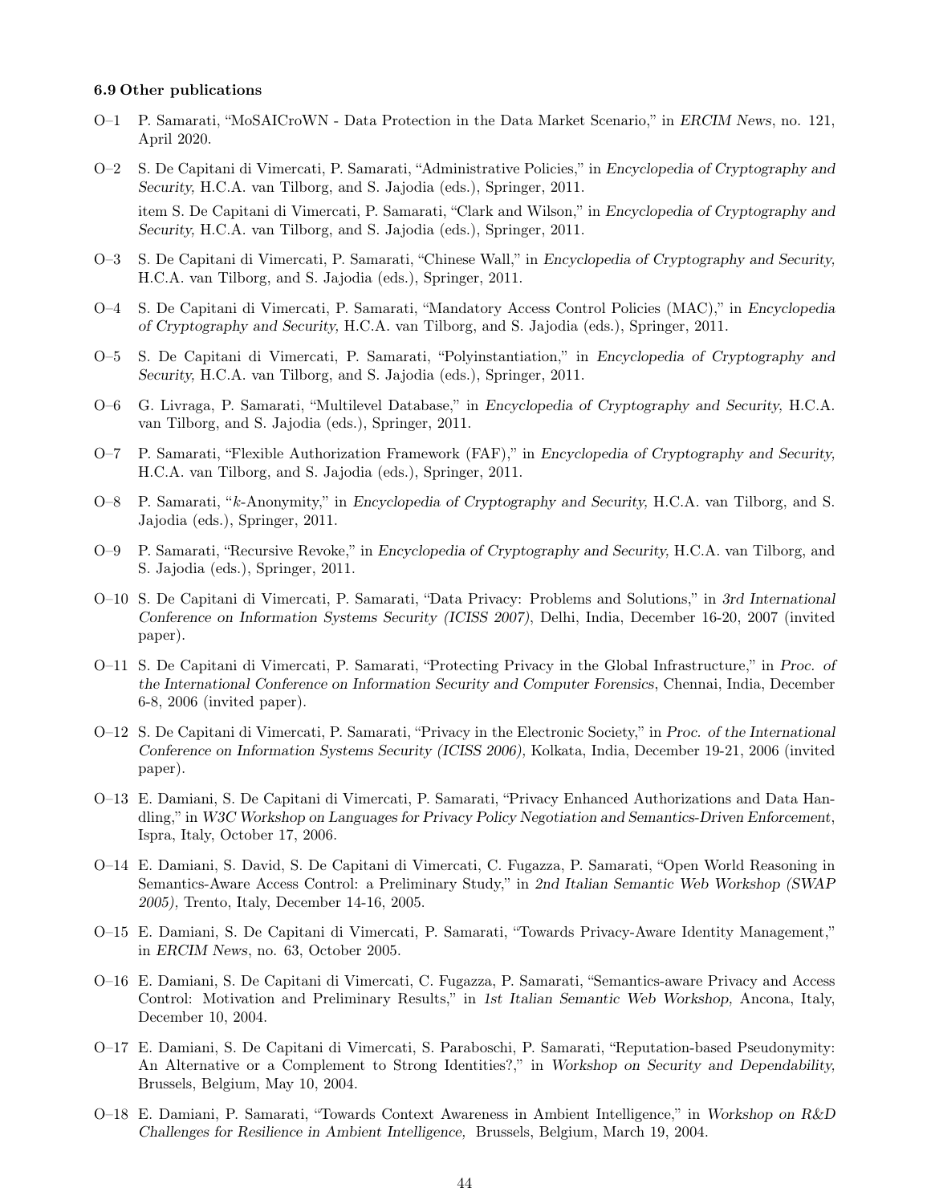### 6.9 Other publications

O–1 P. Samarati, "MoSAICroWN - Data Protection in the Data Market Scenario," in *ERCIM News*, no. 121, April 2020.

O–2 S. De Capitani di Vimercati, P. Samarati, "Administrative Policies," in *Encyclopedia of Cryptography and Security,* H.C.A. van Tilborg, and S. Jajodia (eds.), Springer, 2011.

item S. De Capitani di Vimercati, P. Samarati, "Clark and Wilson," in *Encyclopedia of Cryptography and Security,* H.C.A. van Tilborg, and S. Jajodia (eds.), Springer, 2011.

O–3 S. De Capitani di Vimercati, P. Samarati, "Chinese Wall," in *Encyclopedia of Cryptography and Security,* H.C.A. van Tilborg, and S. Jajodia (eds.), Springer, 2011.

O–4 S. De Capitani di Vimercati, P. Samarati, "Mandatory Access Control Policies (MAC)," in *Encyclopedia of Cryptography and Security,* H.C.A. van Tilborg, and S. Jajodia (eds.), Springer, 2011.

O–5 S. De Capitani di Vimercati, P. Samarati, "Polyinstantiation," in *Encyclopedia of Cryptography and Security,* H.C.A. van Tilborg, and S. Jajodia (eds.), Springer, 2011.

O–6 G. Livraga, P. Samarati, "Multilevel Database," in *Encyclopedia of Cryptography and Security,* H.C.A. van Tilborg, and S. Jajodia (eds.), Springer, 2011.

O–7 P. Samarati, "Flexible Authorization Framework (FAF)," in *Encyclopedia of Cryptography and Security,* H.C.A. van Tilborg, and S. Jajodia (eds.), Springer, 2011.

O–8 P. Samarati, "*k*-Anonymity," in *Encyclopedia of Cryptography and Security,* H.C.A. van Tilborg, and S. Jajodia (eds.), Springer, 2011.

O–9 P. Samarati, "Recursive Revoke," in *Encyclopedia of Cryptography and Security,* H.C.A. van Tilborg, and S. Jajodia (eds.), Springer, 2011.

O–10 S. De Capitani di Vimercati, P. Samarati, "Data Privacy: Problems and Solutions," in *3rd International Conference on Information Systems Security (ICISS 2007)*, Delhi, India, December 16-20, 2007 (invited paper).

O–11 S. De Capitani di Vimercati, P. Samarati, "Protecting Privacy in the Global Infrastructure," in *Proc. of the International Conference on Information Security and Computer Forensics*, Chennai, India, December 6-8, 2006 (invited paper).

O–12 S. De Capitani di Vimercati, P. Samarati, "Privacy in the Electronic Society," in *Proc. of the International Conference on Information Systems Security (ICISS 2006)*, Kolkata, India, December 19-21, 2006 (invited paper).

O–13 E. Damiani, S. De Capitani di Vimercati, P. Samarati, "Privacy Enhanced Authorizations and Data Handling," in *W3C Workshop on Languages for Privacy Policy Negotiation and Semantics-Driven Enforcement*, Ispra, Italy, October 17, 2006.

O–14 E. Damiani, S. David, S. De Capitani di Vimercati, C. Fugazza, P. Samarati, "Open World Reasoning in Semantics-Aware Access Control: a Preliminary Study," in *2nd Italian Semantic Web Workshop (SWAP 2005),* Trento, Italy, December 14-16, 2005.

O–15 E. Damiani, S. De Capitani di Vimercati, P. Samarati, "Towards Privacy-Aware Identity Management," in *ERCIM News*, no. 63, October 2005.

O–16 E. Damiani, S. De Capitani di Vimercati, C. Fugazza, P. Samarati, "Semantics-aware Privacy and Access Control: Motivation and Preliminary Results," in *1st Italian Semantic Web Workshop,* Ancona, Italy, December 10, 2004.

O–17 E. Damiani, S. De Capitani di Vimercati, S. Paraboschi, P. Samarati, "Reputation-based Pseudonymity: An Alternative or a Complement to Strong Identities?," in *Workshop on Security and Dependability,* Brussels, Belgium, May 10, 2004.

O–18 E. Damiani, P. Samarati, "Towards Context Awareness in Ambient Intelligence," in *Workshop on R&D Challenges for Resilience in Ambient Intelligence,* Brussels, Belgium, March 19, 2004.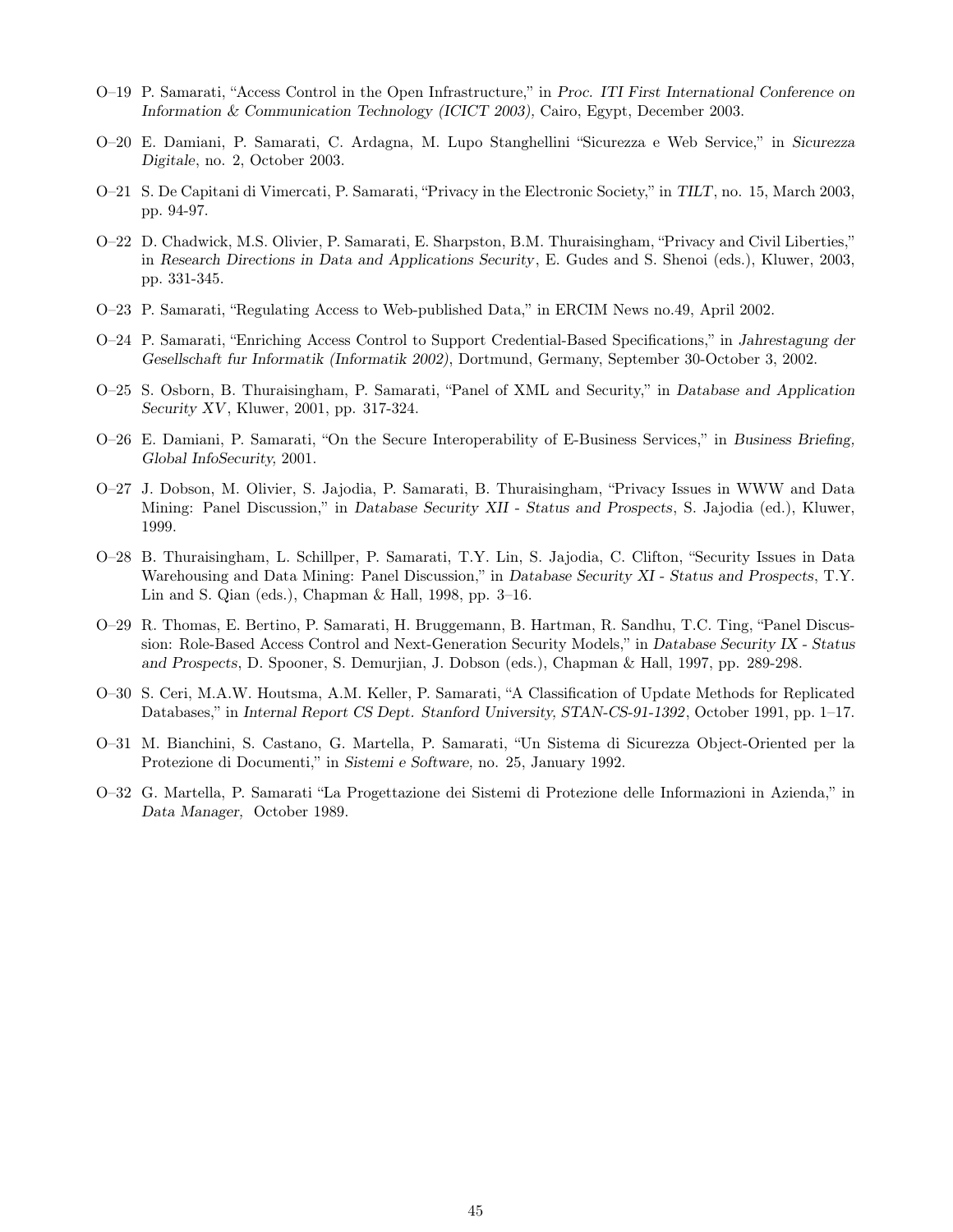O–19 P. Samarati, "Access Control in the Open Infrastructure," in *Proc. ITI First International Conference on Information & Communication Technology (ICICT 2003),* Cairo, Egypt, December 2003.

O–20 E. Damiani, P. Samarati, C. Ardagna, M. Lupo Stanghellini "Sicurezza e Web Service," in *Sicurezza Digitale*, no. 2, October 2003.

O–21 S. De Capitani di Vimercati, P. Samarati, "Privacy in the Electronic Society," in *TILT*, no. 15, March 2003, pp. 94-97.

O–22 D. Chadwick, M.S. Olivier, P. Samarati, E. Sharpston, B.M. Thuraisingham, "Privacy and Civil Liberties," in *Research Directions in Data and Applications Security*, E. Gudes and S. Shenoi (eds.), Kluwer, 2003, pp. 331-345.

O–23 P. Samarati, "Regulating Access to Web-published Data," in ERCIM News no.49, April 2002.

O–24 P. Samarati, "Enriching Access Control to Support Credential-Based Specifications," in *Jahrestagung der Gesellschaft fur Informatik (Informatik 2002)*, Dortmund, Germany, September 30-October 3, 2002.

O–25 S. Osborn, B. Thuraisingham, P. Samarati, "Panel of XML and Security," in *Database and Application Security XV*, Kluwer, 2001, pp. 317-324.

O–26 E. Damiani, P. Samarati, "On the Secure Interoperability of E-Business Services," in *Business Briefing, Global InfoSecurity,* 2001.

O–27 J. Dobson, M. Olivier, S. Jajodia, P. Samarati, B. Thuraisingham, "Privacy Issues in WWW and Data Mining: Panel Discussion," in *Database Security XII - Status and Prospects*, S. Jajodia (ed.), Kluwer, 1999.

O–28 B. Thuraisingham, L. Schillper, P. Samarati, T.Y. Lin, S. Jajodia, C. Clifton, "Security Issues in Data Warehousing and Data Mining: Panel Discussion," in *Database Security XI - Status and Prospects*, T.Y. Lin and S. Qian (eds.), Chapman & Hall, 1998, pp. 3–16.

O–29 R. Thomas, E. Bertino, P. Samarati, H. Bruggemann, B. Hartman, R. Sandhu, T.C. Ting, "Panel Discussion: Role-Based Access Control and Next-Generation Security Models," in *Database Security IX - Status and Prospects*, D. Spooner, S. Demurjian, J. Dobson (eds.), Chapman & Hall, 1997, pp. 289-298.

O–30 S. Ceri, M.A.W. Houtsma, A.M. Keller, P. Samarati, "A Classification of Update Methods for Replicated Databases," in *Internal Report CS Dept. Stanford University, STAN-CS-91-1392*, October 1991, pp. 1–17.

O–31 M. Bianchini, S. Castano, G. Martella, P. Samarati, "Un Sistema di Sicurezza Object-Oriented per la Protezione di Documenti," in *Sistemi e Software,* no. 25, January 1992.

O–32 G. Martella, P. Samarati "La Progettazione dei Sistemi di Protezione delle Informazioni in Azienda," in *Data Manager,* October 1989.